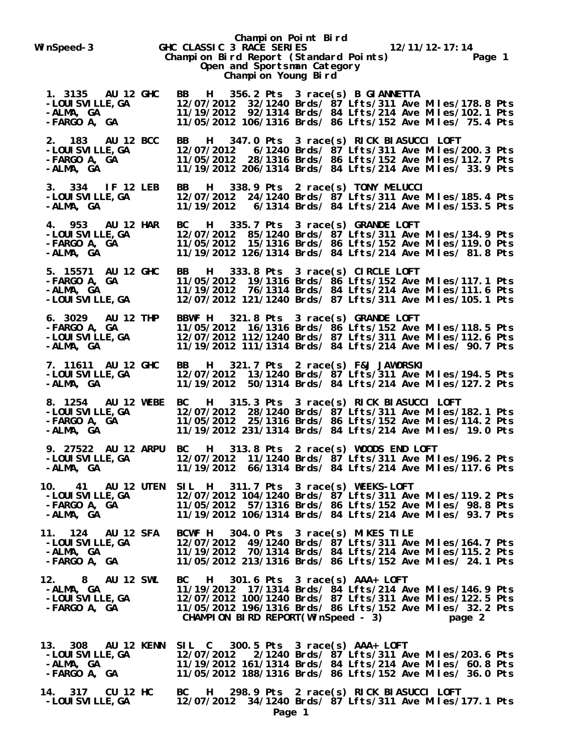# Champion Point Bird

WinSpeed-3 GHC CLASSIC 3 RACE SERIES 12/11/12-17:14

## Champion Bird Report (Standard Points)

### Open and Sportsman Category

### Champion Young Bird

```
 1. 3135   AU 12 GHC   BB   H  356.2 Pts  3 race(s) B GIANNETTA
 -LOUISVILLE,GA        12/07/2012  32/1240 Brds/ 87 Lfts/311 Ave Miles/178.8 Pts
 -ALMA, GA             11/19/2012  92/1314 Brds/ 84 Lfts/214 Ave Miles/102.1 Pts
 -FARGO A, GA          11/05/2012 106/1316 Brds/ 86 Lfts/152 Ave Miles/ 75.4 Pts

 2. 183    AU 12 BCC   BB   H  347.0 Pts  3 race(s) RICK BIASUCCI LOFT
 -LOUISVILLE,GA        12/07/2012   6/1240 Brds/ 87 Lfts/311 Ave Miles/200.3 Pts
 -FARGO A, GA          11/05/2012  28/1316 Brds/ 86 Lfts/152 Ave Miles/112.7 Pts
 -ALMA, GA             11/19/2012 206/1314 Brds/ 84 Lfts/214 Ave Miles/ 33.9 Pts

 3. 334    IF 12 LEB   BB   H  338.9 Pts  2 race(s) TONY MELUCCI
 -LOUISVILLE,GA        12/07/2012  24/1240 Brds/ 87 Lfts/311 Ave Miles/185.4 Pts
 -ALMA, GA             11/19/2012   6/1314 Brds/ 84 Lfts/214 Ave Miles/153.5 Pts

 4. 953    AU 12 HAR   BC   H  335.7 Pts  3 race(s) GRANDE LOFT
 -LOUISVILLE,GA        12/07/2012  85/1240 Brds/ 87 Lfts/311 Ave Miles/134.9 Pts
 -FARGO A, GA          11/05/2012  15/1316 Brds/ 86 Lfts/152 Ave Miles/119.0 Pts
 -ALMA, GA             11/19/2012 126/1314 Brds/ 84 Lfts/214 Ave Miles/ 81.8 Pts

 5. 15571  AU 12 GHC   BB   H  333.8 Pts  3 race(s) CIRCLE LOFT
 -FARGO A, GA          11/05/2012  19/1316 Brds/ 86 Lfts/152 Ave Miles/117.1 Pts
 -ALMA, GA             11/19/2012  76/1314 Brds/ 84 Lfts/214 Ave Miles/111.6 Pts
 -LOUISVILLE,GA        12/07/2012 121/1240 Brds/ 87 Lfts/311 Ave Miles/105.1 Pts

 6. 3029   AU 12 THP   BBWF H  321.8 Pts  3 race(s) GRANDE LOFT
 -FARGO A, GA          11/05/2012  16/1316 Brds/ 86 Lfts/152 Ave Miles/118.5 Pts
 -LOUISVILLE,GA        12/07/2012 112/1240 Brds/ 87 Lfts/311 Ave Miles/112.6 Pts
 -ALMA, GA             11/19/2012 111/1314 Brds/ 84 Lfts/214 Ave Miles/ 90.7 Pts

 7. 11611  AU 12 GHC   BB   H  321.7 Pts  2 race(s) F&J JAWORSKI
 -LOUISVILLE,GA        12/07/2012  13/1240 Brds/ 87 Lfts/311 Ave Miles/194.5 Pts
 -ALMA, GA             11/19/2012  50/1314 Brds/ 84 Lfts/214 Ave Miles/127.2 Pts

 8. 1254   AU 12 WEBE  BC   H  315.3 Pts  3 race(s) RICK BIASUCCI LOFT
 -LOUISVILLE,GA        12/07/2012  28/1240 Brds/ 87 Lfts/311 Ave Miles/182.1 Pts
 -FARGO A, GA          11/05/2012  25/1316 Brds/ 86 Lfts/152 Ave Miles/114.2 Pts
 -ALMA, GA             11/19/2012 231/1314 Brds/ 84 Lfts/214 Ave Miles/ 19.0 Pts

 9. 27522  AU 12 ARPU  BC   H  313.8 Pts  2 race(s) WOODS END LOFT
 -LOUISVILLE,GA        12/07/2012  11/1240 Brds/ 87 Lfts/311 Ave Miles/196.2 Pts
 -ALMA, GA             11/19/2012  66/1314 Brds/ 84 Lfts/214 Ave Miles/117.6 Pts

10.    41  AU 12 UTEN  SIL  H  311.7 Pts  3 race(s) WEEKS-LOFT
 -LOUISVILLE,GA        12/07/2012 104/1240 Brds/ 87 Lfts/311 Ave Miles/119.2 Pts
 -FARGO A, GA          11/05/2012  57/1316 Brds/ 86 Lfts/152 Ave Miles/ 98.8 Pts
 -ALMA, GA             11/19/2012 106/1314 Brds/ 84 Lfts/214 Ave Miles/ 93.7 Pts

11. 124    AU 12 SFA   BCWF H  304.0 Pts  3 race(s) MIKES TILE
 -LOUISVILLE,GA        12/07/2012  49/1240 Brds/ 87 Lfts/311 Ave Miles/164.7 Pts
 -ALMA, GA             11/19/2012  70/1314 Brds/ 84 Lfts/214 Ave Miles/115.2 Pts
 -FARGO A, GA          11/05/2012 213/1316 Brds/ 86 Lfts/152 Ave Miles/ 24.1 Pts

12.     8  AU 12 SWL   BC   H  301.6 Pts  3 race(s) AAA+ LOFT
 -ALMA, GA             11/19/2012  17/1314 Brds/ 84 Lfts/214 Ave Miles/146.9 Pts
 -LOUISVILLE,GA        12/07/2012 100/1240 Brds/ 87 Lfts/311 Ave Miles/122.5 Pts
 -FARGO A, GA          11/05/2012 196/1316 Brds/ 86 Lfts/152 Ave Miles/ 32.2 Pts
```

CHAMPION BIRD REPORT(WinSpeed - 3) page 2

```
13.  308   AU 12 KENN  SIL  C  300.5 Pts  3 race(s) AAA+ LOFT
 -LOUISVILLE,GA        12/07/2012   2/1240 Brds/ 87 Lfts/311 Ave Miles/203.6 Pts
 -ALMA, GA             11/19/2012 161/1314 Brds/ 84 Lfts/214 Ave Miles/ 60.8 Pts
 -FARGO A, GA          11/05/2012 188/1316 Brds/ 86 Lfts/152 Ave Miles/ 36.0 Pts

14.  317   CU 12 HC    BC   H  298.9 Pts  2 race(s) RICK BIASUCCI LOFT
 -LOUISVILLE,GA        12/07/2012  34/1240 Brds/ 87 Lfts/311 Ave Miles/177.1 Pts
```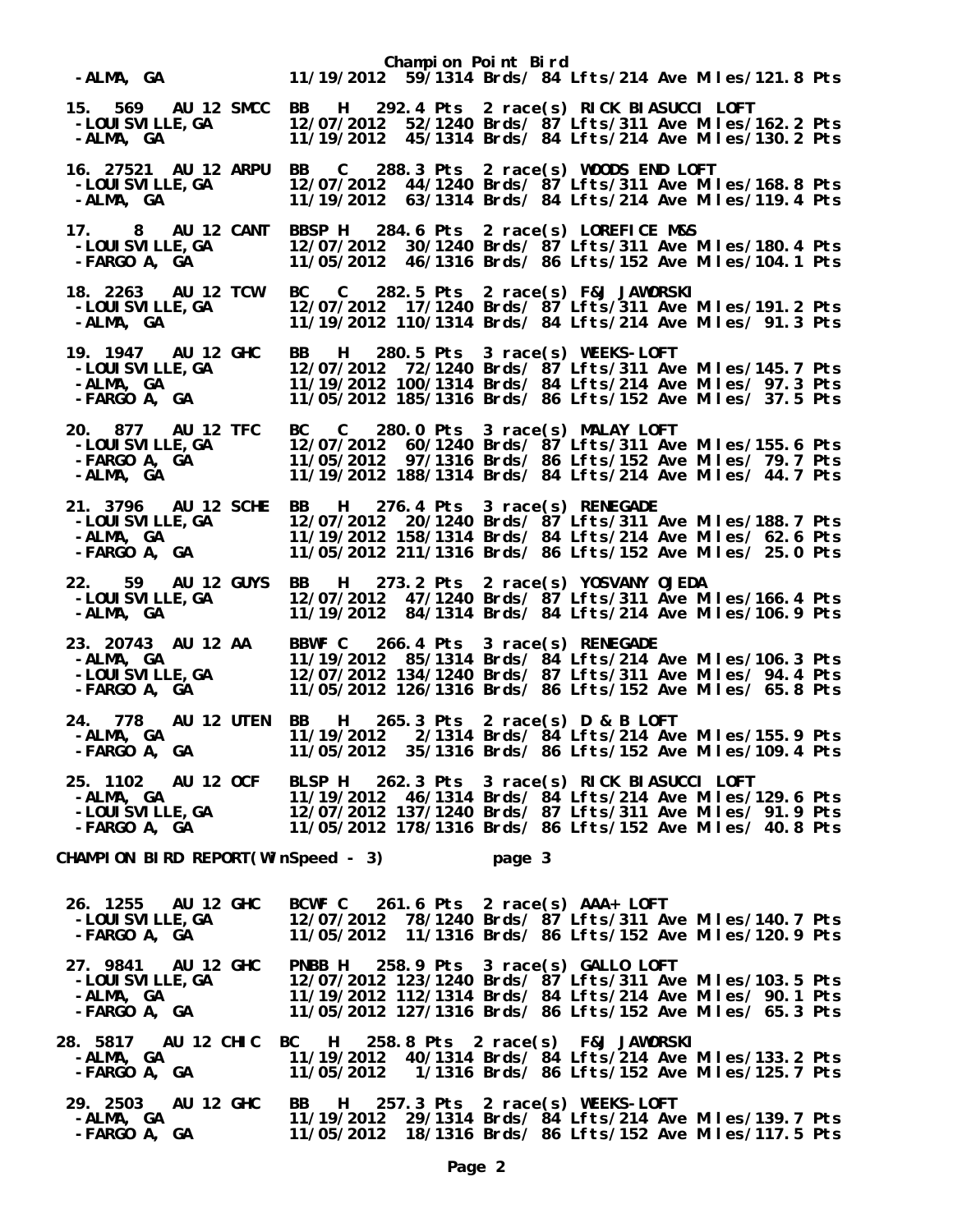Champion Point Bird

-ALMA, GA 11/19/2012 59/1314 Brds/ 84 Lfts/214 Ave Miles/121.8 Pts

```
15. 569   AU 12 SMCC  BB   H   292.4 Pts  2 race(s) RICK BIASUCCI LOFT
 -LOUISVILLE,GA        12/07/2012  52/1240 Brds/ 87 Lfts/311 Ave Miles/162.2 Pts
 -ALMA, GA             11/19/2012  45/1314 Brds/ 84 Lfts/214 Ave Miles/130.2 Pts

16. 27521 AU 12 ARPU  BB   C   288.3 Pts  2 race(s) WOODS END LOFT
 -LOUISVILLE,GA        12/07/2012  44/1240 Brds/ 87 Lfts/311 Ave Miles/168.8 Pts
 -ALMA, GA             11/19/2012  63/1314 Brds/ 84 Lfts/214 Ave Miles/119.4 Pts

17.   8   AU 12 CANT  BBSP H   284.6 Pts  2 race(s) LOREFICE M&S
 -LOUISVILLE,GA        12/07/2012  30/1240 Brds/ 87 Lfts/311 Ave Miles/180.4 Pts
 -FARGO A, GA          11/05/2012  46/1316 Brds/ 86 Lfts/152 Ave Miles/104.1 Pts

18. 2263  AU 12 TCW   BC   C   282.5 Pts  2 race(s) F&J JAWORSKI
 -LOUISVILLE,GA        12/07/2012  17/1240 Brds/ 87 Lfts/311 Ave Miles/191.2 Pts
 -ALMA, GA             11/19/2012 110/1314 Brds/ 84 Lfts/214 Ave Miles/ 91.3 Pts

19. 1947  AU 12 GHC   BB   H   280.5 Pts  3 race(s) WEEKS-LOFT
 -LOUISVILLE,GA        12/07/2012  72/1240 Brds/ 87 Lfts/311 Ave Miles/145.7 Pts
 -ALMA, GA             11/19/2012 100/1314 Brds/ 84 Lfts/214 Ave Miles/ 97.3 Pts
 -FARGO A, GA          11/05/2012 185/1316 Brds/ 86 Lfts/152 Ave Miles/ 37.5 Pts

20. 877   AU 12 TFC   BC   C   280.0 Pts  3 race(s) MALAY LOFT
 -LOUISVILLE,GA        12/07/2012  60/1240 Brds/ 87 Lfts/311 Ave Miles/155.6 Pts
 -FARGO A, GA          11/05/2012  97/1316 Brds/ 86 Lfts/152 Ave Miles/ 79.7 Pts
 -ALMA, GA             11/19/2012 188/1314 Brds/ 84 Lfts/214 Ave Miles/ 44.7 Pts

21. 3796  AU 12 SCHE  BB   H   276.4 Pts  3 race(s) RENEGADE
 -LOUISVILLE,GA        12/07/2012  20/1240 Brds/ 87 Lfts/311 Ave Miles/188.7 Pts
 -ALMA, GA             11/19/2012 158/1314 Brds/ 84 Lfts/214 Ave Miles/ 62.6 Pts
 -FARGO A, GA          11/05/2012 211/1316 Brds/ 86 Lfts/152 Ave Miles/ 25.0 Pts

22.  59   AU 12 GUYS  BB   H   273.2 Pts  2 race(s) YOSVANY OJEDA
 -LOUISVILLE,GA        12/07/2012  47/1240 Brds/ 87 Lfts/311 Ave Miles/166.4 Pts
 -ALMA, GA             11/19/2012  84/1314 Brds/ 84 Lfts/214 Ave Miles/106.9 Pts

23. 20743 AU 12 AA    BBWF C   266.4 Pts  3 race(s) RENEGADE
 -ALMA, GA             11/19/2012  85/1314 Brds/ 84 Lfts/214 Ave Miles/106.3 Pts
 -LOUISVILLE,GA        12/07/2012 134/1240 Brds/ 87 Lfts/311 Ave Miles/ 94.4 Pts
 -FARGO A, GA          11/05/2012 126/1316 Brds/ 86 Lfts/152 Ave Miles/ 65.8 Pts

24. 778   AU 12 UTEN  BB   H   265.3 Pts  2 race(s) D & B LOFT
 -ALMA, GA             11/19/2012   2/1314 Brds/ 84 Lfts/214 Ave Miles/155.9 Pts
 -FARGO A, GA          11/05/2012  35/1316 Brds/ 86 Lfts/152 Ave Miles/109.4 Pts

25. 1102  AU 12 OCF   BLSP H   262.3 Pts  3 race(s) RICK BIASUCCI LOFT
 -ALMA, GA             11/19/2012  46/1314 Brds/ 84 Lfts/214 Ave Miles/129.6 Pts
 -LOUISVILLE,GA        12/07/2012 137/1240 Brds/ 87 Lfts/311 Ave Miles/ 91.9 Pts
 -FARGO A, GA          11/05/2012 178/1316 Brds/ 86 Lfts/152 Ave Miles/ 40.8 Pts
```

CHAMPION BIRD REPORT(WinSpeed - 3)            page 3

```
26. 1255  AU 12 GHC   BCWF C   261.6 Pts  2 race(s) AAA+ LOFT
 -LOUISVILLE,GA        12/07/2012  78/1240 Brds/ 87 Lfts/311 Ave Miles/140.7 Pts
 -FARGO A, GA          11/05/2012  11/1316 Brds/ 86 Lfts/152 Ave Miles/120.9 Pts

27. 9841  AU 12 GHC   PNBB H   258.9 Pts  3 race(s) GALLO LOFT
 -LOUISVILLE,GA        12/07/2012 123/1240 Brds/ 87 Lfts/311 Ave Miles/103.5 Pts
 -ALMA, GA             11/19/2012 112/1314 Brds/ 84 Lfts/214 Ave Miles/ 90.1 Pts
 -FARGO A, GA          11/05/2012 127/1316 Brds/ 86 Lfts/152 Ave Miles/ 65.3 Pts

28. 5817  AU 12 CHIC  BC   H   258.8 Pts  2 race(s)  F&J JAWORSKI
 -ALMA, GA             11/19/2012  40/1314 Brds/ 84 Lfts/214 Ave Miles/133.2 Pts
 -FARGO A, GA          11/05/2012   1/1316 Brds/ 86 Lfts/152 Ave Miles/125.7 Pts

29. 2503  AU 12 GHC   BB   H   257.3 Pts  2 race(s) WEEKS-LOFT
 -ALMA, GA             11/19/2012  29/1314 Brds/ 84 Lfts/214 Ave Miles/139.7 Pts
 -FARGO A, GA          11/05/2012  18/1316 Brds/ 86 Lfts/152 Ave Miles/117.5 Pts
```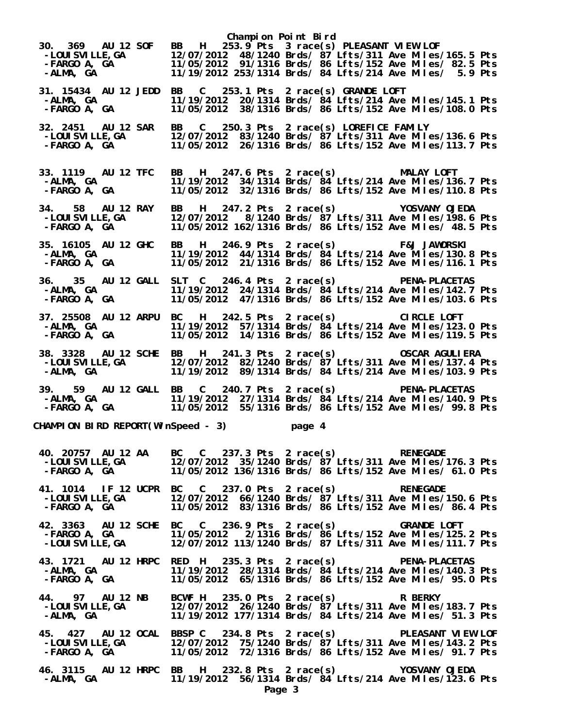## Champion Point Bird

```
30. 369   AU 12 SOF   BB   H   253.9 Pts  3 race(s) PLEASANT VIEW LOF
 -LOUISVILLE,GA        12/07/2012  48/1240 Brds/ 87 Lfts/311 Ave Miles/165.5 Pts
 -FARGO A, GA          11/05/2012  91/1316 Brds/ 86 Lfts/152 Ave Miles/ 82.5 Pts
 -ALMA, GA             11/19/2012 253/1314 Brds/ 84 Lfts/214 Ave Miles/  5.9 Pts

31. 15434  AU 12 JEDD  BB   C   253.1 Pts  2 race(s) GRANDE LOFT
 -ALMA, GA             11/19/2012  20/1314 Brds/ 84 Lfts/214 Ave Miles/145.1 Pts
 -FARGO A, GA          11/05/2012  38/1316 Brds/ 86 Lfts/152 Ave Miles/108.0 Pts

32. 2451   AU 12 SAR   BB   C   250.3 Pts  2 race(s) LOREFICE FAMILY
 -LOUISVILLE,GA        12/07/2012  83/1240 Brds/ 87 Lfts/311 Ave Miles/136.6 Pts
 -FARGO A, GA          11/05/2012  26/1316 Brds/ 86 Lfts/152 Ave Miles/113.7 Pts

33. 1119   AU 12 TFC   BB   H   247.6 Pts  2 race(s)          MALAY LOFT
 -ALMA, GA             11/19/2012  34/1314 Brds/ 84 Lfts/214 Ave Miles/136.7 Pts
 -FARGO A, GA          11/05/2012  32/1316 Brds/ 86 Lfts/152 Ave Miles/110.8 Pts

34.   58   AU 12 RAY   BB   H   247.2 Pts  2 race(s)          YOSVANY OJEDA
 -LOUISVILLE,GA        12/07/2012   8/1240 Brds/ 87 Lfts/311 Ave Miles/198.6 Pts
 -FARGO A, GA          11/05/2012 162/1316 Brds/ 86 Lfts/152 Ave Miles/ 48.5 Pts

35. 16105  AU 12 GHC   BB   H   246.9 Pts  2 race(s)          F&J JAWORSKI
 -ALMA, GA             11/19/2012  44/1314 Brds/ 84 Lfts/214 Ave Miles/130.8 Pts
 -FARGO A, GA          11/05/2012  21/1316 Brds/ 86 Lfts/152 Ave Miles/116.1 Pts

36.   35   AU 12 GALL  SLT  C   246.4 Pts  2 race(s)          PENA-PLACETAS
 -ALMA, GA             11/19/2012  24/1314 Brds/ 84 Lfts/214 Ave Miles/142.7 Pts
 -FARGO A, GA          11/05/2012  47/1316 Brds/ 86 Lfts/152 Ave Miles/103.6 Pts

37. 25508  AU 12 ARPU  BC   H   242.5 Pts  2 race(s)          CIRCLE LOFT
 -ALMA, GA             11/19/2012  57/1314 Brds/ 84 Lfts/214 Ave Miles/123.0 Pts
 -FARGO A, GA          11/05/2012  14/1316 Brds/ 86 Lfts/152 Ave Miles/119.5 Pts

38. 3328   AU 12 SCHE  BB   H   241.3 Pts  2 race(s)          OSCAR AGULIERA
 -LOUISVILLE,GA        12/07/2012  82/1240 Brds/ 87 Lfts/311 Ave Miles/137.4 Pts
 -ALMA, GA             11/19/2012  89/1314 Brds/ 84 Lfts/214 Ave Miles/103.9 Pts

39.   59   AU 12 GALL  BB   C   240.7 Pts  2 race(s)          PENA-PLACETAS
 -ALMA, GA             11/19/2012  27/1314 Brds/ 84 Lfts/214 Ave Miles/140.9 Pts
 -FARGO A, GA          11/05/2012  55/1316 Brds/ 86 Lfts/152 Ave Miles/ 99.8 Pts
```

CHAMPION BIRD REPORT(WinSpeed - 3)          page 4

```
40. 20757  AU 12 AA    BC   C   237.3 Pts  2 race(s)          RENEGADE
 -LOUISVILLE,GA        12/07/2012  35/1240 Brds/ 87 Lfts/311 Ave Miles/176.3 Pts
 -FARGO A, GA          11/05/2012 136/1316 Brds/ 86 Lfts/152 Ave Miles/ 61.0 Pts

41. 1014   IF 12 UCPR  BC   C   237.0 Pts  2 race(s)          RENEGADE
 -LOUISVILLE,GA        12/07/2012  66/1240 Brds/ 87 Lfts/311 Ave Miles/150.6 Pts
 -FARGO A, GA          11/05/2012  83/1316 Brds/ 86 Lfts/152 Ave Miles/ 86.4 Pts

42. 3363   AU 12 SCHE  BC   C   236.9 Pts  2 race(s)          GRANDE LOFT
 -FARGO A, GA          11/05/2012   2/1316 Brds/ 86 Lfts/152 Ave Miles/125.2 Pts
 -LOUISVILLE,GA        12/07/2012 113/1240 Brds/ 87 Lfts/311 Ave Miles/111.7 Pts

43. 1721   AU 12 HRPC  RED  H   235.3 Pts  2 race(s)          PENA-PLACETAS
 -ALMA, GA             11/19/2012  28/1314 Brds/ 84 Lfts/214 Ave Miles/140.3 Pts
 -FARGO A, GA          11/05/2012  65/1316 Brds/ 86 Lfts/152 Ave Miles/ 95.0 Pts

44.   97   AU 12 NB    BCWF H   235.0 Pts  2 race(s)          R BERKY
 -LOUISVILLE,GA        12/07/2012  26/1240 Brds/ 87 Lfts/311 Ave Miles/183.7 Pts
 -ALMA, GA             11/19/2012 177/1314 Brds/ 84 Lfts/214 Ave Miles/ 51.3 Pts

45. 427    AU 12 OCAL  BBSP C   234.8 Pts  2 race(s)          PLEASANT VIEW LOF
 -LOUISVILLE,GA        12/07/2012  75/1240 Brds/ 87 Lfts/311 Ave Miles/143.2 Pts
 -FARGO A, GA          11/05/2012  72/1316 Brds/ 86 Lfts/152 Ave Miles/ 91.7 Pts

46. 3115   AU 12 HRPC  BB   H   232.8 Pts  2 race(s)          YOSVANY OJEDA
 -ALMA, GA             11/19/2012  56/1314 Brds/ 84 Lfts/214 Ave Miles/123.6 Pts
```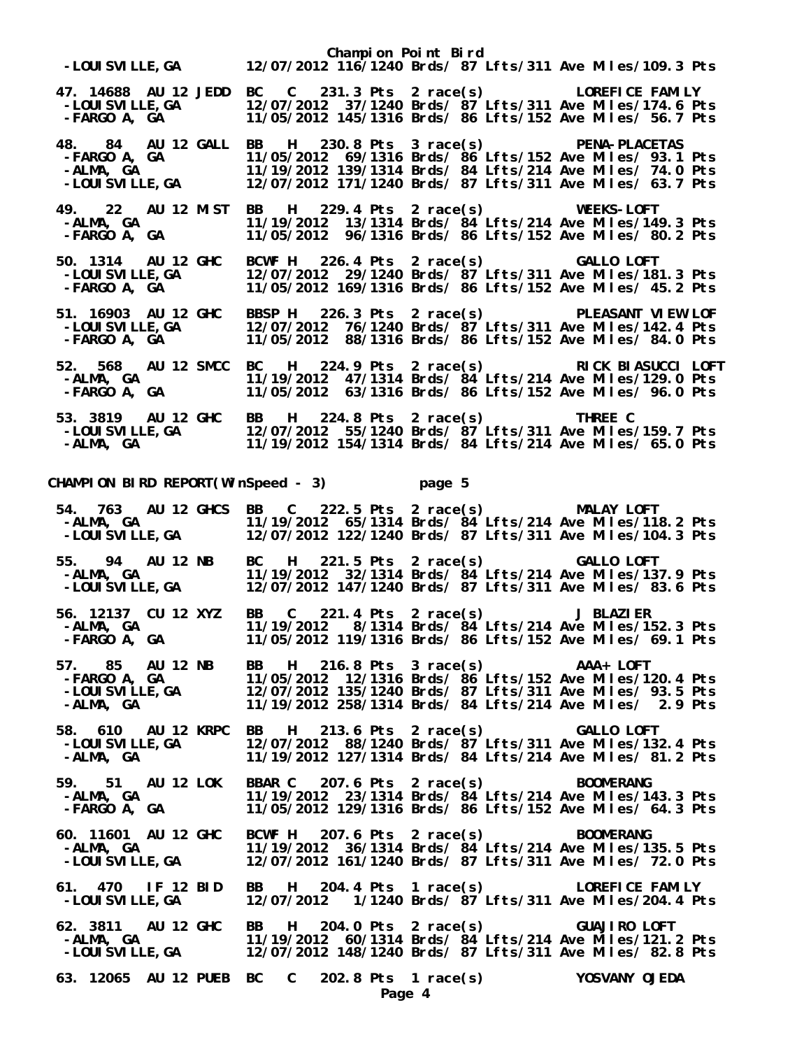Champion Point Bird

```
 -LOUISVILLE,GA       12/07/2012 116/1240 Brds/ 87 Lfts/311 Ave Miles/109.3 Pts

 47. 14688  AU 12 JEDD  BC   C   231.3 Pts  2 race(s)          LOREFICE FAMILY
 -LOUISVILLE,GA       12/07/2012  37/1240 Brds/ 87 Lfts/311 Ave Miles/174.6 Pts
 -FARGO A, GA         11/05/2012 145/1316 Brds/ 86 Lfts/152 Ave Miles/ 56.7 Pts

 48.  84   AU 12 GALL  BB   H   230.8 Pts  3 race(s)          PENA-PLACETAS
 -FARGO A, GA         11/05/2012  69/1316 Brds/ 86 Lfts/152 Ave Miles/ 93.1 Pts
 -ALMA, GA            11/19/2012 139/1314 Brds/ 84 Lfts/214 Ave Miles/ 74.0 Pts
 -LOUISVILLE,GA       12/07/2012 171/1240 Brds/ 87 Lfts/311 Ave Miles/ 63.7 Pts

 49.  22   AU 12 MIST  BB   H   229.4 Pts  2 race(s)          WEEKS-LOFT
 -ALMA, GA            11/19/2012  13/1314 Brds/ 84 Lfts/214 Ave Miles/149.3 Pts
 -FARGO A, GA         11/05/2012  96/1316 Brds/ 86 Lfts/152 Ave Miles/ 80.2 Pts

 50. 1314  AU 12 GHC   BCWF H   226.4 Pts  2 race(s)          GALLO LOFT
 -LOUISVILLE,GA       12/07/2012  29/1240 Brds/ 87 Lfts/311 Ave Miles/181.3 Pts
 -FARGO A, GA         11/05/2012 169/1316 Brds/ 86 Lfts/152 Ave Miles/ 45.2 Pts

 51. 16903  AU 12 GHC   BBSP H   226.3 Pts  2 race(s)          PLEASANT VIEW LOF
 -LOUISVILLE,GA       12/07/2012  76/1240 Brds/ 87 Lfts/311 Ave Miles/142.4 Pts
 -FARGO A, GA         11/05/2012  88/1316 Brds/ 86 Lfts/152 Ave Miles/ 84.0 Pts

 52.  568   AU 12 SMCC  BC   H   224.9 Pts  2 race(s)          RICK BIASUCCI LOFT
 -ALMA, GA            11/19/2012  47/1314 Brds/ 84 Lfts/214 Ave Miles/129.0 Pts
 -FARGO A, GA         11/05/2012  63/1316 Brds/ 86 Lfts/152 Ave Miles/ 96.0 Pts

 53. 3819  AU 12 GHC   BB   H   224.8 Pts  2 race(s)          THREE C
 -LOUISVILLE,GA       12/07/2012  55/1240 Brds/ 87 Lfts/311 Ave Miles/159.7 Pts
 -ALMA, GA            11/19/2012 154/1314 Brds/ 84 Lfts/214 Ave Miles/ 65.0 Pts
```

CHAMPION BIRD REPORT(WinSpeed - 3)          page 5

```
 54.  763   AU 12 GHCS  BB   C   222.5 Pts  2 race(s)          MALAY LOFT
 -ALMA, GA            11/19/2012  65/1314 Brds/ 84 Lfts/214 Ave Miles/118.2 Pts
 -LOUISVILLE,GA       12/07/2012 122/1240 Brds/ 87 Lfts/311 Ave Miles/104.3 Pts

 55.  94   AU 12 NB    BC   H   221.5 Pts  2 race(s)          GALLO LOFT
 -ALMA, GA            11/19/2012  32/1314 Brds/ 84 Lfts/214 Ave Miles/137.9 Pts
 -LOUISVILLE,GA       12/07/2012 147/1240 Brds/ 87 Lfts/311 Ave Miles/ 83.6 Pts

 56. 12137  CU 12 XYZ   BB   C   221.4 Pts  2 race(s)          J BLAZIER
 -ALMA, GA            11/19/2012   8/1314 Brds/ 84 Lfts/214 Ave Miles/152.3 Pts
 -FARGO A, GA         11/05/2012 119/1316 Brds/ 86 Lfts/152 Ave Miles/ 69.1 Pts

 57.  85   AU 12 NB    BB   H   216.8 Pts  3 race(s)          AAA+ LOFT
 -FARGO A, GA         11/05/2012  12/1316 Brds/ 86 Lfts/152 Ave Miles/120.4 Pts
 -LOUISVILLE,GA       12/07/2012 135/1240 Brds/ 87 Lfts/311 Ave Miles/ 93.5 Pts
 -ALMA, GA            11/19/2012 258/1314 Brds/ 84 Lfts/214 Ave Miles/  2.9 Pts

 58.  610   AU 12 KRPC  BB   H   213.6 Pts  2 race(s)          GALLO LOFT
 -LOUISVILLE,GA       12/07/2012  88/1240 Brds/ 87 Lfts/311 Ave Miles/132.4 Pts
 -ALMA, GA            11/19/2012 127/1314 Brds/ 84 Lfts/214 Ave Miles/ 81.2 Pts

 59.  51   AU 12 LOK   BBAR C   207.6 Pts  2 race(s)          BOOMERANG
 -ALMA, GA            11/19/2012  23/1314 Brds/ 84 Lfts/214 Ave Miles/143.3 Pts
 -FARGO A, GA         11/05/2012 129/1316 Brds/ 86 Lfts/152 Ave Miles/ 64.3 Pts

 60. 11601  AU 12 GHC   BCWF H   207.6 Pts  2 race(s)          BOOMERANG
 -ALMA, GA            11/19/2012  36/1314 Brds/ 84 Lfts/214 Ave Miles/135.5 Pts
 -LOUISVILLE,GA       12/07/2012 161/1240 Brds/ 87 Lfts/311 Ave Miles/ 72.0 Pts

 61.  470   IF 12 BID   BB   H   204.4 Pts  1 race(s)          LOREFICE FAMILY
 -LOUISVILLE,GA       12/07/2012   1/1240 Brds/ 87 Lfts/311 Ave Miles/204.4 Pts

 62. 3811  AU 12 GHC   BB   H   204.0 Pts  2 race(s)          GUAJIRO LOFT
 -ALMA, GA            11/19/2012  60/1314 Brds/ 84 Lfts/214 Ave Miles/121.2 Pts
 -LOUISVILLE,GA       12/07/2012 148/1240 Brds/ 87 Lfts/311 Ave Miles/ 82.8 Pts

 63. 12065  AU 12 PUEB  BC   C   202.8 Pts  1 race(s)          YOSVANY OJEDA
```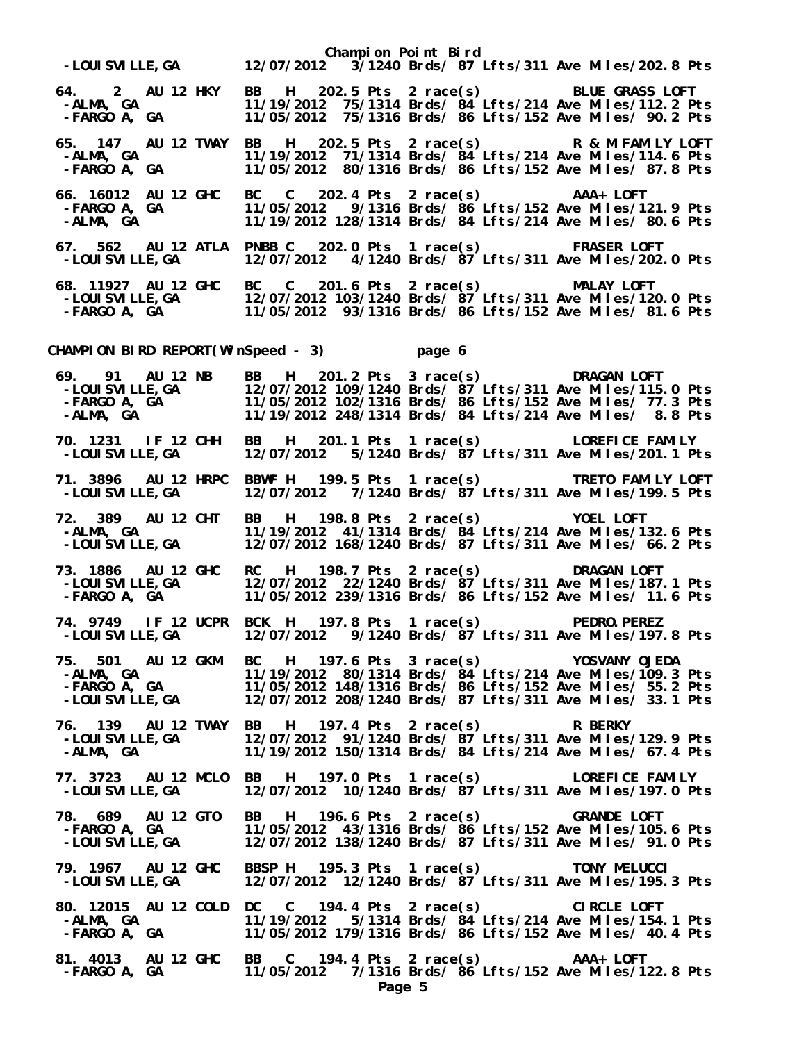Champion Point Bird

-LOUISVILLE,GA 12/07/2012 3/1240 Brds/ 87 Lfts/311 Ave Miles/202.8 Pts

```
64. 2 AU 12 HKY BB H 202.5 Pts 2 race(s) BLUE GRASS LOFT
 -ALMA, GA 11/19/2012 75/1314 Brds/ 84 Lfts/214 Ave Miles/112.2 Pts
 -FARGO A, GA 11/05/2012 75/1316 Brds/ 86 Lfts/152 Ave Miles/ 90.2 Pts

65. 147 AU 12 TWAY BB H 202.5 Pts 2 race(s) R & M FAMILY LOFT
 -ALMA, GA 11/19/2012 71/1314 Brds/ 84 Lfts/214 Ave Miles/114.6 Pts
 -FARGO A, GA 11/05/2012 80/1316 Brds/ 86 Lfts/152 Ave Miles/ 87.8 Pts

66. 16012 AU 12 GHC BC C 202.4 Pts 2 race(s) AAA+ LOFT
 -FARGO A, GA 11/05/2012 9/1316 Brds/ 86 Lfts/152 Ave Miles/121.9 Pts
 -ALMA, GA 11/19/2012 128/1314 Brds/ 84 Lfts/214 Ave Miles/ 80.6 Pts

67. 562 AU 12 ATLA PNBB C 202.0 Pts 1 race(s) FRASER LOFT
 -LOUISVILLE,GA 12/07/2012 4/1240 Brds/ 87 Lfts/311 Ave Miles/202.0 Pts

68. 11927 AU 12 GHC BC C 201.6 Pts 2 race(s) MALAY LOFT
 -LOUISVILLE,GA 12/07/2012 103/1240 Brds/ 87 Lfts/311 Ave Miles/120.0 Pts
 -FARGO A, GA 11/05/2012 93/1316 Brds/ 86 Lfts/152 Ave Miles/ 81.6 Pts
```

CHAMPION BIRD REPORT(WinSpeed - 3) page 6

```
69. 91 AU 12 NB BB H 201.2 Pts 3 race(s) DRAGAN LOFT
 -LOUISVILLE,GA 12/07/2012 109/1240 Brds/ 87 Lfts/311 Ave Miles/115.0 Pts
 -FARGO A, GA 11/05/2012 102/1316 Brds/ 86 Lfts/152 Ave Miles/ 77.3 Pts
 -ALMA, GA 11/19/2012 248/1314 Brds/ 84 Lfts/214 Ave Miles/ 8.8 Pts

70. 1231 IF 12 CHH BB H 201.1 Pts 1 race(s) LOREFICE FAMILY
 -LOUISVILLE,GA 12/07/2012 5/1240 Brds/ 87 Lfts/311 Ave Miles/201.1 Pts

71. 3896 AU 12 HRPC BBWF H 199.5 Pts 1 race(s) TRETO FAMILY LOFT
 -LOUISVILLE,GA 12/07/2012 7/1240 Brds/ 87 Lfts/311 Ave Miles/199.5 Pts

72. 389 AU 12 CHT BB H 198.8 Pts 2 race(s) YOEL LOFT
 -ALMA, GA 11/19/2012 41/1314 Brds/ 84 Lfts/214 Ave Miles/132.6 Pts
 -LOUISVILLE,GA 12/07/2012 168/1240 Brds/ 87 Lfts/311 Ave Miles/ 66.2 Pts

73. 1886 AU 12 GHC RC H 198.7 Pts 2 race(s) DRAGAN LOFT
 -LOUISVILLE,GA 12/07/2012 22/1240 Brds/ 87 Lfts/311 Ave Miles/187.1 Pts
 -FARGO A, GA 11/05/2012 239/1316 Brds/ 86 Lfts/152 Ave Miles/ 11.6 Pts

74. 9749 IF 12 UCPR BCK H 197.8 Pts 1 race(s) PEDRO.PEREZ
 -LOUISVILLE,GA 12/07/2012 9/1240 Brds/ 87 Lfts/311 Ave Miles/197.8 Pts

75. 501 AU 12 GKM BC H 197.6 Pts 3 race(s) YOSVANY OJEDA
 -ALMA, GA 11/19/2012 80/1314 Brds/ 84 Lfts/214 Ave Miles/109.3 Pts
 -FARGO A, GA 11/05/2012 148/1316 Brds/ 86 Lfts/152 Ave Miles/ 55.2 Pts
 -LOUISVILLE,GA 12/07/2012 208/1240 Brds/ 87 Lfts/311 Ave Miles/ 33.1 Pts

76. 139 AU 12 TWAY BB H 197.4 Pts 2 race(s) R BERKY
 -LOUISVILLE,GA 12/07/2012 91/1240 Brds/ 87 Lfts/311 Ave Miles/129.9 Pts
 -ALMA, GA 11/19/2012 150/1314 Brds/ 84 Lfts/214 Ave Miles/ 67.4 Pts

77. 3723 AU 12 MCLO BB H 197.0 Pts 1 race(s) LOREFICE FAMILY
 -LOUISVILLE,GA 12/07/2012 10/1240 Brds/ 87 Lfts/311 Ave Miles/197.0 Pts

78. 689 AU 12 GTO BB H 196.6 Pts 2 race(s) GRANDE LOFT
 -FARGO A, GA 11/05/2012 43/1316 Brds/ 86 Lfts/152 Ave Miles/105.6 Pts
 -LOUISVILLE,GA 12/07/2012 138/1240 Brds/ 87 Lfts/311 Ave Miles/ 91.0 Pts

79. 1967 AU 12 GHC BBSP H 195.3 Pts 1 race(s) TONY MELUCCI
 -LOUISVILLE,GA 12/07/2012 12/1240 Brds/ 87 Lfts/311 Ave Miles/195.3 Pts

80. 12015 AU 12 COLD DC C 194.4 Pts 2 race(s) CIRCLE LOFT
 -ALMA, GA 11/19/2012 5/1314 Brds/ 84 Lfts/214 Ave Miles/154.1 Pts
 -FARGO A, GA 11/05/2012 179/1316 Brds/ 86 Lfts/152 Ave Miles/ 40.4 Pts

81. 4013 AU 12 GHC BB C 194.4 Pts 2 race(s) AAA+ LOFT
 -FARGO A, GA 11/05/2012 7/1316 Brds/ 86 Lfts/152 Ave Miles/122.8 Pts
```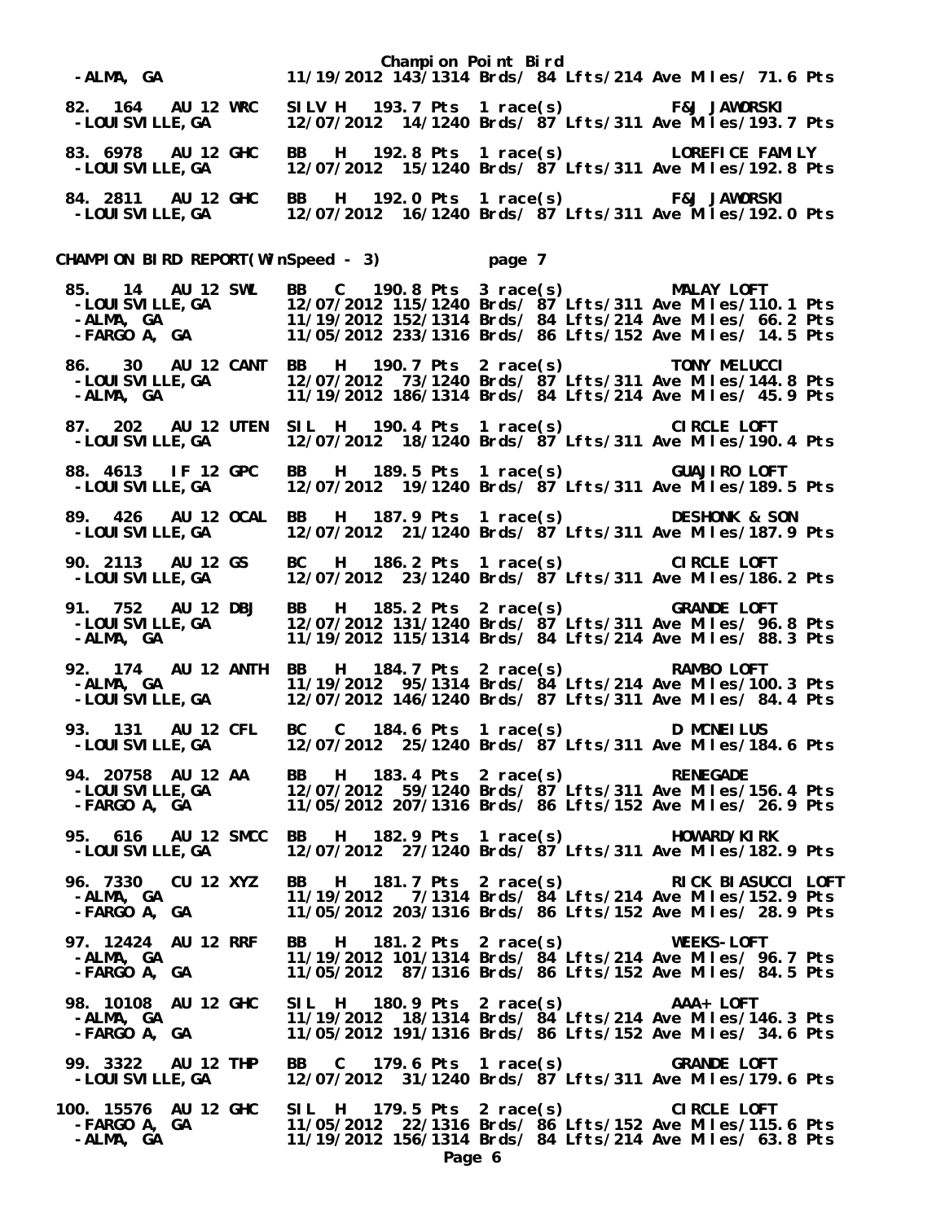Champion Point Bird

```
 -ALMA, GA              11/19/2012 143/1314 Brds/ 84 Lfts/214 Ave Miles/ 71.6 Pts

 82. 164   AU 12 WRC    SILV H  193.7 Pts  1 race(s)          F&J JAWORSKI
 -LOUISVILLE,GA         12/07/2012  14/1240 Brds/ 87 Lfts/311 Ave Miles/193.7 Pts

 83. 6978  AU 12 GHC    BB   H  192.8 Pts  1 race(s)          LOREFICE FAMILY
 -LOUISVILLE,GA         12/07/2012  15/1240 Brds/ 87 Lfts/311 Ave Miles/192.8 Pts

 84. 2811  AU 12 GHC    BB   H  192.0 Pts  1 race(s)          F&J JAWORSKI
 -LOUISVILLE,GA         12/07/2012  16/1240 Brds/ 87 Lfts/311 Ave Miles/192.0 Pts
```

CHAMPION BIRD REPORT(WinSpeed - 3)          page 7

```
 85.  14   AU 12 SWL    BB   C  190.8 Pts  3 race(s)          MALAY LOFT
 -LOUISVILLE,GA         12/07/2012 115/1240 Brds/ 87 Lfts/311 Ave Miles/110.1 Pts
 -ALMA, GA              11/19/2012 152/1314 Brds/ 84 Lfts/214 Ave Miles/ 66.2 Pts
 -FARGO A, GA           11/05/2012 233/1316 Brds/ 86 Lfts/152 Ave Miles/ 14.5 Pts

 86.  30   AU 12 CANT   BB   H  190.7 Pts  2 race(s)          TONY MELUCCI
 -LOUISVILLE,GA         12/07/2012  73/1240 Brds/ 87 Lfts/311 Ave Miles/144.8 Pts
 -ALMA, GA              11/19/2012 186/1314 Brds/ 84 Lfts/214 Ave Miles/ 45.9 Pts

 87. 202   AU 12 UTEN   SIL  H  190.4 Pts  1 race(s)          CIRCLE LOFT
 -LOUISVILLE,GA         12/07/2012  18/1240 Brds/ 87 Lfts/311 Ave Miles/190.4 Pts

 88. 4613  IF 12 GPC    BB   H  189.5 Pts  1 race(s)          GUAJIRO LOFT
 -LOUISVILLE,GA         12/07/2012  19/1240 Brds/ 87 Lfts/311 Ave Miles/189.5 Pts

 89. 426   AU 12 OCAL   BB   H  187.9 Pts  1 race(s)          DESHONK & SON
 -LOUISVILLE,GA         12/07/2012  21/1240 Brds/ 87 Lfts/311 Ave Miles/187.9 Pts

 90. 2113  AU 12 GS     BC   H  186.2 Pts  1 race(s)          CIRCLE LOFT
 -LOUISVILLE,GA         12/07/2012  23/1240 Brds/ 87 Lfts/311 Ave Miles/186.2 Pts

 91. 752   AU 12 DBJ    BB   H  185.2 Pts  2 race(s)          GRANDE LOFT
 -LOUISVILLE,GA         12/07/2012 131/1240 Brds/ 87 Lfts/311 Ave Miles/ 96.8 Pts
 -ALMA, GA              11/19/2012 115/1314 Brds/ 84 Lfts/214 Ave Miles/ 88.3 Pts

 92. 174   AU 12 ANTH   BB   H  184.7 Pts  2 race(s)          RAMBO LOFT
 -ALMA, GA              11/19/2012  95/1314 Brds/ 84 Lfts/214 Ave Miles/100.3 Pts
 -LOUISVILLE,GA         12/07/2012 146/1240 Brds/ 87 Lfts/311 Ave Miles/ 84.4 Pts

 93. 131   AU 12 CFL    BC   C  184.6 Pts  1 race(s)          D MCNEILUS
 -LOUISVILLE,GA         12/07/2012  25/1240 Brds/ 87 Lfts/311 Ave Miles/184.6 Pts

 94. 20758 AU 12 AA     BB   H  183.4 Pts  2 race(s)          RENEGADE
 -LOUISVILLE,GA         12/07/2012  59/1240 Brds/ 87 Lfts/311 Ave Miles/156.4 Pts
 -FARGO A, GA           11/05/2012 207/1316 Brds/ 86 Lfts/152 Ave Miles/ 26.9 Pts

 95. 616   AU 12 SMCC   BB   H  182.9 Pts  1 race(s)          HOWARD/KIRK
 -LOUISVILLE,GA         12/07/2012  27/1240 Brds/ 87 Lfts/311 Ave Miles/182.9 Pts

 96. 7330  CU 12 XYZ    BB   H  181.7 Pts  2 race(s)          RICK BIASUCCI LOFT
 -ALMA, GA              11/19/2012   7/1314 Brds/ 84 Lfts/214 Ave Miles/152.9 Pts
 -FARGO A, GA           11/05/2012 203/1316 Brds/ 86 Lfts/152 Ave Miles/ 28.9 Pts

 97. 12424 AU 12 RRF    BB   H  181.2 Pts  2 race(s)          WEEKS-LOFT
 -ALMA, GA              11/19/2012 101/1314 Brds/ 84 Lfts/214 Ave Miles/ 96.7 Pts
 -FARGO A, GA           11/05/2012  87/1316 Brds/ 86 Lfts/152 Ave Miles/ 84.5 Pts

 98. 10108 AU 12 GHC    SIL  H  180.9 Pts  2 race(s)          AAA+ LOFT
 -ALMA, GA              11/19/2012  18/1314 Brds/ 84 Lfts/214 Ave Miles/146.3 Pts
 -FARGO A, GA           11/05/2012 191/1316 Brds/ 86 Lfts/152 Ave Miles/ 34.6 Pts

 99. 3322  AU 12 THP    BB   C  179.6 Pts  1 race(s)          GRANDE LOFT
 -LOUISVILLE,GA         12/07/2012  31/1240 Brds/ 87 Lfts/311 Ave Miles/179.6 Pts

100. 15576 AU 12 GHC    SIL  H  179.5 Pts  2 race(s)          CIRCLE LOFT
 -FARGO A, GA           11/05/2012  22/1316 Brds/ 86 Lfts/152 Ave Miles/115.6 Pts
 -ALMA, GA              11/19/2012 156/1314 Brds/ 84 Lfts/214 Ave Miles/ 63.8 Pts
```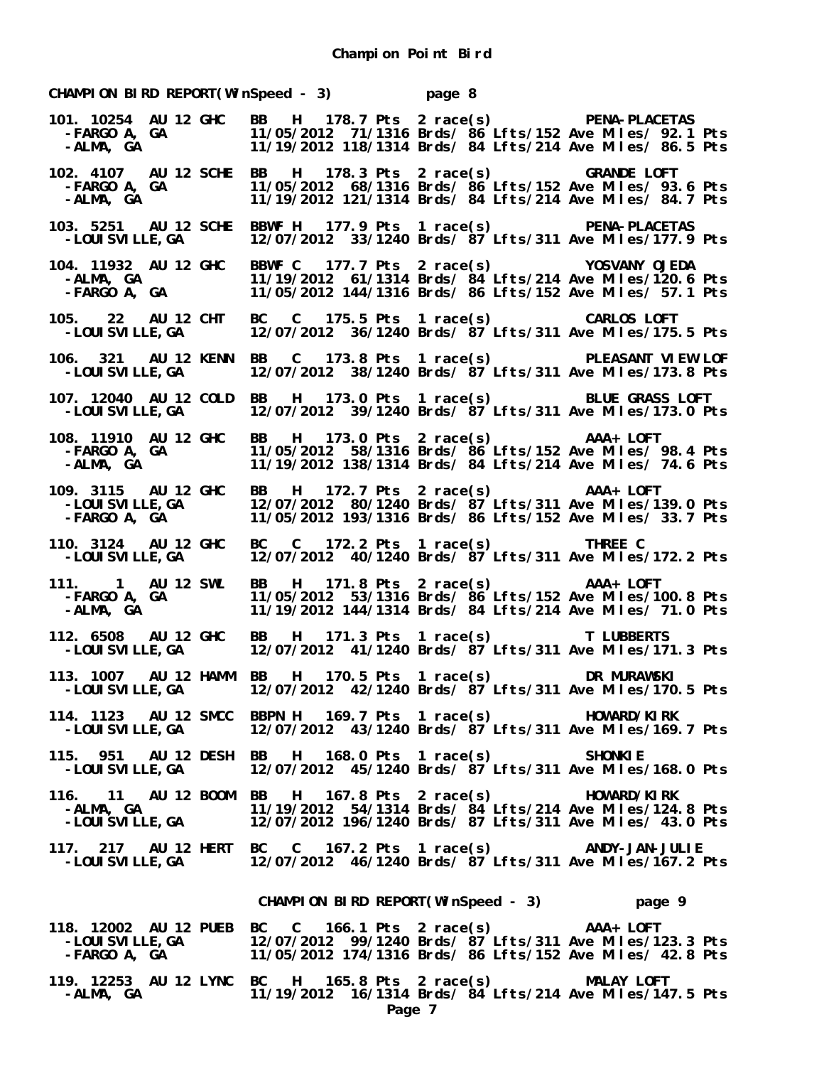## Champion Point Bird

```
CHAMPION BIRD REPORT(WinSpeed - 3)          page 8

101. 10254  AU 12 GHC   BB   H  178.7 Pts  2 race(s)          PENA-PLACETAS
  -FARGO A, GA           11/05/2012  71/1316 Brds/ 86 Lfts/152 Ave Miles/ 92.1 Pts
  -ALMA, GA              11/19/2012 118/1314 Brds/ 84 Lfts/214 Ave Miles/ 86.5 Pts

102. 4107   AU 12 SCHE  BB   H  178.3 Pts  2 race(s)          GRANDE LOFT
  -FARGO A, GA           11/05/2012  68/1316 Brds/ 86 Lfts/152 Ave Miles/ 93.6 Pts
  -ALMA, GA              11/19/2012 121/1314 Brds/ 84 Lfts/214 Ave Miles/ 84.7 Pts

103. 5251   AU 12 SCHE  BBWF H  177.9 Pts  1 race(s)          PENA-PLACETAS
  -LOUISVILLE,GA         12/07/2012  33/1240 Brds/ 87 Lfts/311 Ave Miles/177.9 Pts

104. 11932  AU 12 GHC   BBWF C  177.7 Pts  2 race(s)          YOSVANY OJEDA
  -ALMA, GA              11/19/2012  61/1314 Brds/ 84 Lfts/214 Ave Miles/120.6 Pts
  -FARGO A, GA           11/05/2012 144/1316 Brds/ 86 Lfts/152 Ave Miles/ 57.1 Pts

105.   22   AU 12 CHT   BC   C  175.5 Pts  1 race(s)          CARLOS LOFT
  -LOUISVILLE,GA         12/07/2012  36/1240 Brds/ 87 Lfts/311 Ave Miles/175.5 Pts

106.  321   AU 12 KENN  BB   C  173.8 Pts  1 race(s)          PLEASANT VIEW LOF
  -LOUISVILLE,GA         12/07/2012  38/1240 Brds/ 87 Lfts/311 Ave Miles/173.8 Pts

107. 12040  AU 12 COLD  BB   H  173.0 Pts  1 race(s)          BLUE GRASS LOFT
  -LOUISVILLE,GA         12/07/2012  39/1240 Brds/ 87 Lfts/311 Ave Miles/173.0 Pts

108. 11910  AU 12 GHC   BB   H  173.0 Pts  2 race(s)          AAA+ LOFT
  -FARGO A, GA           11/05/2012  58/1316 Brds/ 86 Lfts/152 Ave Miles/ 98.4 Pts
  -ALMA, GA              11/19/2012 138/1314 Brds/ 84 Lfts/214 Ave Miles/ 74.6 Pts

109. 3115   AU 12 GHC   BB   H  172.7 Pts  2 race(s)          AAA+ LOFT
  -LOUISVILLE,GA         12/07/2012  80/1240 Brds/ 87 Lfts/311 Ave Miles/139.0 Pts
  -FARGO A, GA           11/05/2012 193/1316 Brds/ 86 Lfts/152 Ave Miles/ 33.7 Pts

110. 3124   AU 12 GHC   BC   C  172.2 Pts  1 race(s)          THREE C
  -LOUISVILLE,GA         12/07/2012  40/1240 Brds/ 87 Lfts/311 Ave Miles/172.2 Pts

111.    1   AU 12 SWL   BB   H  171.8 Pts  2 race(s)          AAA+ LOFT
  -FARGO A, GA           11/05/2012  53/1316 Brds/ 86 Lfts/152 Ave Miles/100.8 Pts
  -ALMA, GA              11/19/2012 144/1314 Brds/ 84 Lfts/214 Ave Miles/ 71.0 Pts

112. 6508   AU 12 GHC   BB   H  171.3 Pts  1 race(s)          T LUBBERTS
  -LOUISVILLE,GA         12/07/2012  41/1240 Brds/ 87 Lfts/311 Ave Miles/171.3 Pts

113. 1007   AU 12 HAMM  BB   H  170.5 Pts  1 race(s)          DR MURAWSKI
  -LOUISVILLE,GA         12/07/2012  42/1240 Brds/ 87 Lfts/311 Ave Miles/170.5 Pts

114. 1123   AU 12 SMCC  BBPN H  169.7 Pts  1 race(s)          HOWARD/KIRK
  -LOUISVILLE,GA         12/07/2012  43/1240 Brds/ 87 Lfts/311 Ave Miles/169.7 Pts

115.  951   AU 12 DESH  BB   H  168.0 Pts  1 race(s)          SHONKIE
  -LOUISVILLE,GA         12/07/2012  45/1240 Brds/ 87 Lfts/311 Ave Miles/168.0 Pts

116.   11   AU 12 BOOM  BB   H  167.8 Pts  2 race(s)          HOWARD/KIRK
  -ALMA, GA              11/19/2012  54/1314 Brds/ 84 Lfts/214 Ave Miles/124.8 Pts
  -LOUISVILLE,GA         12/07/2012 196/1240 Brds/ 87 Lfts/311 Ave Miles/ 43.0 Pts

117.  217   AU 12 HERT  BC   C  167.2 Pts  1 race(s)          ANDY-JAN-JULIE
  -LOUISVILLE,GA         12/07/2012  46/1240 Brds/ 87 Lfts/311 Ave Miles/167.2 Pts

                         CHAMPION BIRD REPORT(WinSpeed - 3)          page 9

118. 12002  AU 12 PUEB  BC   C  166.1 Pts  2 race(s)          AAA+ LOFT
  -LOUISVILLE,GA         12/07/2012  99/1240 Brds/ 87 Lfts/311 Ave Miles/123.3 Pts
  -FARGO A, GA           11/05/2012 174/1316 Brds/ 86 Lfts/152 Ave Miles/ 42.8 Pts

119. 12253  AU 12 LYNC  BC   H  165.8 Pts  2 race(s)          MALAY LOFT
  -ALMA, GA              11/19/2012  16/1314 Brds/ 84 Lfts/214 Ave Miles/147.5 Pts
```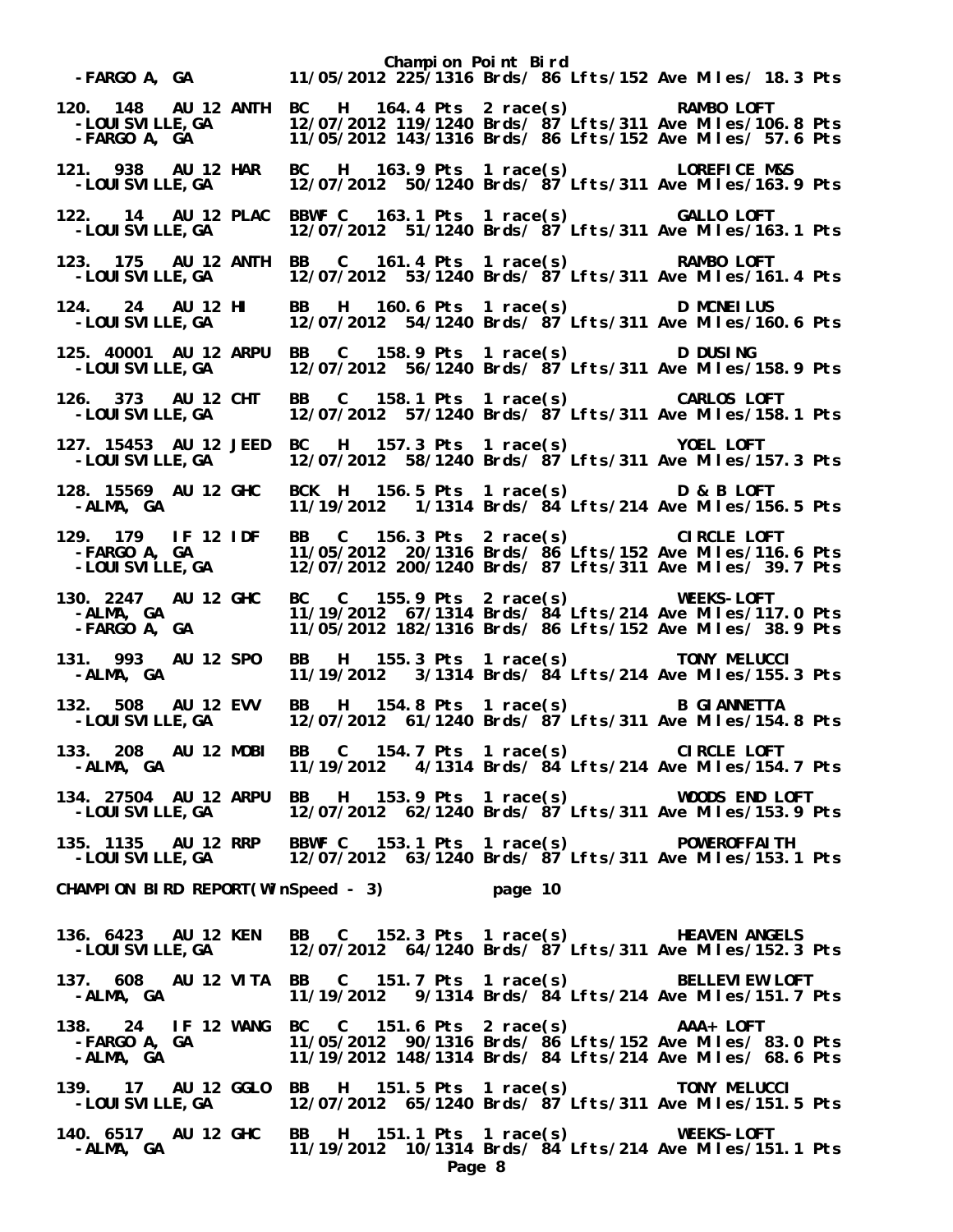Champion Point Bird

-FARGO A, GA  11/05/2012 225/1316 Brds/ 86 Lfts/152 Ave Miles/ 18.3 Pts

120. 148 AU 12 ANTH BC H 164.4 Pts 2 race(s) RAMBO LOFT
-LOUISVILLE,GA 12/07/2012 119/1240 Brds/ 87 Lfts/311 Ave Miles/106.8 Pts
-FARGO A, GA 11/05/2012 143/1316 Brds/ 86 Lfts/152 Ave Miles/ 57.6 Pts

121. 938 AU 12 HAR BC H 163.9 Pts 1 race(s) LOREFICE M&S
-LOUISVILLE,GA 12/07/2012 50/1240 Brds/ 87 Lfts/311 Ave Miles/163.9 Pts

122. 14 AU 12 PLAC BBWF C 163.1 Pts 1 race(s) GALLO LOFT
-LOUISVILLE,GA 12/07/2012 51/1240 Brds/ 87 Lfts/311 Ave Miles/163.1 Pts

123. 175 AU 12 ANTH BB C 161.4 Pts 1 race(s) RAMBO LOFT
-LOUISVILLE,GA 12/07/2012 53/1240 Brds/ 87 Lfts/311 Ave Miles/161.4 Pts

124. 24 AU 12 HI BB H 160.6 Pts 1 race(s) D MCNEILUS
-LOUISVILLE,GA 12/07/2012 54/1240 Brds/ 87 Lfts/311 Ave Miles/160.6 Pts

125. 40001 AU 12 ARPU BB C 158.9 Pts 1 race(s) D DUSING
-LOUISVILLE,GA 12/07/2012 56/1240 Brds/ 87 Lfts/311 Ave Miles/158.9 Pts

126. 373 AU 12 CHT BB C 158.1 Pts 1 race(s) CARLOS LOFT
-LOUISVILLE,GA 12/07/2012 57/1240 Brds/ 87 Lfts/311 Ave Miles/158.1 Pts

127. 15453 AU 12 JEED BC H 157.3 Pts 1 race(s) YOEL LOFT
-LOUISVILLE,GA 12/07/2012 58/1240 Brds/ 87 Lfts/311 Ave Miles/157.3 Pts

128. 15569 AU 12 GHC BCK H 156.5 Pts 1 race(s) D & B LOFT
-ALMA, GA 11/19/2012 1/1314 Brds/ 84 Lfts/214 Ave Miles/156.5 Pts

129. 179 IF 12 IDF BB C 156.3 Pts 2 race(s) CIRCLE LOFT
-FARGO A, GA 11/05/2012 20/1316 Brds/ 86 Lfts/152 Ave Miles/116.6 Pts
-LOUISVILLE,GA 12/07/2012 200/1240 Brds/ 87 Lfts/311 Ave Miles/ 39.7 Pts

130. 2247 AU 12 GHC BC C 155.9 Pts 2 race(s) WEEKS-LOFT
-ALMA, GA 11/19/2012 67/1314 Brds/ 84 Lfts/214 Ave Miles/117.0 Pts
-FARGO A, GA 11/05/2012 182/1316 Brds/ 86 Lfts/152 Ave Miles/ 38.9 Pts

131. 993 AU 12 SPO BB H 155.3 Pts 1 race(s) TONY MELUCCI
-ALMA, GA 11/19/2012 3/1314 Brds/ 84 Lfts/214 Ave Miles/155.3 Pts

132. 508 AU 12 EVV BB H 154.8 Pts 1 race(s) B GIANNETTA
-LOUISVILLE,GA 12/07/2012 61/1240 Brds/ 87 Lfts/311 Ave Miles/154.8 Pts

133. 208 AU 12 MOBI BB C 154.7 Pts 1 race(s) CIRCLE LOFT
-ALMA, GA 11/19/2012 4/1314 Brds/ 84 Lfts/214 Ave Miles/154.7 Pts

134. 27504 AU 12 ARPU BB H 153.9 Pts 1 race(s) WOODS END LOFT
-LOUISVILLE,GA 12/07/2012 62/1240 Brds/ 87 Lfts/311 Ave Miles/153.9 Pts

135. 1135 AU 12 RRP BBWF C 153.1 Pts 1 race(s) POWEROFFAITH
-LOUISVILLE,GA 12/07/2012 63/1240 Brds/ 87 Lfts/311 Ave Miles/153.1 Pts

CHAMPION BIRD REPORT(WinSpeed - 3) page 10

136. 6423 AU 12 KEN BB C 152.3 Pts 1 race(s) HEAVEN ANGELS
-LOUISVILLE,GA 12/07/2012 64/1240 Brds/ 87 Lfts/311 Ave Miles/152.3 Pts

137. 608 AU 12 VITA BB C 151.7 Pts 1 race(s) BELLEVIEW LOFT
-ALMA, GA 11/19/2012 9/1314 Brds/ 84 Lfts/214 Ave Miles/151.7 Pts

138. 24 IF 12 WANG BC C 151.6 Pts 2 race(s) AAA+ LOFT
-FARGO A, GA 11/05/2012 90/1316 Brds/ 86 Lfts/152 Ave Miles/ 83.0 Pts
-ALMA, GA 11/19/2012 148/1314 Brds/ 84 Lfts/214 Ave Miles/ 68.6 Pts

139. 17 AU 12 GGLO BB H 151.5 Pts 1 race(s) TONY MELUCCI
-LOUISVILLE,GA 12/07/2012 65/1240 Brds/ 87 Lfts/311 Ave Miles/151.5 Pts

140. 6517 AU 12 GHC BB H 151.1 Pts 1 race(s) WEEKS-LOFT
-ALMA, GA 11/19/2012 10/1314 Brds/ 84 Lfts/214 Ave Miles/151.1 Pts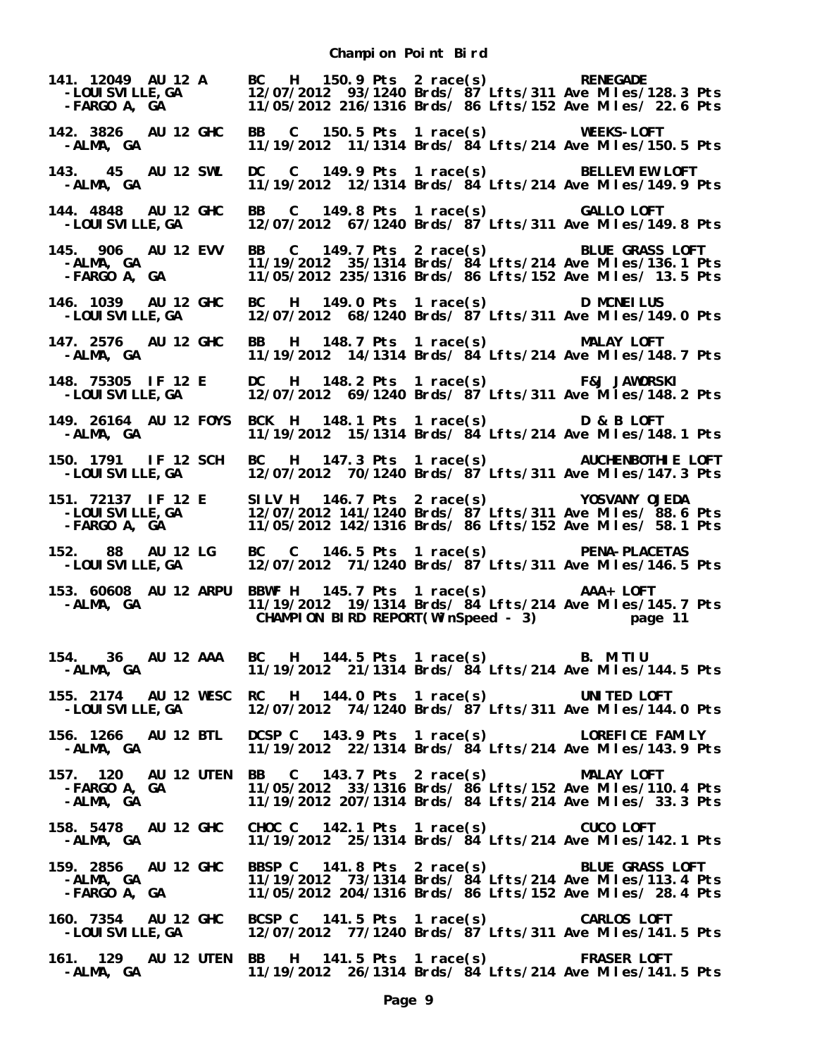# Champion Point Bird

```
141. 12049  AU 12 A     BC   H  150.9 Pts  2 race(s)          RENEGADE
  -LOUISVILLE,GA        12/07/2012  93/1240 Brds/ 87 Lfts/311 Ave Miles/128.3 Pts
  -FARGO A, GA          11/05/2012 216/1316 Brds/ 86 Lfts/152 Ave Miles/ 22.6 Pts

142. 3826   AU 12 GHC   BB   C  150.5 Pts  1 race(s)          WEEKS-LOFT
  -ALMA, GA             11/19/2012  11/1314 Brds/ 84 Lfts/214 Ave Miles/150.5 Pts

143.   45   AU 12 SWL   DC   C  149.9 Pts  1 race(s)          BELLEVIEW LOFT
  -ALMA, GA             11/19/2012  12/1314 Brds/ 84 Lfts/214 Ave Miles/149.9 Pts

144. 4848   AU 12 GHC   BB   C  149.8 Pts  1 race(s)          GALLO LOFT
  -LOUISVILLE,GA        12/07/2012  67/1240 Brds/ 87 Lfts/311 Ave Miles/149.8 Pts

145.  906   AU 12 EVV   BB   C  149.7 Pts  2 race(s)          BLUE GRASS LOFT
  -ALMA, GA             11/19/2012  35/1314 Brds/ 84 Lfts/214 Ave Miles/136.1 Pts
  -FARGO A, GA          11/05/2012 235/1316 Brds/ 86 Lfts/152 Ave Miles/ 13.5 Pts

146. 1039   AU 12 GHC   BC   H  149.0 Pts  1 race(s)          D MCNEILUS
  -LOUISVILLE,GA        12/07/2012  68/1240 Brds/ 87 Lfts/311 Ave Miles/149.0 Pts

147. 2576   AU 12 GHC   BB   H  148.7 Pts  1 race(s)          MALAY LOFT
  -ALMA, GA             11/19/2012  14/1314 Brds/ 84 Lfts/214 Ave Miles/148.7 Pts

148. 75305  IF 12 E     DC   H  148.2 Pts  1 race(s)          F&J JAWORSKI
  -LOUISVILLE,GA        12/07/2012  69/1240 Brds/ 87 Lfts/311 Ave Miles/148.2 Pts

149. 26164  AU 12 FOYS  BCK  H  148.1 Pts  1 race(s)          D & B LOFT
  -ALMA, GA             11/19/2012  15/1314 Brds/ 84 Lfts/214 Ave Miles/148.1 Pts

150. 1791   IF 12 SCH   BC   H  147.3 Pts  1 race(s)          AUCHENBOTHIE LOFT
  -LOUISVILLE,GA        12/07/2012  70/1240 Brds/ 87 Lfts/311 Ave Miles/147.3 Pts

151. 72137  IF 12 E     SILV H  146.7 Pts  2 race(s)          YOSVANY OJEDA
  -LOUISVILLE,GA        12/07/2012 141/1240 Brds/ 87 Lfts/311 Ave Miles/ 88.6 Pts
  -FARGO A, GA          11/05/2012 142/1316 Brds/ 86 Lfts/152 Ave Miles/ 58.1 Pts

152.   88   AU 12 LG    BC   C  146.5 Pts  1 race(s)          PENA-PLACETAS
  -LOUISVILLE,GA        12/07/2012  71/1240 Brds/ 87 Lfts/311 Ave Miles/146.5 Pts

153. 60608  AU 12 ARPU  BBWF H  145.7 Pts  1 race(s)          AAA+ LOFT
  -ALMA, GA             11/19/2012  19/1314 Brds/ 84 Lfts/214 Ave Miles/145.7 Pts
                         CHAMPION BIRD REPORT(WinSpeed - 3)          page 11

154.   36   AU 12 AAA   BC   H  144.5 Pts  1 race(s)          B. MITIU
  -ALMA, GA             11/19/2012  21/1314 Brds/ 84 Lfts/214 Ave Miles/144.5 Pts

155. 2174   AU 12 WESC  RC   H  144.0 Pts  1 race(s)          UNITED LOFT
  -LOUISVILLE,GA        12/07/2012  74/1240 Brds/ 87 Lfts/311 Ave Miles/144.0 Pts

156. 1266   AU 12 BTL   DCSP C  143.9 Pts  1 race(s)          LOREFICE FAMILY
  -ALMA, GA             11/19/2012  22/1314 Brds/ 84 Lfts/214 Ave Miles/143.9 Pts

157.  120   AU 12 UTEN  BB   C  143.7 Pts  2 race(s)          MALAY LOFT
  -FARGO A, GA          11/05/2012  33/1316 Brds/ 86 Lfts/152 Ave Miles/110.4 Pts
  -ALMA, GA             11/19/2012 207/1314 Brds/ 84 Lfts/214 Ave Miles/ 33.3 Pts

158. 5478   AU 12 GHC   CHOC C  142.1 Pts  1 race(s)          CUCO LOFT
  -ALMA, GA             11/19/2012  25/1314 Brds/ 84 Lfts/214 Ave Miles/142.1 Pts

159. 2856   AU 12 GHC   BBSP C  141.8 Pts  2 race(s)          BLUE GRASS LOFT
  -ALMA, GA             11/19/2012  73/1314 Brds/ 84 Lfts/214 Ave Miles/113.4 Pts
  -FARGO A, GA          11/05/2012 204/1316 Brds/ 86 Lfts/152 Ave Miles/ 28.4 Pts

160. 7354   AU 12 GHC   BCSP C  141.5 Pts  1 race(s)          CARLOS LOFT
  -LOUISVILLE,GA        12/07/2012  77/1240 Brds/ 87 Lfts/311 Ave Miles/141.5 Pts

161.  129   AU 12 UTEN  BB   H  141.5 Pts  1 race(s)          FRASER LOFT
  -ALMA, GA             11/19/2012  26/1314 Brds/ 84 Lfts/214 Ave Miles/141.5 Pts
```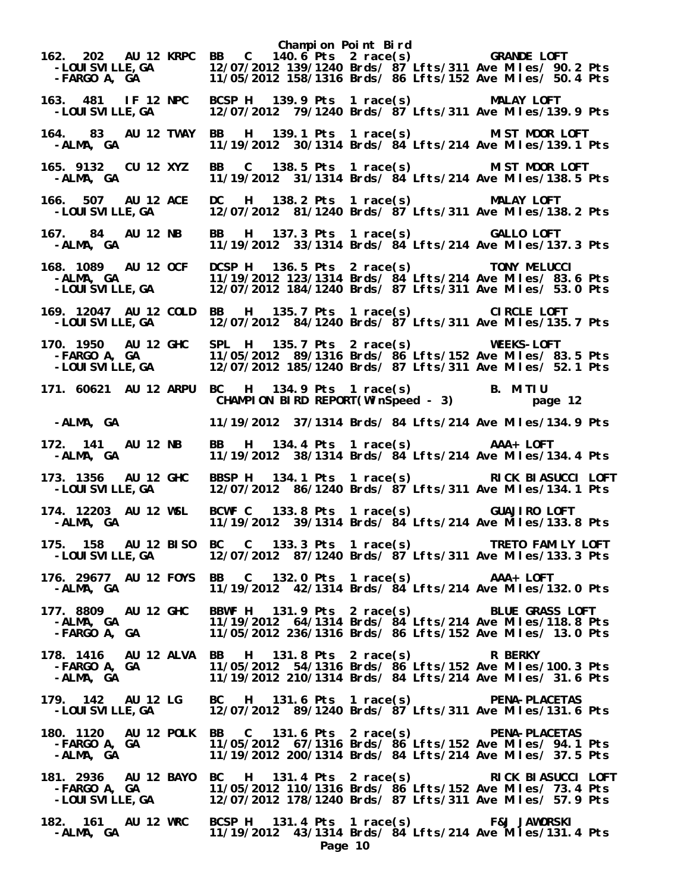# Champion Point Bird

```
162. 202   AU 12 KRPC  BB   C  140.6 Pts  2 race(s)           GRANDE LOFT
 -LOUISVILLE,GA         12/07/2012 139/1240 Brds/ 87 Lfts/311 Ave Miles/ 90.2 Pts
 -FARGO A, GA           11/05/2012 158/1316 Brds/ 86 Lfts/152 Ave Miles/ 50.4 Pts

163. 481   IF 12 NPC   BCSP H  139.9 Pts  1 race(s)           MALAY LOFT
 -LOUISVILLE,GA         12/07/2012  79/1240 Brds/ 87 Lfts/311 Ave Miles/139.9 Pts

164. 83    AU 12 TWAY  BB   H  139.1 Pts  1 race(s)           MIST MOOR LOFT
 -ALMA, GA              11/19/2012  30/1314 Brds/ 84 Lfts/214 Ave Miles/139.1 Pts

165. 9132  CU 12 XYZ   BB   C  138.5 Pts  1 race(s)           MIST MOOR LOFT
 -ALMA, GA              11/19/2012  31/1314 Brds/ 84 Lfts/214 Ave Miles/138.5 Pts

166. 507   AU 12 ACE   DC   H  138.2 Pts  1 race(s)           MALAY LOFT
 -LOUISVILLE,GA         12/07/2012  81/1240 Brds/ 87 Lfts/311 Ave Miles/138.2 Pts

167. 84    AU 12 NB    BB   H  137.3 Pts  1 race(s)           GALLO LOFT
 -ALMA, GA              11/19/2012  33/1314 Brds/ 84 Lfts/214 Ave Miles/137.3 Pts

168. 1089  AU 12 OCF   DCSP H  136.5 Pts  2 race(s)           TONY MELUCCI
 -ALMA, GA              11/19/2012 123/1314 Brds/ 84 Lfts/214 Ave Miles/ 83.6 Pts
 -LOUISVILLE,GA         12/07/2012 184/1240 Brds/ 87 Lfts/311 Ave Miles/ 53.0 Pts

169. 12047 AU 12 COLD  BB   H  135.7 Pts  1 race(s)           CIRCLE LOFT
 -LOUISVILLE,GA         12/07/2012  84/1240 Brds/ 87 Lfts/311 Ave Miles/135.7 Pts

170. 1950  AU 12 GHC   SPL  H  135.7 Pts  2 race(s)           WEEKS-LOFT
 -FARGO A, GA           11/05/2012  89/1316 Brds/ 86 Lfts/152 Ave Miles/ 83.5 Pts
 -LOUISVILLE,GA         12/07/2012 185/1240 Brds/ 87 Lfts/311 Ave Miles/ 52.1 Pts

171. 60621 AU 12 ARPU  BC   H  134.9 Pts  1 race(s)           B. MITIU
 -ALMA, GA              11/19/2012  37/1314 Brds/ 84 Lfts/214 Ave Miles/134.9 Pts

172. 141   AU 12 NB    BB   H  134.4 Pts  1 race(s)           AAA+ LOFT
 -ALMA, GA              11/19/2012  38/1314 Brds/ 84 Lfts/214 Ave Miles/134.4 Pts

173. 1356  AU 12 GHC   BBSP H  134.1 Pts  1 race(s)           RICK BIASUCCI LOFT
 -LOUISVILLE,GA         12/07/2012  86/1240 Brds/ 87 Lfts/311 Ave Miles/134.1 Pts

174. 12203 AU 12 WSL   BCWF C  133.8 Pts  1 race(s)           GUAJIRO LOFT
 -ALMA, GA              11/19/2012  39/1314 Brds/ 84 Lfts/214 Ave Miles/133.8 Pts

175. 158   AU 12 BISO  BC   C  133.3 Pts  1 race(s)           TRETO FAMILY LOFT
 -LOUISVILLE,GA         12/07/2012  87/1240 Brds/ 87 Lfts/311 Ave Miles/133.3 Pts

176. 29677 AU 12 FOYS  BB   C  132.0 Pts  1 race(s)           AAA+ LOFT
 -ALMA, GA              11/19/2012  42/1314 Brds/ 84 Lfts/214 Ave Miles/132.0 Pts

177. 8809  AU 12 GHC   BBWF H  131.9 Pts  2 race(s)           BLUE GRASS LOFT
 -ALMA, GA              11/19/2012  64/1314 Brds/ 84 Lfts/214 Ave Miles/118.8 Pts
 -FARGO A, GA           11/05/2012 236/1316 Brds/ 86 Lfts/152 Ave Miles/ 13.0 Pts

178. 1416  AU 12 ALVA  BB   H  131.8 Pts  2 race(s)           R BERKY
 -FARGO A, GA           11/05/2012  54/1316 Brds/ 86 Lfts/152 Ave Miles/100.3 Pts
 -ALMA, GA              11/19/2012 210/1314 Brds/ 84 Lfts/214 Ave Miles/ 31.6 Pts

179. 142   AU 12 LG    BC   H  131.6 Pts  1 race(s)           PENA-PLACETAS
 -LOUISVILLE,GA         12/07/2012  89/1240 Brds/ 87 Lfts/311 Ave Miles/131.6 Pts

180. 1120  AU 12 POLK  BB   C  131.6 Pts  2 race(s)           PENA-PLACETAS
 -FARGO A, GA           11/05/2012  67/1316 Brds/ 86 Lfts/152 Ave Miles/ 94.1 Pts
 -ALMA, GA              11/19/2012 200/1314 Brds/ 84 Lfts/214 Ave Miles/ 37.5 Pts

181. 2936  AU 12 BAYO  BC   H  131.4 Pts  2 race(s)           RICK BIASUCCI LOFT
 -FARGO A, GA           11/05/2012 110/1316 Brds/ 86 Lfts/152 Ave Miles/ 73.4 Pts
 -LOUISVILLE,GA         12/07/2012 178/1240 Brds/ 87 Lfts/311 Ave Miles/ 57.9 Pts

182. 161   AU 12 WRC   BCSP H  131.4 Pts  1 race(s)           F&J JAWORSKI
 -ALMA, GA              11/19/2012  43/1314 Brds/ 84 Lfts/214 Ave Miles/131.4 Pts
```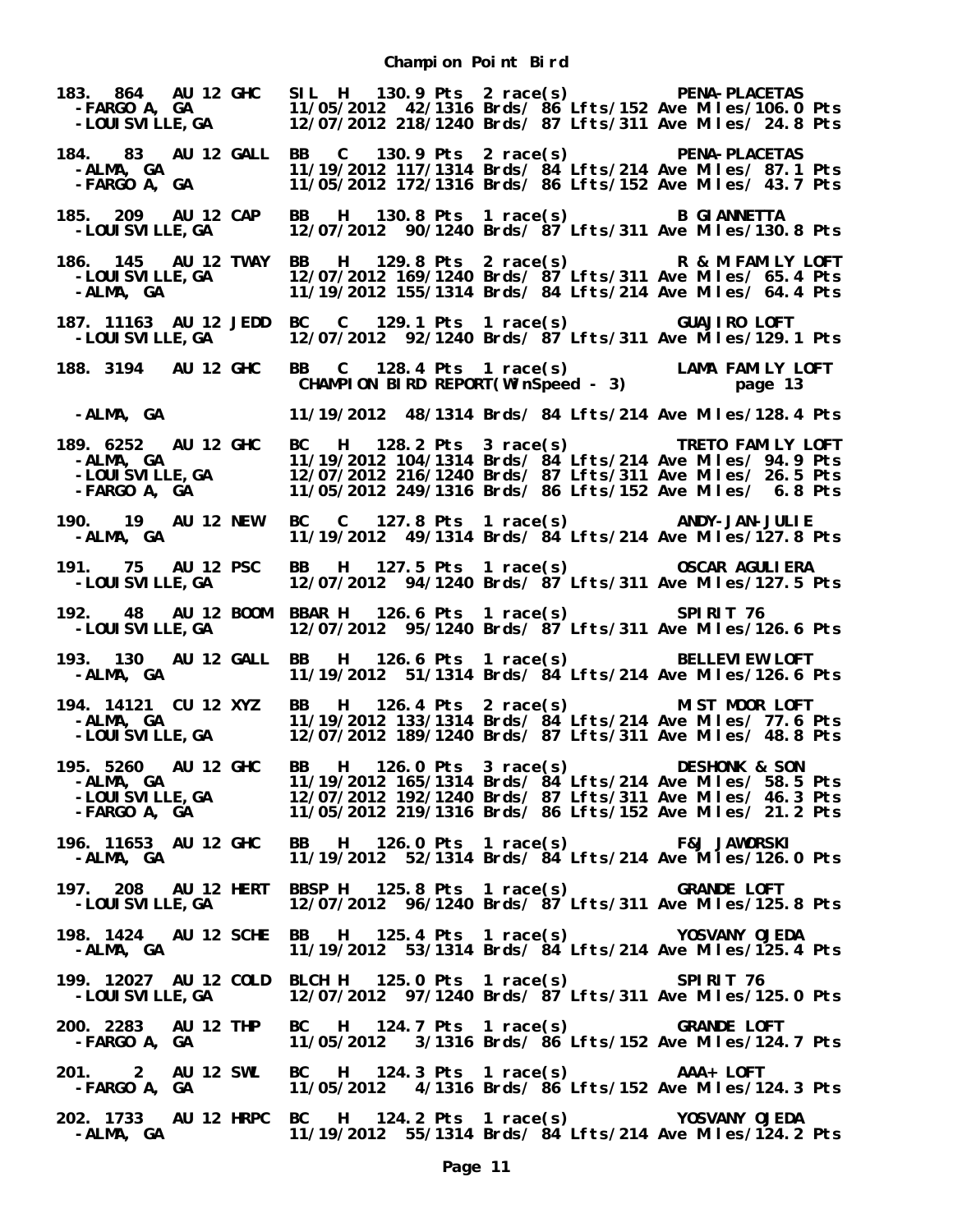# Champion Point Bird

```
183. 864   AU 12 GHC   SIL  H   130.9 Pts  2 race(s)          PENA-PLACETAS
 -FARGO A, GA          11/05/2012  42/1316 Brds/ 86 Lfts/152 Ave Miles/106.0 Pts
 -LOUISVILLE,GA        12/07/2012 218/1240 Brds/ 87 Lfts/311 Ave Miles/ 24.8 Pts

184.  83   AU 12 GALL  BB   C   130.9 Pts  2 race(s)          PENA-PLACETAS
 -ALMA, GA             11/19/2012 117/1314 Brds/ 84 Lfts/214 Ave Miles/ 87.1 Pts
 -FARGO A, GA          11/05/2012 172/1316 Brds/ 86 Lfts/152 Ave Miles/ 43.7 Pts

185. 209   AU 12 CAP   BB   H   130.8 Pts  1 race(s)          B GIANNETTA
 -LOUISVILLE,GA        12/07/2012  90/1240 Brds/ 87 Lfts/311 Ave Miles/130.8 Pts

186. 145   AU 12 TWAY  BB   H   129.8 Pts  2 race(s)          R & M FAMILY LOFT
 -LOUISVILLE,GA        12/07/2012 169/1240 Brds/ 87 Lfts/311 Ave Miles/ 65.4 Pts
 -ALMA, GA             11/19/2012 155/1314 Brds/ 84 Lfts/214 Ave Miles/ 64.4 Pts

187. 11163 AU 12 JEDD  BC   C   129.1 Pts  1 race(s)          GUAJIRO LOFT
 -LOUISVILLE,GA        12/07/2012  92/1240 Brds/ 87 Lfts/311 Ave Miles/129.1 Pts

188. 3194  AU 12 GHC   BB   C   128.4 Pts  1 race(s)          LAMA FAMILY LOFT
                        CHAMPION BIRD REPORT(WinSpeed - 3)          page 13

 -ALMA, GA             11/19/2012  48/1314 Brds/ 84 Lfts/214 Ave Miles/128.4 Pts

189. 6252  AU 12 GHC   BC   H   128.2 Pts  3 race(s)          TRETO FAMILY LOFT
 -ALMA, GA             11/19/2012 104/1314 Brds/ 84 Lfts/214 Ave Miles/ 94.9 Pts
 -LOUISVILLE,GA        12/07/2012 216/1240 Brds/ 87 Lfts/311 Ave Miles/ 26.5 Pts
 -FARGO A, GA          11/05/2012 249/1316 Brds/ 86 Lfts/152 Ave Miles/  6.8 Pts

190.  19   AU 12 NEW   BC   C   127.8 Pts  1 race(s)          ANDY-JAN-JULIE
 -ALMA, GA             11/19/2012  49/1314 Brds/ 84 Lfts/214 Ave Miles/127.8 Pts

191.  75   AU 12 PSC   BB   H   127.5 Pts  1 race(s)          OSCAR AGULIERA
 -LOUISVILLE,GA        12/07/2012  94/1240 Brds/ 87 Lfts/311 Ave Miles/127.5 Pts

192.  48   AU 12 BOOM  BBAR H   126.6 Pts  1 race(s)          SPIRIT 76
 -LOUISVILLE,GA        12/07/2012  95/1240 Brds/ 87 Lfts/311 Ave Miles/126.6 Pts

193. 130   AU 12 GALL  BB   H   126.6 Pts  1 race(s)          BELLEVIEW LOFT
 -ALMA, GA             11/19/2012  51/1314 Brds/ 84 Lfts/214 Ave Miles/126.6 Pts

194. 14121 CU 12 XYZ   BB   H   126.4 Pts  2 race(s)          MIST MOOR LOFT
 -ALMA, GA             11/19/2012 133/1314 Brds/ 84 Lfts/214 Ave Miles/ 77.6 Pts
 -LOUISVILLE,GA        12/07/2012 189/1240 Brds/ 87 Lfts/311 Ave Miles/ 48.8 Pts

195. 5260  AU 12 GHC   BB   H   126.0 Pts  3 race(s)          DESHONK & SON
 -ALMA, GA             11/19/2012 165/1314 Brds/ 84 Lfts/214 Ave Miles/ 58.5 Pts
 -LOUISVILLE,GA        12/07/2012 192/1240 Brds/ 87 Lfts/311 Ave Miles/ 46.3 Pts
 -FARGO A, GA          11/05/2012 219/1316 Brds/ 86 Lfts/152 Ave Miles/ 21.2 Pts

196. 11653 AU 12 GHC   BB   H   126.0 Pts  1 race(s)          F&J JAWORSKI
 -ALMA, GA             11/19/2012  52/1314 Brds/ 84 Lfts/214 Ave Miles/126.0 Pts

197. 208   AU 12 HERT  BBSP H   125.8 Pts  1 race(s)          GRANDE LOFT
 -LOUISVILLE,GA        12/07/2012  96/1240 Brds/ 87 Lfts/311 Ave Miles/125.8 Pts

198. 1424  AU 12 SCHE  BB   H   125.4 Pts  1 race(s)          YOSVANY OJEDA
 -ALMA, GA             11/19/2012  53/1314 Brds/ 84 Lfts/214 Ave Miles/125.4 Pts

199. 12027 AU 12 COLD  BLCH H   125.0 Pts  1 race(s)          SPIRIT 76
 -LOUISVILLE,GA        12/07/2012  97/1240 Brds/ 87 Lfts/311 Ave Miles/125.0 Pts

200. 2283  AU 12 THP   BC   H   124.7 Pts  1 race(s)          GRANDE LOFT
 -FARGO A, GA          11/05/2012   3/1316 Brds/ 86 Lfts/152 Ave Miles/124.7 Pts

201.   2   AU 12 SWL   BC   H   124.3 Pts  1 race(s)          AAA+ LOFT
 -FARGO A, GA          11/05/2012   4/1316 Brds/ 86 Lfts/152 Ave Miles/124.3 Pts

202. 1733  AU 12 HRPC  BC   H   124.2 Pts  1 race(s)          YOSVANY OJEDA
 -ALMA, GA             11/19/2012  55/1314 Brds/ 84 Lfts/214 Ave Miles/124.2 Pts
```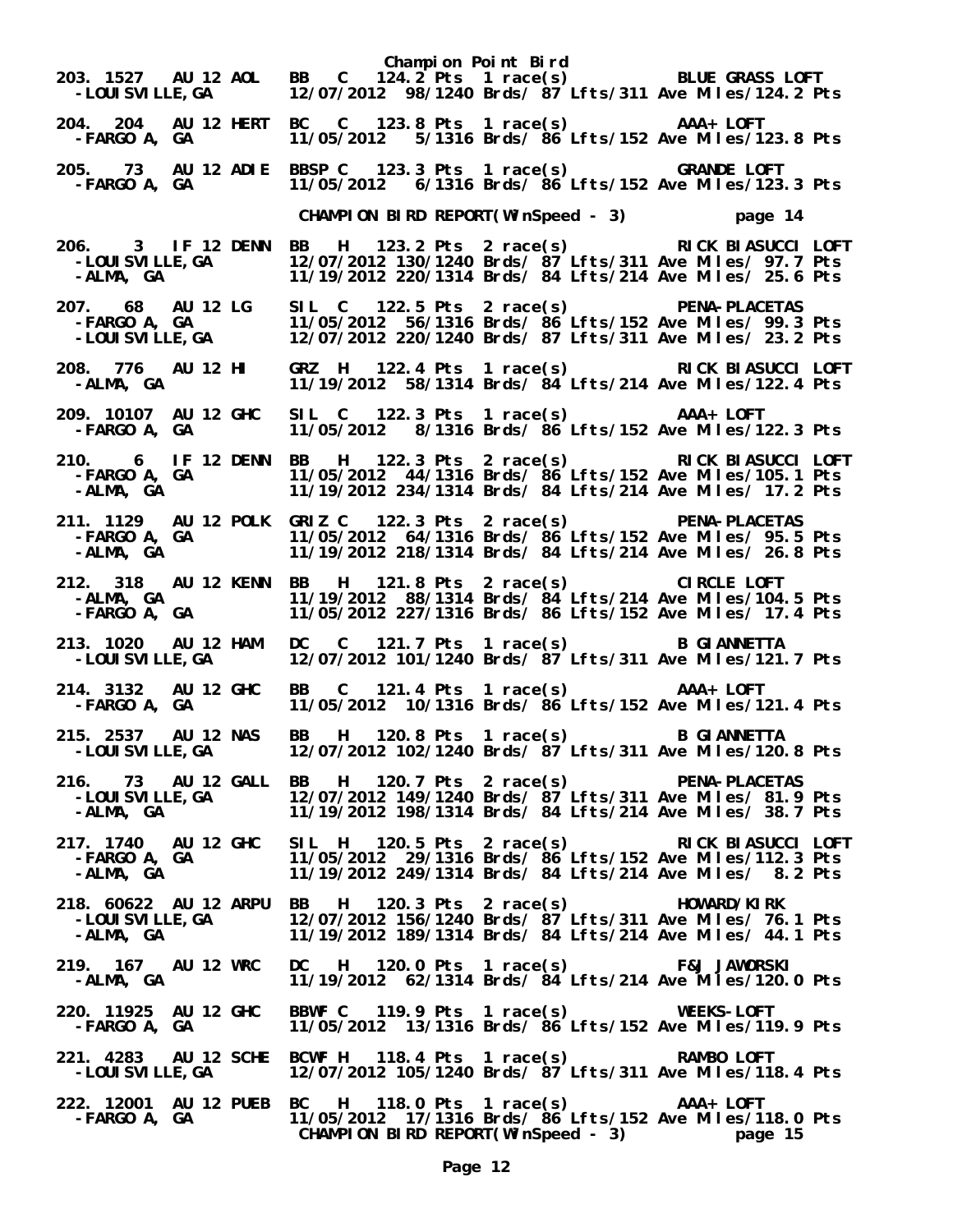Champion Point Bird

```
203. 1527  AU 12 AOL   BB   C  124.2 Pts  1 race(s)        BLUE GRASS LOFT
 -LOUISVILLE,GA        12/07/2012  98/1240 Brds/ 87 Lfts/311 Ave Miles/124.2 Pts

204. 204   AU 12 HERT  BC   C  123.8 Pts  1 race(s)        AAA+ LOFT
 -FARGO A, GA          11/05/2012   5/1316 Brds/ 86 Lfts/152 Ave Miles/123.8 Pts

205.   73  AU 12 ADIE  BBSP C  123.3 Pts  1 race(s)        GRANDE LOFT
 -FARGO A, GA          11/05/2012   6/1316 Brds/ 86 Lfts/152 Ave Miles/123.3 Pts
```

CHAMPION BIRD REPORT(WinSpeed - 3)   page 14

```
206.    3  IF 12 DENN  BB   H  123.2 Pts  2 race(s)        RICK BIASUCCI LOFT
 -LOUISVILLE,GA        12/07/2012 130/1240 Brds/ 87 Lfts/311 Ave Miles/ 97.7 Pts
 -ALMA, GA             11/19/2012 220/1314 Brds/ 84 Lfts/214 Ave Miles/ 25.6 Pts

207.   68  AU 12 LG    SIL  C  122.5 Pts  2 race(s)        PENA-PLACETAS
 -FARGO A, GA          11/05/2012  56/1316 Brds/ 86 Lfts/152 Ave Miles/ 99.3 Pts
 -LOUISVILLE,GA        12/07/2012 220/1240 Brds/ 87 Lfts/311 Ave Miles/ 23.2 Pts

208.  776  AU 12 HI    GRZ  H  122.4 Pts  1 race(s)        RICK BIASUCCI LOFT
 -ALMA, GA             11/19/2012  58/1314 Brds/ 84 Lfts/214 Ave Miles/122.4 Pts

209. 10107 AU 12 GHC   SIL  C  122.3 Pts  1 race(s)        AAA+ LOFT
 -FARGO A, GA          11/05/2012   8/1316 Brds/ 86 Lfts/152 Ave Miles/122.3 Pts

210.    6  IF 12 DENN  BB   H  122.3 Pts  2 race(s)        RICK BIASUCCI LOFT
 -FARGO A, GA          11/05/2012  44/1316 Brds/ 86 Lfts/152 Ave Miles/105.1 Pts
 -ALMA, GA             11/19/2012 234/1314 Brds/ 84 Lfts/214 Ave Miles/ 17.2 Pts

211. 1129  AU 12 POLK  GRIZ C  122.3 Pts  2 race(s)        PENA-PLACETAS
 -FARGO A, GA          11/05/2012  64/1316 Brds/ 86 Lfts/152 Ave Miles/ 95.5 Pts
 -ALMA, GA             11/19/2012 218/1314 Brds/ 84 Lfts/214 Ave Miles/ 26.8 Pts

212.  318  AU 12 KENN  BB   H  121.8 Pts  2 race(s)        CIRCLE LOFT
 -ALMA, GA             11/19/2012  88/1314 Brds/ 84 Lfts/214 Ave Miles/104.5 Pts
 -FARGO A, GA          11/05/2012 227/1316 Brds/ 86 Lfts/152 Ave Miles/ 17.4 Pts

213. 1020  AU 12 HAM   DC   C  121.7 Pts  1 race(s)        B GIANNETTA
 -LOUISVILLE,GA        12/07/2012 101/1240 Brds/ 87 Lfts/311 Ave Miles/121.7 Pts

214. 3132  AU 12 GHC   BB   C  121.4 Pts  1 race(s)        AAA+ LOFT
 -FARGO A, GA          11/05/2012  10/1316 Brds/ 86 Lfts/152 Ave Miles/121.4 Pts

215. 2537  AU 12 NAS   BB   H  120.8 Pts  1 race(s)        B GIANNETTA
 -LOUISVILLE,GA        12/07/2012 102/1240 Brds/ 87 Lfts/311 Ave Miles/120.8 Pts

216.   73  AU 12 GALL  BB   H  120.7 Pts  2 race(s)        PENA-PLACETAS
 -LOUISVILLE,GA        12/07/2012 149/1240 Brds/ 87 Lfts/311 Ave Miles/ 81.9 Pts
 -ALMA, GA             11/19/2012 198/1314 Brds/ 84 Lfts/214 Ave Miles/ 38.7 Pts

217. 1740  AU 12 GHC   SIL  H  120.5 Pts  2 race(s)        RICK BIASUCCI LOFT
 -FARGO A, GA          11/05/2012  29/1316 Brds/ 86 Lfts/152 Ave Miles/112.3 Pts
 -ALMA, GA             11/19/2012 249/1314 Brds/ 84 Lfts/214 Ave Miles/  8.2 Pts

218. 60622 AU 12 ARPU  BB   H  120.3 Pts  2 race(s)        HOWARD/KIRK
 -LOUISVILLE,GA        12/07/2012 156/1240 Brds/ 87 Lfts/311 Ave Miles/ 76.1 Pts
 -ALMA, GA             11/19/2012 189/1314 Brds/ 84 Lfts/214 Ave Miles/ 44.1 Pts

219.  167  AU 12 WRC   DC   H  120.0 Pts  1 race(s)        F&J JAWORSKI
 -ALMA, GA             11/19/2012  62/1314 Brds/ 84 Lfts/214 Ave Miles/120.0 Pts

220. 11925 AU 12 GHC   BBWF C  119.9 Pts  1 race(s)        WEEKS-LOFT
 -FARGO A, GA          11/05/2012  13/1316 Brds/ 86 Lfts/152 Ave Miles/119.9 Pts

221. 4283  AU 12 SCHE  BCWF H  118.4 Pts  1 race(s)        RAMBO LOFT
 -LOUISVILLE,GA        12/07/2012 105/1240 Brds/ 87 Lfts/311 Ave Miles/118.4 Pts

222. 12001 AU 12 PUEB  BC   H  118.0 Pts  1 race(s)        AAA+ LOFT
 -FARGO A, GA          11/05/2012  17/1316 Brds/ 86 Lfts/152 Ave Miles/118.0 Pts
```

CHAMPION BIRD REPORT(WinSpeed - 3)   page 15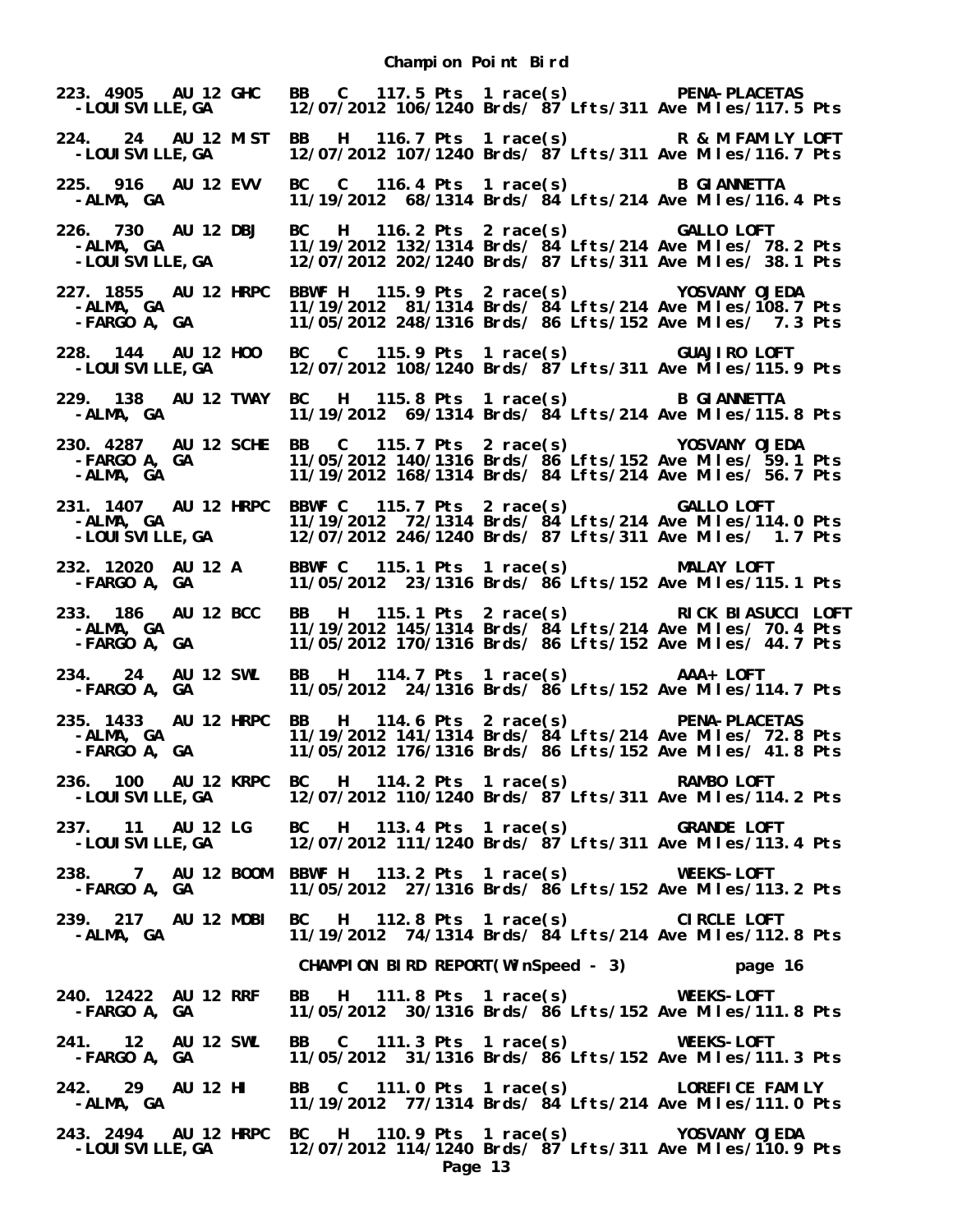# Champion Point Bird

```
223. 4905  AU 12 GHC  BB   C  117.5 Pts  1 race(s)          PENA-PLACETAS
  -LOUISVILLE,GA       12/07/2012 106/1240 Brds/ 87 Lfts/311 Ave Miles/117.5 Pts

224.   24  AU 12 MIST  BB   H  116.7 Pts  1 race(s)          R & M FAMILY LOFT
  -LOUISVILLE,GA       12/07/2012 107/1240 Brds/ 87 Lfts/311 Ave Miles/116.7 Pts

225.  916  AU 12 EVV  BC   C  116.4 Pts  1 race(s)          B GIANNETTA
  -ALMA, GA            11/19/2012  68/1314 Brds/ 84 Lfts/214 Ave Miles/116.4 Pts

226.  730  AU 12 DBJ  BC   H  116.2 Pts  2 race(s)          GALLO LOFT
  -ALMA, GA            11/19/2012 132/1314 Brds/ 84 Lfts/214 Ave Miles/ 78.2 Pts
  -LOUISVILLE,GA       12/07/2012 202/1240 Brds/ 87 Lfts/311 Ave Miles/ 38.1 Pts

227. 1855  AU 12 HRPC BBWF H  115.9 Pts  2 race(s)          YOSVANY OJEDA
  -ALMA, GA            11/19/2012  81/1314 Brds/ 84 Lfts/214 Ave Miles/108.7 Pts
  -FARGO A, GA         11/05/2012 248/1316 Brds/ 86 Lfts/152 Ave Miles/  7.3 Pts

228.  144  AU 12 HOO  BC   C  115.9 Pts  1 race(s)          GUAJIRO LOFT
  -LOUISVILLE,GA       12/07/2012 108/1240 Brds/ 87 Lfts/311 Ave Miles/115.9 Pts

229.  138  AU 12 TWAY BC   H  115.8 Pts  1 race(s)          B GIANNETTA
  -ALMA, GA            11/19/2012  69/1314 Brds/ 84 Lfts/214 Ave Miles/115.8 Pts

230. 4287  AU 12 SCHE BB   C  115.7 Pts  2 race(s)          YOSVANY OJEDA
  -FARGO A, GA         11/05/2012 140/1316 Brds/ 86 Lfts/152 Ave Miles/ 59.1 Pts
  -ALMA, GA            11/19/2012 168/1314 Brds/ 84 Lfts/214 Ave Miles/ 56.7 Pts

231. 1407  AU 12 HRPC BBWF C  115.7 Pts  2 race(s)          GALLO LOFT
  -ALMA, GA            11/19/2012  72/1314 Brds/ 84 Lfts/214 Ave Miles/114.0 Pts
  -LOUISVILLE,GA       12/07/2012 246/1240 Brds/ 87 Lfts/311 Ave Miles/  1.7 Pts

232. 12020 AU 12 A    BBWF C  115.1 Pts  1 race(s)          MALAY LOFT
  -FARGO A, GA         11/05/2012  23/1316 Brds/ 86 Lfts/152 Ave Miles/115.1 Pts

233.  186  AU 12 BCC  BB   H  115.1 Pts  2 race(s)          RICK BIASUCCI LOFT
  -ALMA, GA            11/19/2012 145/1314 Brds/ 84 Lfts/214 Ave Miles/ 70.4 Pts
  -FARGO A, GA         11/05/2012 170/1316 Brds/ 86 Lfts/152 Ave Miles/ 44.7 Pts

234.   24  AU 12 SWL  BB   H  114.7 Pts  1 race(s)          AAA+ LOFT
  -FARGO A, GA         11/05/2012  24/1316 Brds/ 86 Lfts/152 Ave Miles/114.7 Pts

235. 1433  AU 12 HRPC BB   H  114.6 Pts  2 race(s)          PENA-PLACETAS
  -ALMA, GA            11/19/2012 141/1314 Brds/ 84 Lfts/214 Ave Miles/ 72.8 Pts
  -FARGO A, GA         11/05/2012 176/1316 Brds/ 86 Lfts/152 Ave Miles/ 41.8 Pts

236.  100  AU 12 KRPC BC   H  114.2 Pts  1 race(s)          RAMBO LOFT
  -LOUISVILLE,GA       12/07/2012 110/1240 Brds/ 87 Lfts/311 Ave Miles/114.2 Pts

237.   11  AU 12 LG   BC   H  113.4 Pts  1 race(s)          GRANDE LOFT
  -LOUISVILLE,GA       12/07/2012 111/1240 Brds/ 87 Lfts/311 Ave Miles/113.4 Pts

238.    7  AU 12 BOOM BBWF H  113.2 Pts  1 race(s)          WEEKS-LOFT
  -FARGO A, GA         11/05/2012  27/1316 Brds/ 86 Lfts/152 Ave Miles/113.2 Pts

239.  217  AU 12 MOBI BC   H  112.8 Pts  1 race(s)          CIRCLE LOFT
  -ALMA, GA            11/19/2012  74/1314 Brds/ 84 Lfts/214 Ave Miles/112.8 Pts

                       CHAMPION BIRD REPORT(WinSpeed - 3)          page 16

240. 12422 AU 12 RRF  BB   H  111.8 Pts  1 race(s)          WEEKS-LOFT
  -FARGO A, GA         11/05/2012  30/1316 Brds/ 86 Lfts/152 Ave Miles/111.8 Pts

241.   12  AU 12 SWL  BB   C  111.3 Pts  1 race(s)          WEEKS-LOFT
  -FARGO A, GA         11/05/2012  31/1316 Brds/ 86 Lfts/152 Ave Miles/111.3 Pts

242.   29  AU 12 HI   BB   C  111.0 Pts  1 race(s)          LOREFICE FAMILY
  -ALMA, GA            11/19/2012  77/1314 Brds/ 84 Lfts/214 Ave Miles/111.0 Pts

243. 2494  AU 12 HRPC BC   H  110.9 Pts  1 race(s)          YOSVANY OJEDA
  -LOUISVILLE,GA       12/07/2012 114/1240 Brds/ 87 Lfts/311 Ave Miles/110.9 Pts
```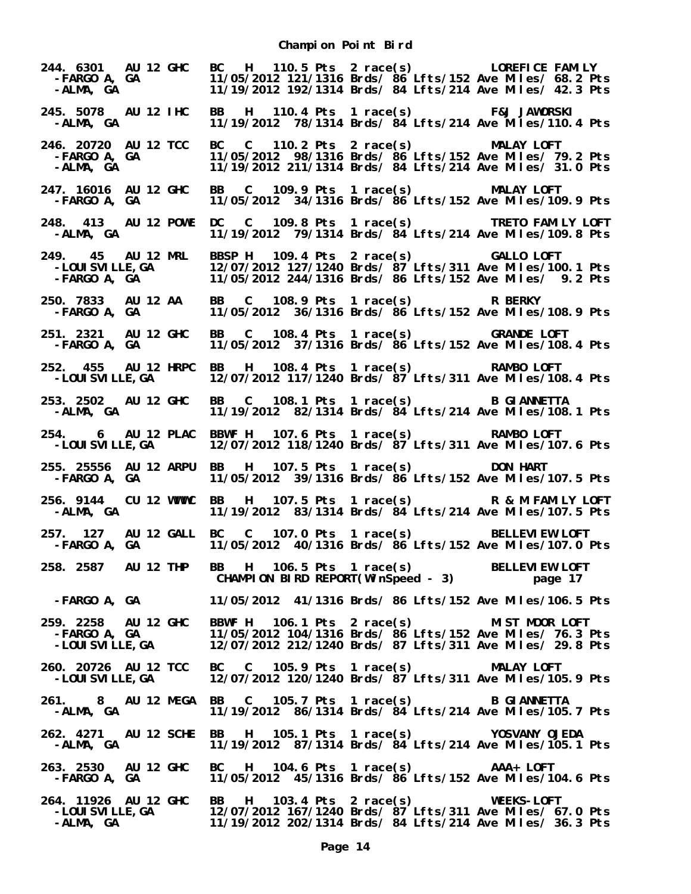**Champion Point Bird**

```
244. 6301   AU 12 GHC   BC   H   110.5 Pts  2 race(s)          LOREFICE FAMILY
 -FARGO A, GA           11/05/2012 121/1316 Brds/ 86 Lfts/152 Ave Miles/ 68.2 Pts
 -ALMA, GA              11/19/2012 192/1314 Brds/ 84 Lfts/214 Ave Miles/ 42.3 Pts

245. 5078   AU 12 IHC   BB   H   110.4 Pts  1 race(s)          F&J JAWORSKI
 -ALMA, GA              11/19/2012  78/1314 Brds/ 84 Lfts/214 Ave Miles/110.4 Pts

246. 20720  AU 12 TCC   BC   C   110.2 Pts  2 race(s)          MALAY LOFT
 -FARGO A, GA           11/05/2012  98/1316 Brds/ 86 Lfts/152 Ave Miles/ 79.2 Pts
 -ALMA, GA              11/19/2012 211/1314 Brds/ 84 Lfts/214 Ave Miles/ 31.0 Pts

247. 16016  AU 12 GHC   BB   C   109.9 Pts  1 race(s)          MALAY LOFT
 -FARGO A, GA           11/05/2012  34/1316 Brds/ 86 Lfts/152 Ave Miles/109.9 Pts

248. 413    AU 12 POWE  DC   C   109.8 Pts  1 race(s)          TRETO FAMILY LOFT
 -ALMA, GA              11/19/2012  79/1314 Brds/ 84 Lfts/214 Ave Miles/109.8 Pts

249. 45     AU 12 MRL   BBSP H   109.4 Pts  2 race(s)          GALLO LOFT
 -LOUISVILLE,GA         12/07/2012 127/1240 Brds/ 87 Lfts/311 Ave Miles/100.1 Pts
 -FARGO A, GA           11/05/2012 244/1316 Brds/ 86 Lfts/152 Ave Miles/  9.2 Pts

250. 7833   AU 12 AA    BB   C   108.9 Pts  1 race(s)          R BERKY
 -FARGO A, GA           11/05/2012  36/1316 Brds/ 86 Lfts/152 Ave Miles/108.9 Pts

251. 2321   AU 12 GHC   BB   C   108.4 Pts  1 race(s)          GRANDE LOFT
 -FARGO A, GA           11/05/2012  37/1316 Brds/ 86 Lfts/152 Ave Miles/108.4 Pts

252. 455    AU 12 HRPC  BB   H   108.4 Pts  1 race(s)          RAMBO LOFT
 -LOUISVILLE,GA         12/07/2012 117/1240 Brds/ 87 Lfts/311 Ave Miles/108.4 Pts

253. 2502   AU 12 GHC   BB   C   108.1 Pts  1 race(s)          B GIANNETTA
 -ALMA, GA              11/19/2012  82/1314 Brds/ 84 Lfts/214 Ave Miles/108.1 Pts

254. 6      AU 12 PLAC  BBWF H   107.6 Pts  1 race(s)          RAMBO LOFT
 -LOUISVILLE,GA         12/07/2012 118/1240 Brds/ 87 Lfts/311 Ave Miles/107.6 Pts

255. 25556  AU 12 ARPU  BB   H   107.5 Pts  1 race(s)          DON HART
 -FARGO A, GA           11/05/2012  39/1316 Brds/ 86 Lfts/152 Ave Miles/107.5 Pts

256. 9144   CU 12 WWWC  BB   H   107.5 Pts  1 race(s)          R & M FAMILY LOFT
 -ALMA, GA              11/19/2012  83/1314 Brds/ 84 Lfts/214 Ave Miles/107.5 Pts

257. 127    AU 12 GALL  BC   C   107.0 Pts  1 race(s)          BELLEVIEW LOFT
 -FARGO A, GA           11/05/2012  40/1316 Brds/ 86 Lfts/152 Ave Miles/107.0 Pts

258. 2587   AU 12 THP   BB   H   106.5 Pts  1 race(s)          BELLEVIEW LOFT
                         CHAMPION BIRD REPORT(WinSpeed - 3)           page 17

 -FARGO A, GA           11/05/2012  41/1316 Brds/ 86 Lfts/152 Ave Miles/106.5 Pts

259. 2258   AU 12 GHC   BBWF H   106.1 Pts  2 race(s)          MIST MOOR LOFT
 -FARGO A, GA           11/05/2012 104/1316 Brds/ 86 Lfts/152 Ave Miles/ 76.3 Pts
 -LOUISVILLE,GA         12/07/2012 212/1240 Brds/ 87 Lfts/311 Ave Miles/ 29.8 Pts

260. 20726  AU 12 TCC   BC   C   105.9 Pts  1 race(s)          MALAY LOFT
 -LOUISVILLE,GA         12/07/2012 120/1240 Brds/ 87 Lfts/311 Ave Miles/105.9 Pts

261. 8      AU 12 MEGA  BB   C   105.7 Pts  1 race(s)          B GIANNETTA
 -ALMA, GA              11/19/2012  86/1314 Brds/ 84 Lfts/214 Ave Miles/105.7 Pts

262. 4271   AU 12 SCHE  BB   H   105.1 Pts  1 race(s)          YOSVANY OJEDA
 -ALMA, GA              11/19/2012  87/1314 Brds/ 84 Lfts/214 Ave Miles/105.1 Pts

263. 2530   AU 12 GHC   BC   H   104.6 Pts  1 race(s)          AAA+ LOFT
 -FARGO A, GA           11/05/2012  45/1316 Brds/ 86 Lfts/152 Ave Miles/104.6 Pts

264. 11926  AU 12 GHC   BB   H   103.4 Pts  2 race(s)          WEEKS-LOFT
 -LOUISVILLE,GA         12/07/2012 167/1240 Brds/ 87 Lfts/311 Ave Miles/ 67.0 Pts
 -ALMA, GA              11/19/2012 202/1314 Brds/ 84 Lfts/214 Ave Miles/ 36.3 Pts
```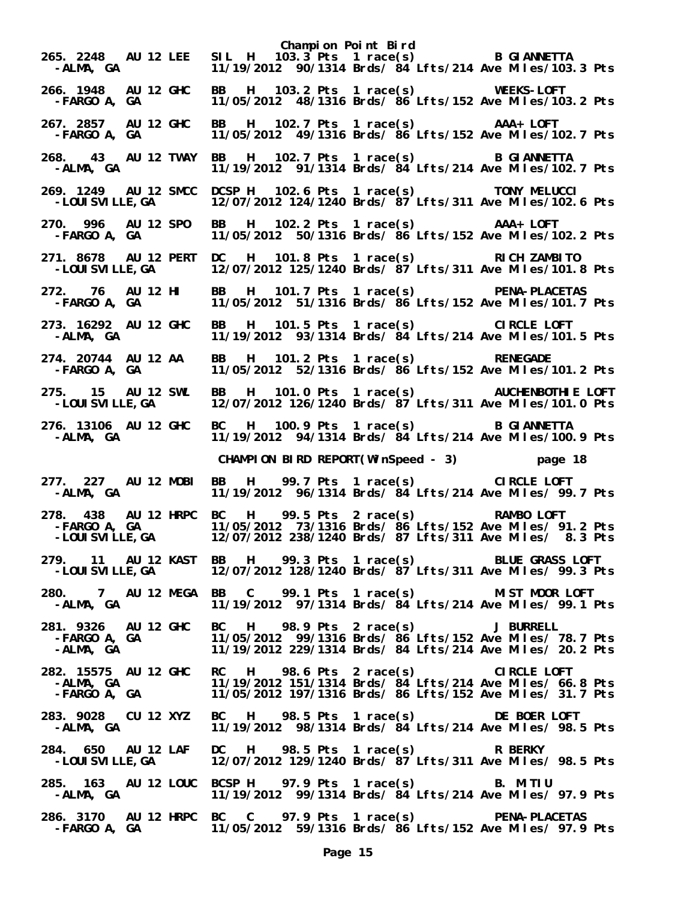# Champion Point Bird

```
265. 2248  AU 12 LEE   SIL  H  103.3 Pts  1 race(s)          B GIANNETTA
 -ALMA, GA             11/19/2012  90/1314 Brds/ 84 Lfts/214 Ave Miles/103.3 Pts

266. 1948  AU 12 GHC   BB   H  103.2 Pts  1 race(s)          WEEKS-LOFT
 -FARGO A, GA          11/05/2012  48/1316 Brds/ 86 Lfts/152 Ave Miles/103.2 Pts

267. 2857  AU 12 GHC   BB   H  102.7 Pts  1 race(s)          AAA+ LOFT
 -FARGO A, GA          11/05/2012  49/1316 Brds/ 86 Lfts/152 Ave Miles/102.7 Pts

268.   43  AU 12 TWAY  BB   H  102.7 Pts  1 race(s)          B GIANNETTA
 -ALMA, GA             11/19/2012  91/1314 Brds/ 84 Lfts/214 Ave Miles/102.7 Pts

269. 1249  AU 12 SMCC  DCSP H  102.6 Pts  1 race(s)          TONY MELUCCI
 -LOUISVILLE,GA        12/07/2012 124/1240 Brds/ 87 Lfts/311 Ave Miles/102.6 Pts

270.  996  AU 12 SPO   BB   H  102.2 Pts  1 race(s)          AAA+ LOFT
 -FARGO A, GA          11/05/2012  50/1316 Brds/ 86 Lfts/152 Ave Miles/102.2 Pts

271. 8678  AU 12 PERT  DC   H  101.8 Pts  1 race(s)          RICH ZAMBITO
 -LOUISVILLE,GA        12/07/2012 125/1240 Brds/ 87 Lfts/311 Ave Miles/101.8 Pts

272.   76  AU 12 HI    BB   H  101.7 Pts  1 race(s)          PENA-PLACETAS
 -FARGO A, GA          11/05/2012  51/1316 Brds/ 86 Lfts/152 Ave Miles/101.7 Pts

273. 16292 AU 12 GHC   BB   H  101.5 Pts  1 race(s)          CIRCLE LOFT
 -ALMA, GA             11/19/2012  93/1314 Brds/ 84 Lfts/214 Ave Miles/101.5 Pts

274. 20744 AU 12 AA    BB   H  101.2 Pts  1 race(s)          RENEGADE
 -FARGO A, GA          11/05/2012  52/1316 Brds/ 86 Lfts/152 Ave Miles/101.2 Pts

275.   15  AU 12 SWL   BB   H  101.0 Pts  1 race(s)          AUCHENBOTHIE LOFT
 -LOUISVILLE,GA        12/07/2012 126/1240 Brds/ 87 Lfts/311 Ave Miles/101.0 Pts

276. 13106 AU 12 GHC   BC   H  100.9 Pts  1 race(s)          B GIANNETTA
 -ALMA, GA             11/19/2012  94/1314 Brds/ 84 Lfts/214 Ave Miles/100.9 Pts

                  CHAMPION BIRD REPORT(WinSpeed - 3)             page 18

277.  227  AU 12 MDBI  BB   H   99.7 Pts  1 race(s)          CIRCLE LOFT
 -ALMA, GA             11/19/2012  96/1314 Brds/ 84 Lfts/214 Ave Miles/ 99.7 Pts

278.  438  AU 12 HRPC  BC   H   99.5 Pts  2 race(s)          RAMBO LOFT
 -FARGO A, GA          11/05/2012  73/1316 Brds/ 86 Lfts/152 Ave Miles/ 91.2 Pts
 -LOUISVILLE,GA        12/07/2012 238/1240 Brds/ 87 Lfts/311 Ave Miles/  8.3 Pts

279.   11  AU 12 KAST  BB   H   99.3 Pts  1 race(s)          BLUE GRASS LOFT
 -LOUISVILLE,GA        12/07/2012 128/1240 Brds/ 87 Lfts/311 Ave Miles/ 99.3 Pts

280.    7  AU 12 MEGA  BB   C   99.1 Pts  1 race(s)          MIST MOOR LOFT
 -ALMA, GA             11/19/2012  97/1314 Brds/ 84 Lfts/214 Ave Miles/ 99.1 Pts

281. 9326  AU 12 GHC   BC   H   98.9 Pts  2 race(s)          J BURRELL
 -FARGO A, GA          11/05/2012  99/1316 Brds/ 86 Lfts/152 Ave Miles/ 78.7 Pts
 -ALMA, GA             11/19/2012 229/1314 Brds/ 84 Lfts/214 Ave Miles/ 20.2 Pts

282. 15575 AU 12 GHC   RC   H   98.6 Pts  2 race(s)          CIRCLE LOFT
 -ALMA, GA             11/19/2012 151/1314 Brds/ 84 Lfts/214 Ave Miles/ 66.8 Pts
 -FARGO A, GA          11/05/2012 197/1316 Brds/ 86 Lfts/152 Ave Miles/ 31.7 Pts

283. 9028  CU 12 XYZ   BC   H   98.5 Pts  1 race(s)          DE BOER LOFT
 -ALMA, GA             11/19/2012  98/1314 Brds/ 84 Lfts/214 Ave Miles/ 98.5 Pts

284.  650  AU 12 LAF   DC   H   98.5 Pts  1 race(s)          R BERKY
 -LOUISVILLE,GA        12/07/2012 129/1240 Brds/ 87 Lfts/311 Ave Miles/ 98.5 Pts

285.  163  AU 12 LOUC  BCSP H   97.9 Pts  1 race(s)          B. MITIU
 -ALMA, GA             11/19/2012  99/1314 Brds/ 84 Lfts/214 Ave Miles/ 97.9 Pts

286. 3170  AU 12 HRPC  BC   C   97.9 Pts  1 race(s)          PENA-PLACETAS
 -FARGO A, GA          11/05/2012  59/1316 Brds/ 86 Lfts/152 Ave Miles/ 97.9 Pts
```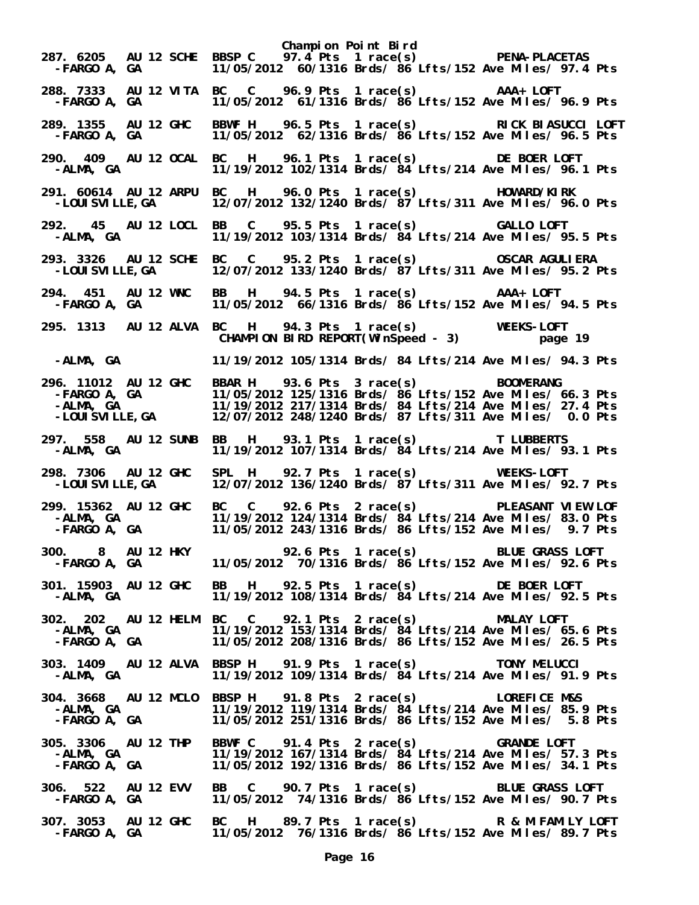# Champion Point Bird

```
287. 6205   AU 12 SCHE  BBSP C    97.4 Pts  1 race(s)         PENA-PLACETAS
  -FARGO A, GA            11/05/2012  60/1316 Brds/ 86 Lfts/152 Ave Miles/ 97.4 Pts

288. 7333   AU 12 VITA  BC   C    96.9 Pts  1 race(s)         AAA+ LOFT
  -FARGO A, GA            11/05/2012  61/1316 Brds/ 86 Lfts/152 Ave Miles/ 96.9 Pts

289. 1355   AU 12 GHC   BBWF H    96.5 Pts  1 race(s)         RICK BIASUCCI LOFT
  -FARGO A, GA            11/05/2012  62/1316 Brds/ 86 Lfts/152 Ave Miles/ 96.5 Pts

290.  409   AU 12 OCAL  BC   H    96.1 Pts  1 race(s)         DE BOER LOFT
  -ALMA, GA               11/19/2012 102/1314 Brds/ 84 Lfts/214 Ave Miles/ 96.1 Pts

291. 60614  AU 12 ARPU  BC   H    96.0 Pts  1 race(s)         HOWARD/KIRK
  -LOUISVILLE,GA          12/07/2012 132/1240 Brds/ 87 Lfts/311 Ave Miles/ 96.0 Pts

292.   45   AU 12 LOCL  BB   C    95.5 Pts  1 race(s)         GALLO LOFT
  -ALMA, GA               11/19/2012 103/1314 Brds/ 84 Lfts/214 Ave Miles/ 95.5 Pts

293. 3326   AU 12 SCHE  BC   C    95.2 Pts  1 race(s)         OSCAR AGULIERA
  -LOUISVILLE,GA          12/07/2012 133/1240 Brds/ 87 Lfts/311 Ave Miles/ 95.2 Pts

294.  451   AU 12 WNC   BB   H    94.5 Pts  1 race(s)         AAA+ LOFT
  -FARGO A, GA            11/05/2012  66/1316 Brds/ 86 Lfts/152 Ave Miles/ 94.5 Pts

295. 1313   AU 12 ALVA  BC   H    94.3 Pts  1 race(s)         WEEKS-LOFT
                        CHAMPION BIRD REPORT(WinSpeed - 3)           page 19

  -ALMA, GA               11/19/2012 105/1314 Brds/ 84 Lfts/214 Ave Miles/ 94.3 Pts

296. 11012  AU 12 GHC   BBAR H    93.6 Pts  3 race(s)         BOOMERANG
  -FARGO A, GA            11/05/2012 125/1316 Brds/ 86 Lfts/152 Ave Miles/ 66.3 Pts
  -ALMA, GA               11/19/2012 217/1314 Brds/ 84 Lfts/214 Ave Miles/ 27.4 Pts
  -LOUISVILLE,GA          12/07/2012 248/1240 Brds/ 87 Lfts/311 Ave Miles/  0.0 Pts

297.  558   AU 12 SUNB  BB   H    93.1 Pts  1 race(s)         T LUBBERTS
  -ALMA, GA               11/19/2012 107/1314 Brds/ 84 Lfts/214 Ave Miles/ 93.1 Pts

298. 7306   AU 12 GHC   SPL  H    92.7 Pts  1 race(s)         WEEKS-LOFT
  -LOUISVILLE,GA          12/07/2012 136/1240 Brds/ 87 Lfts/311 Ave Miles/ 92.7 Pts

299. 15362  AU 12 GHC   BC   C    92.6 Pts  2 race(s)         PLEASANT VIEW LOF
  -ALMA, GA               11/19/2012 124/1314 Brds/ 84 Lfts/214 Ave Miles/ 83.0 Pts
  -FARGO A, GA            11/05/2012 243/1316 Brds/ 86 Lfts/152 Ave Miles/  9.7 Pts

300.    8   AU 12 HKY             92.6 Pts  1 race(s)         BLUE GRASS LOFT
  -FARGO A, GA            11/05/2012  70/1316 Brds/ 86 Lfts/152 Ave Miles/ 92.6 Pts

301. 15903  AU 12 GHC   BB   H    92.5 Pts  1 race(s)         DE BOER LOFT
  -ALMA, GA               11/19/2012 108/1314 Brds/ 84 Lfts/214 Ave Miles/ 92.5 Pts

302.  202   AU 12 HELM  BC   C    92.1 Pts  2 race(s)         MALAY LOFT
  -ALMA, GA               11/19/2012 153/1314 Brds/ 84 Lfts/214 Ave Miles/ 65.6 Pts
  -FARGO A, GA            11/05/2012 208/1316 Brds/ 86 Lfts/152 Ave Miles/ 26.5 Pts

303. 1409   AU 12 ALVA  BBSP H    91.9 Pts  1 race(s)         TONY MELUCCI
  -ALMA, GA               11/19/2012 109/1314 Brds/ 84 Lfts/214 Ave Miles/ 91.9 Pts

304. 3668   AU 12 MCLO  BBSP H    91.8 Pts  2 race(s)         LOREFICE M&S
  -ALMA, GA               11/19/2012 119/1314 Brds/ 84 Lfts/214 Ave Miles/ 85.9 Pts
  -FARGO A, GA            11/05/2012 251/1316 Brds/ 86 Lfts/152 Ave Miles/  5.8 Pts

305. 3306   AU 12 THP   BBWF C    91.4 Pts  2 race(s)         GRANDE LOFT
  -ALMA, GA               11/19/2012 167/1314 Brds/ 84 Lfts/214 Ave Miles/ 57.3 Pts
  -FARGO A, GA            11/05/2012 192/1316 Brds/ 86 Lfts/152 Ave Miles/ 34.1 Pts

306.  522   AU 12 EVV   BB   C    90.7 Pts  1 race(s)         BLUE GRASS LOFT
  -FARGO A, GA            11/05/2012  74/1316 Brds/ 86 Lfts/152 Ave Miles/ 90.7 Pts

307. 3053   AU 12 GHC   BC   H    89.7 Pts  1 race(s)         R & M FAMILY LOFT
  -FARGO A, GA            11/05/2012  76/1316 Brds/ 86 Lfts/152 Ave Miles/ 89.7 Pts
```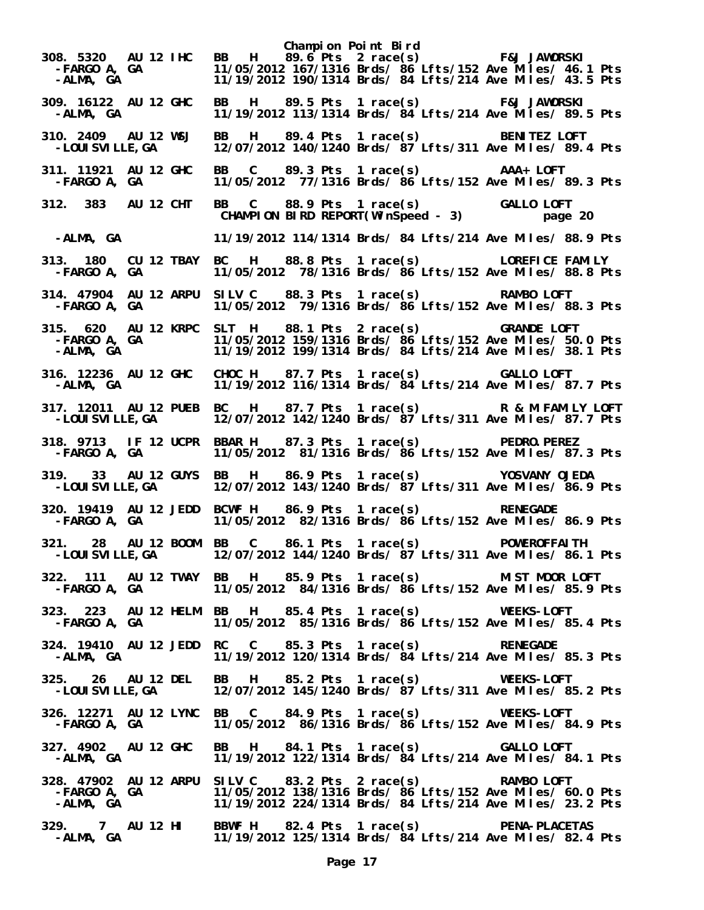# Champion Point Bird

```
308. 5320  AU 12 IHC   BB   H   89.6 Pts  2 race(s)          F&J JAWORSKI
  -FARGO A, GA          11/05/2012 167/1316 Brds/ 86 Lfts/152 Ave Miles/ 46.1 Pts
  -ALMA, GA             11/19/2012 190/1314 Brds/ 84 Lfts/214 Ave Miles/ 43.5 Pts

309. 16122 AU 12 GHC   BB   H   89.5 Pts  1 race(s)          F&J JAWORSKI
  -ALMA, GA             11/19/2012 113/1314 Brds/ 84 Lfts/214 Ave Miles/ 89.5 Pts

310. 2409  AU 12 WSJ   BB   H   89.4 Pts  1 race(s)          BENITEZ LOFT
  -LOUISVILLE,GA        12/07/2012 140/1240 Brds/ 87 Lfts/311 Ave Miles/ 89.4 Pts

311. 11921 AU 12 GHC   BB   C   89.3 Pts  1 race(s)          AAA+ LOFT
  -FARGO A, GA          11/05/2012  77/1316 Brds/ 86 Lfts/152 Ave Miles/ 89.3 Pts

312.  383  AU 12 CHT   BB   C   88.9 Pts  1 race(s)          GALLO LOFT
                        CHAMPION BIRD REPORT(WinSpeed - 3)          page 20

  -ALMA, GA             11/19/2012 114/1314 Brds/ 84 Lfts/214 Ave Miles/ 88.9 Pts

313.  180  CU 12 TBAY  BC   H   88.8 Pts  1 race(s)          LOREFICE FAMILY
  -FARGO A, GA          11/05/2012  78/1316 Brds/ 86 Lfts/152 Ave Miles/ 88.8 Pts

314. 47904 AU 12 ARPU  SILV C   88.3 Pts  1 race(s)          RAMBO LOFT
  -FARGO A, GA          11/05/2012  79/1316 Brds/ 86 Lfts/152 Ave Miles/ 88.3 Pts

315.  620  AU 12 KRPC  SLT  H   88.1 Pts  2 race(s)          GRANDE LOFT
  -FARGO A, GA          11/05/2012 159/1316 Brds/ 86 Lfts/152 Ave Miles/ 50.0 Pts
  -ALMA, GA             11/19/2012 199/1314 Brds/ 84 Lfts/214 Ave Miles/ 38.1 Pts

316. 12236 AU 12 GHC   CHOC H   87.7 Pts  1 race(s)          GALLO LOFT
  -ALMA, GA             11/19/2012 116/1314 Brds/ 84 Lfts/214 Ave Miles/ 87.7 Pts

317. 12011 AU 12 PUEB  BC   H   87.7 Pts  1 race(s)          R & M FAMILY LOFT
  -LOUISVILLE,GA        12/07/2012 142/1240 Brds/ 87 Lfts/311 Ave Miles/ 87.7 Pts

318. 9713  IF 12 UCPR  BBAR H   87.3 Pts  1 race(s)          PEDRO.PEREZ
  -FARGO A, GA          11/05/2012  81/1316 Brds/ 86 Lfts/152 Ave Miles/ 87.3 Pts

319.   33  AU 12 GUYS  BB   H   86.9 Pts  1 race(s)          YOSVANY OJEDA
  -LOUISVILLE,GA        12/07/2012 143/1240 Brds/ 87 Lfts/311 Ave Miles/ 86.9 Pts

320. 19419 AU 12 JEDD  BCWF H   86.9 Pts  1 race(s)          RENEGADE
  -FARGO A, GA          11/05/2012  82/1316 Brds/ 86 Lfts/152 Ave Miles/ 86.9 Pts

321.   28  AU 12 BOOM  BB   C   86.1 Pts  1 race(s)          POWEROFFAITH
  -LOUISVILLE,GA        12/07/2012 144/1240 Brds/ 87 Lfts/311 Ave Miles/ 86.1 Pts

322.  111  AU 12 TWAY  BB   H   85.9 Pts  1 race(s)          MIST MOOR LOFT
  -FARGO A, GA          11/05/2012  84/1316 Brds/ 86 Lfts/152 Ave Miles/ 85.9 Pts

323.  223  AU 12 HELM  BB   H   85.4 Pts  1 race(s)          WEEKS-LOFT
  -FARGO A, GA          11/05/2012  85/1316 Brds/ 86 Lfts/152 Ave Miles/ 85.4 Pts

324. 19410 AU 12 JEDD  RC   C   85.3 Pts  1 race(s)          RENEGADE
  -ALMA, GA             11/19/2012 120/1314 Brds/ 84 Lfts/214 Ave Miles/ 85.3 Pts

325.   26  AU 12 DEL   BB   H   85.2 Pts  1 race(s)          WEEKS-LOFT
  -LOUISVILLE,GA        12/07/2012 145/1240 Brds/ 87 Lfts/311 Ave Miles/ 85.2 Pts

326. 12271 AU 12 LYNC  BB   C   84.9 Pts  1 race(s)          WEEKS-LOFT
  -FARGO A, GA          11/05/2012  86/1316 Brds/ 86 Lfts/152 Ave Miles/ 84.9 Pts

327. 4902  AU 12 GHC   BB   H   84.1 Pts  1 race(s)          GALLO LOFT
  -ALMA, GA             11/19/2012 122/1314 Brds/ 84 Lfts/214 Ave Miles/ 84.1 Pts

328. 47902 AU 12 ARPU  SILV C   83.2 Pts  2 race(s)          RAMBO LOFT
  -FARGO A, GA          11/05/2012 138/1316 Brds/ 86 Lfts/152 Ave Miles/ 60.0 Pts
  -ALMA, GA             11/19/2012 224/1314 Brds/ 84 Lfts/214 Ave Miles/ 23.2 Pts

329.    7  AU 12 HI    BBWF H   82.4 Pts  1 race(s)          PENA-PLACETAS
  -ALMA, GA             11/19/2012 125/1314 Brds/ 84 Lfts/214 Ave Miles/ 82.4 Pts
```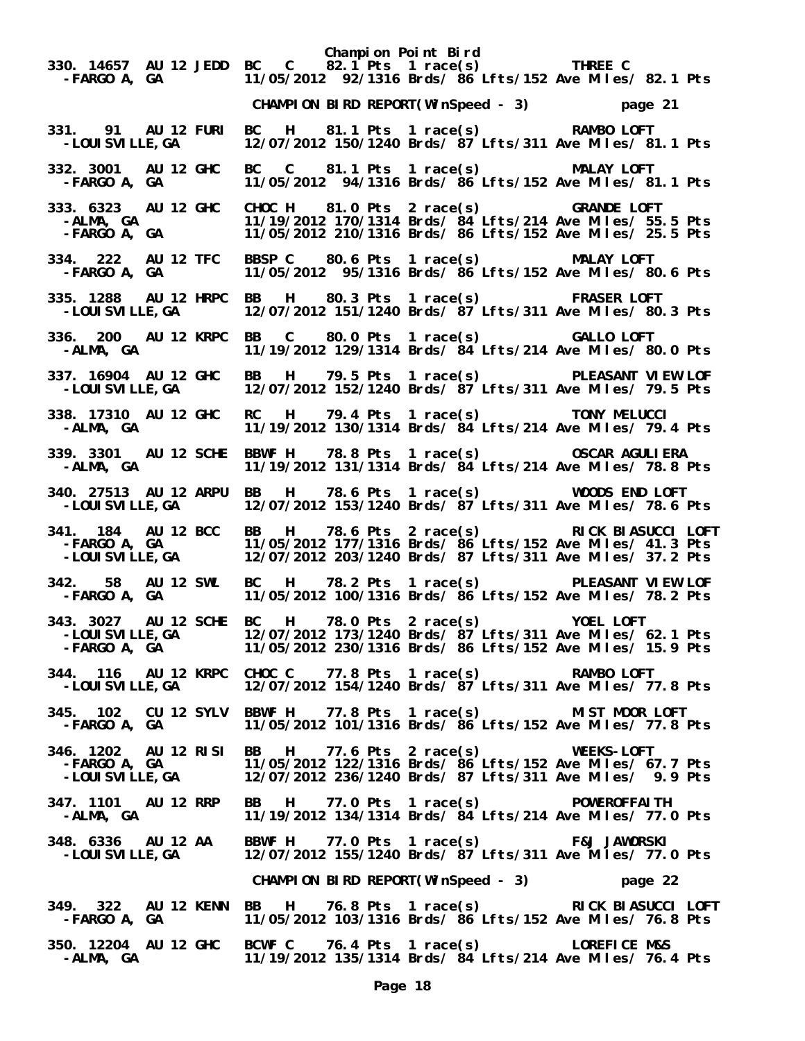Champion Point Bird

```
330. 14657  AU 12 JEDD  BC    C    82.1 Pts  1 race(s)          THREE C
  -FARGO A, GA            11/05/2012  92/1316 Brds/ 86 Lfts/152 Ave Miles/ 82.1 Pts
```

CHAMPION BIRD REPORT(WinSpeed - 3)          page 21

```
331.   91   AU 12 FURI  BC    H    81.1 Pts  1 race(s)          RAMBO LOFT
  -LOUISVILLE,GA          12/07/2012 150/1240 Brds/ 87 Lfts/311 Ave Miles/ 81.1 Pts

332. 3001   AU 12 GHC   BC    C    81.1 Pts  1 race(s)          MALAY LOFT
  -FARGO A, GA            11/05/2012  94/1316 Brds/ 86 Lfts/152 Ave Miles/ 81.1 Pts

333. 6323   AU 12 GHC   CHOC H    81.0 Pts  2 race(s)          GRANDE LOFT
  -ALMA, GA               11/19/2012 170/1314 Brds/ 84 Lfts/214 Ave Miles/ 55.5 Pts
  -FARGO A, GA            11/05/2012 210/1316 Brds/ 86 Lfts/152 Ave Miles/ 25.5 Pts

334.  222   AU 12 TFC   BBSP C    80.6 Pts  1 race(s)          MALAY LOFT
  -FARGO A, GA            11/05/2012  95/1316 Brds/ 86 Lfts/152 Ave Miles/ 80.6 Pts

335. 1288   AU 12 HRPC  BB    H    80.3 Pts  1 race(s)          FRASER LOFT
  -LOUISVILLE,GA          12/07/2012 151/1240 Brds/ 87 Lfts/311 Ave Miles/ 80.3 Pts

336.  200   AU 12 KRPC  BB    C    80.0 Pts  1 race(s)          GALLO LOFT
  -ALMA, GA               11/19/2012 129/1314 Brds/ 84 Lfts/214 Ave Miles/ 80.0 Pts

337. 16904  AU 12 GHC   BB    H    79.5 Pts  1 race(s)          PLEASANT VIEW LOF
  -LOUISVILLE,GA          12/07/2012 152/1240 Brds/ 87 Lfts/311 Ave Miles/ 79.5 Pts

338. 17310  AU 12 GHC   RC    H    79.4 Pts  1 race(s)          TONY MELUCCI
  -ALMA, GA               11/19/2012 130/1314 Brds/ 84 Lfts/214 Ave Miles/ 79.4 Pts

339. 3301   AU 12 SCHE  BBWF H    78.8 Pts  1 race(s)          OSCAR AGULIERA
  -ALMA, GA               11/19/2012 131/1314 Brds/ 84 Lfts/214 Ave Miles/ 78.8 Pts

340. 27513  AU 12 ARPU  BB    H    78.6 Pts  1 race(s)          WOODS END LOFT
  -LOUISVILLE,GA          12/07/2012 153/1240 Brds/ 87 Lfts/311 Ave Miles/ 78.6 Pts

341.  184   AU 12 BCC   BB    H    78.6 Pts  2 race(s)          RICK BIASUCCI LOFT
  -FARGO A, GA            11/05/2012 177/1316 Brds/ 86 Lfts/152 Ave Miles/ 41.3 Pts
  -LOUISVILLE,GA          12/07/2012 203/1240 Brds/ 87 Lfts/311 Ave Miles/ 37.2 Pts

342.   58   AU 12 SWL   BC    H    78.2 Pts  1 race(s)          PLEASANT VIEW LOF
  -FARGO A, GA            11/05/2012 100/1316 Brds/ 86 Lfts/152 Ave Miles/ 78.2 Pts

343. 3027   AU 12 SCHE  BC    H    78.0 Pts  2 race(s)          YOEL LOFT
  -LOUISVILLE,GA          12/07/2012 173/1240 Brds/ 87 Lfts/311 Ave Miles/ 62.1 Pts
  -FARGO A, GA            11/05/2012 230/1316 Brds/ 86 Lfts/152 Ave Miles/ 15.9 Pts

344.  116   AU 12 KRPC  CHOC C    77.8 Pts  1 race(s)          RAMBO LOFT
  -LOUISVILLE,GA          12/07/2012 154/1240 Brds/ 87 Lfts/311 Ave Miles/ 77.8 Pts

345.  102   CU 12 SYLV  BBWF H    77.8 Pts  1 race(s)          MIST MOOR LOFT
  -FARGO A, GA            11/05/2012 101/1316 Brds/ 86 Lfts/152 Ave Miles/ 77.8 Pts

346. 1202   AU 12 RISI  BB    H    77.6 Pts  2 race(s)          WEEKS-LOFT
  -FARGO A, GA            11/05/2012 122/1316 Brds/ 86 Lfts/152 Ave Miles/ 67.7 Pts
  -LOUISVILLE,GA          12/07/2012 236/1240 Brds/ 87 Lfts/311 Ave Miles/  9.9 Pts

347. 1101   AU 12 RRP   BB    H    77.0 Pts  1 race(s)          POWEROFFAITH
  -ALMA, GA               11/19/2012 134/1314 Brds/ 84 Lfts/214 Ave Miles/ 77.0 Pts

348. 6336   AU 12 AA    BBWF H    77.0 Pts  1 race(s)          F&J JAWORSKI
  -LOUISVILLE,GA          12/07/2012 155/1240 Brds/ 87 Lfts/311 Ave Miles/ 77.0 Pts
```

CHAMPION BIRD REPORT(WinSpeed - 3)          page 22

```
349.  322   AU 12 KENN  BB    H    76.8 Pts  1 race(s)          RICK BIASUCCI LOFT
  -FARGO A, GA            11/05/2012 103/1316 Brds/ 86 Lfts/152 Ave Miles/ 76.8 Pts

350. 12204  AU 12 GHC   BCWF C    76.4 Pts  1 race(s)          LOREFICE M&S
  -ALMA, GA               11/19/2012 135/1314 Brds/ 84 Lfts/214 Ave Miles/ 76.4 Pts
```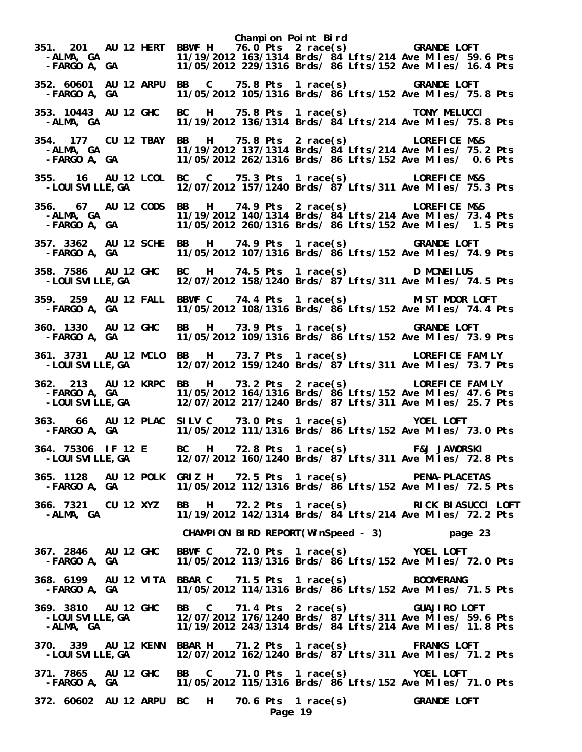Champion Point Bird

```
351. 201   AU 12 HERT  BBWF H   76.0 Pts  2 race(s)          GRANDE LOFT
  -ALMA, GA           11/19/2012 163/1314 Brds/ 84 Lfts/214 Ave Miles/ 59.6 Pts
  -FARGO A, GA        11/05/2012 229/1316 Brds/ 86 Lfts/152 Ave Miles/ 16.4 Pts

352. 60601  AU 12 ARPU  BB   C   75.8 Pts  1 race(s)          GRANDE LOFT
  -FARGO A, GA        11/05/2012 105/1316 Brds/ 86 Lfts/152 Ave Miles/ 75.8 Pts

353. 10443  AU 12 GHC   BC   H   75.8 Pts  1 race(s)          TONY MELUCCI
  -ALMA, GA           11/19/2012 136/1314 Brds/ 84 Lfts/214 Ave Miles/ 75.8 Pts

354. 177   CU 12 TBAY  BB   H   75.8 Pts  2 race(s)          LOREFICE M&S
  -ALMA, GA           11/19/2012 137/1314 Brds/ 84 Lfts/214 Ave Miles/ 75.2 Pts
  -FARGO A, GA        11/05/2012 262/1316 Brds/ 86 Lfts/152 Ave Miles/  0.6 Pts

355.  16   AU 12 LCOL  BC   C   75.3 Pts  1 race(s)          LOREFICE M&S
  -LOUISVILLE,GA      12/07/2012 157/1240 Brds/ 87 Lfts/311 Ave Miles/ 75.3 Pts

356.  67   AU 12 CODS  BB   H   74.9 Pts  2 race(s)          LOREFICE M&S
  -ALMA, GA           11/19/2012 140/1314 Brds/ 84 Lfts/214 Ave Miles/ 73.4 Pts
  -FARGO A, GA        11/05/2012 260/1316 Brds/ 86 Lfts/152 Ave Miles/  1.5 Pts

357. 3362  AU 12 SCHE  BB   H   74.9 Pts  1 race(s)          GRANDE LOFT
  -FARGO A, GA        11/05/2012 107/1316 Brds/ 86 Lfts/152 Ave Miles/ 74.9 Pts

358. 7586  AU 12 GHC   BC   H   74.5 Pts  1 race(s)          D MCNEILUS
  -LOUISVILLE,GA      12/07/2012 158/1240 Brds/ 87 Lfts/311 Ave Miles/ 74.5 Pts

359. 259   AU 12 FALL  BBWF C   74.4 Pts  1 race(s)          MIST MOOR LOFT
  -FARGO A, GA        11/05/2012 108/1316 Brds/ 86 Lfts/152 Ave Miles/ 74.4 Pts

360. 1330  AU 12 GHC   BB   H   73.9 Pts  1 race(s)          GRANDE LOFT
  -FARGO A, GA        11/05/2012 109/1316 Brds/ 86 Lfts/152 Ave Miles/ 73.9 Pts

361. 3731  AU 12 MCLO  BB   H   73.7 Pts  1 race(s)          LOREFICE FAMILY
  -LOUISVILLE,GA      12/07/2012 159/1240 Brds/ 87 Lfts/311 Ave Miles/ 73.7 Pts

362. 213   AU 12 KRPC  BB   H   73.2 Pts  2 race(s)          LOREFICE FAMILY
  -FARGO A, GA        11/05/2012 164/1316 Brds/ 86 Lfts/152 Ave Miles/ 47.6 Pts
  -LOUISVILLE,GA      12/07/2012 217/1240 Brds/ 87 Lfts/311 Ave Miles/ 25.7 Pts

363.  66   AU 12 PLAC  SILV C   73.0 Pts  1 race(s)          YOEL LOFT
  -FARGO A, GA        11/05/2012 111/1316 Brds/ 86 Lfts/152 Ave Miles/ 73.0 Pts

364. 75306 IF 12 E     BC   H   72.8 Pts  1 race(s)          F&J JAWORSKI
  -LOUISVILLE,GA      12/07/2012 160/1240 Brds/ 87 Lfts/311 Ave Miles/ 72.8 Pts

365. 1128  AU 12 POLK  GRIZ H   72.5 Pts  1 race(s)          PENA-PLACETAS
  -FARGO A, GA        11/05/2012 112/1316 Brds/ 86 Lfts/152 Ave Miles/ 72.5 Pts

366. 7321  CU 12 XYZ   BB   H   72.2 Pts  1 race(s)          RICK BIASUCCI LOFT
  -ALMA, GA           11/19/2012 142/1314 Brds/ 84 Lfts/214 Ave Miles/ 72.2 Pts

                    CHAMPION BIRD REPORT(WinSpeed - 3)          page 23

367. 2846  AU 12 GHC   BBWF C   72.0 Pts  1 race(s)          YOEL LOFT
  -FARGO A, GA        11/05/2012 113/1316 Brds/ 86 Lfts/152 Ave Miles/ 72.0 Pts

368. 6199  AU 12 VITA  BBAR C   71.5 Pts  1 race(s)          BOOMERANG
  -FARGO A, GA        11/05/2012 114/1316 Brds/ 86 Lfts/152 Ave Miles/ 71.5 Pts

369. 3810  AU 12 GHC   BB   C   71.4 Pts  2 race(s)          GUAJIRO LOFT
  -LOUISVILLE,GA      12/07/2012 176/1240 Brds/ 87 Lfts/311 Ave Miles/ 59.6 Pts
  -ALMA, GA           11/19/2012 243/1314 Brds/ 84 Lfts/214 Ave Miles/ 11.8 Pts

370. 339   AU 12 KENN  BBAR H   71.2 Pts  1 race(s)          FRANKS LOFT
  -LOUISVILLE,GA      12/07/2012 162/1240 Brds/ 87 Lfts/311 Ave Miles/ 71.2 Pts

371. 7865  AU 12 GHC   BB   C   71.0 Pts  1 race(s)          YOEL LOFT
  -FARGO A, GA        11/05/2012 115/1316 Brds/ 86 Lfts/152 Ave Miles/ 71.0 Pts

372. 60602  AU 12 ARPU  BC   H   70.6 Pts  1 race(s)          GRANDE LOFT
```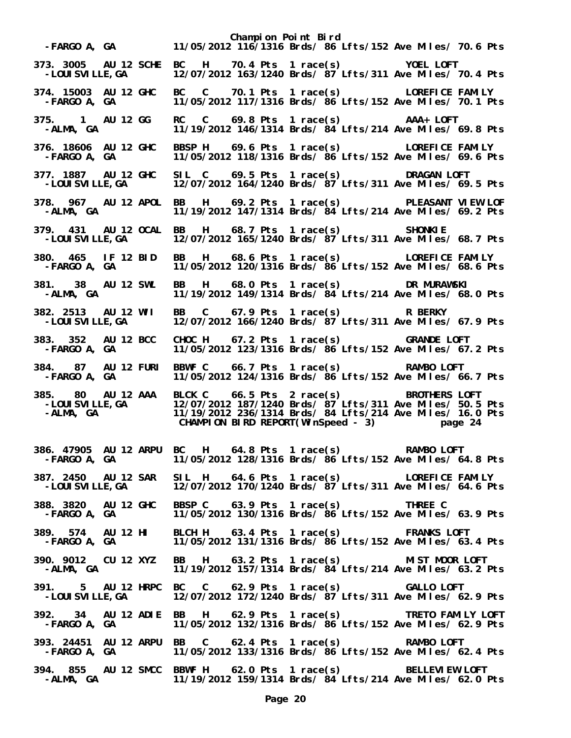Champion Point Bird

```
-FARGO A, GA            11/05/2012 116/1316 Brds/ 86 Lfts/152 Ave Miles/ 70.6 Pts

373. 3005  AU 12 SCHE  BC   H   70.4 Pts  1 race(s)          YOEL LOFT
  -LOUISVILLE,GA        12/07/2012 163/1240 Brds/ 87 Lfts/311 Ave Miles/ 70.4 Pts

374. 15003  AU 12 GHC  BC   C   70.1 Pts  1 race(s)          LOREFICE FAMILY
  -FARGO A, GA          11/05/2012 117/1316 Brds/ 86 Lfts/152 Ave Miles/ 70.1 Pts

375.    1  AU 12 GG    RC   C   69.8 Pts  1 race(s)          AAA+ LOFT
  -ALMA, GA             11/19/2012 146/1314 Brds/ 84 Lfts/214 Ave Miles/ 69.8 Pts

376. 18606  AU 12 GHC  BBSP H   69.6 Pts  1 race(s)          LOREFICE FAMILY
  -FARGO A, GA          11/05/2012 118/1316 Brds/ 86 Lfts/152 Ave Miles/ 69.6 Pts

377. 1887  AU 12 GHC   SIL  C   69.5 Pts  1 race(s)          DRAGAN LOFT
  -LOUISVILLE,GA        12/07/2012 164/1240 Brds/ 87 Lfts/311 Ave Miles/ 69.5 Pts

378.  967  AU 12 APOL  BB   H   69.2 Pts  1 race(s)          PLEASANT VIEW LOF
  -ALMA, GA             11/19/2012 147/1314 Brds/ 84 Lfts/214 Ave Miles/ 69.2 Pts

379.  431  AU 12 OCAL  BB   H   68.7 Pts  1 race(s)          SHONKIE
  -LOUISVILLE,GA        12/07/2012 165/1240 Brds/ 87 Lfts/311 Ave Miles/ 68.7 Pts

380.  465  IF 12 BID   BB   H   68.6 Pts  1 race(s)          LOREFICE FAMILY
  -FARGO A, GA          11/05/2012 120/1316 Brds/ 86 Lfts/152 Ave Miles/ 68.6 Pts

381.   38  AU 12 SWL   BB   H   68.0 Pts  1 race(s)          DR MURAWSKI
  -ALMA, GA             11/19/2012 149/1314 Brds/ 84 Lfts/214 Ave Miles/ 68.0 Pts

382. 2513  AU 12 WII   BB   C   67.9 Pts  1 race(s)          R BERKY
  -LOUISVILLE,GA        12/07/2012 166/1240 Brds/ 87 Lfts/311 Ave Miles/ 67.9 Pts

383.  352  AU 12 BCC   CHOC H   67.2 Pts  1 race(s)          GRANDE LOFT
  -FARGO A, GA          11/05/2012 123/1316 Brds/ 86 Lfts/152 Ave Miles/ 67.2 Pts

384.   87  AU 12 FURI  BBWF C   66.7 Pts  1 race(s)          RAMBO LOFT
  -FARGO A, GA          11/05/2012 124/1316 Brds/ 86 Lfts/152 Ave Miles/ 66.7 Pts

385.   80  AU 12 AAA   BLCK C   66.5 Pts  2 race(s)          BROTHERS LOFT
  -LOUISVILLE,GA        12/07/2012 187/1240 Brds/ 87 Lfts/311 Ave Miles/ 50.5 Pts
  -ALMA, GA             11/19/2012 236/1314 Brds/ 84 Lfts/214 Ave Miles/ 16.0 Pts
                         CHAMPION BIRD REPORT(WinSpeed - 3)          page 24

386. 47905  AU 12 ARPU  BC   H   64.8 Pts  1 race(s)          RAMBO LOFT
  -FARGO A, GA          11/05/2012 128/1316 Brds/ 86 Lfts/152 Ave Miles/ 64.8 Pts

387. 2450  AU 12 SAR   SIL  H   64.6 Pts  1 race(s)          LOREFICE FAMILY
  -LOUISVILLE,GA        12/07/2012 170/1240 Brds/ 87 Lfts/311 Ave Miles/ 64.6 Pts

388. 3820  AU 12 GHC   BBSP C   63.9 Pts  1 race(s)          THREE C
  -FARGO A, GA          11/05/2012 130/1316 Brds/ 86 Lfts/152 Ave Miles/ 63.9 Pts

389.  574  AU 12 HI    BLCH H   63.4 Pts  1 race(s)          FRANKS LOFT
  -FARGO A, GA          11/05/2012 131/1316 Brds/ 86 Lfts/152 Ave Miles/ 63.4 Pts

390. 9012  CU 12 XYZ   BB   H   63.2 Pts  1 race(s)          MIST MOOR LOFT
  -ALMA, GA             11/19/2012 157/1314 Brds/ 84 Lfts/214 Ave Miles/ 63.2 Pts

391.    5  AU 12 HRPC  BC   C   62.9 Pts  1 race(s)          GALLO LOFT
  -LOUISVILLE,GA        12/07/2012 172/1240 Brds/ 87 Lfts/311 Ave Miles/ 62.9 Pts

392.   34  AU 12 ADIE  BB   H   62.9 Pts  1 race(s)          TRETO FAMILY LOFT
  -FARGO A, GA          11/05/2012 132/1316 Brds/ 86 Lfts/152 Ave Miles/ 62.9 Pts

393. 24451  AU 12 ARPU  BB   C   62.4 Pts  1 race(s)          RAMBO LOFT
  -FARGO A, GA          11/05/2012 133/1316 Brds/ 86 Lfts/152 Ave Miles/ 62.4 Pts

394.  855  AU 12 SMCC  BBWF H   62.0 Pts  1 race(s)          BELLEVIEW LOFT
  -ALMA, GA             11/19/2012 159/1314 Brds/ 84 Lfts/214 Ave Miles/ 62.0 Pts
```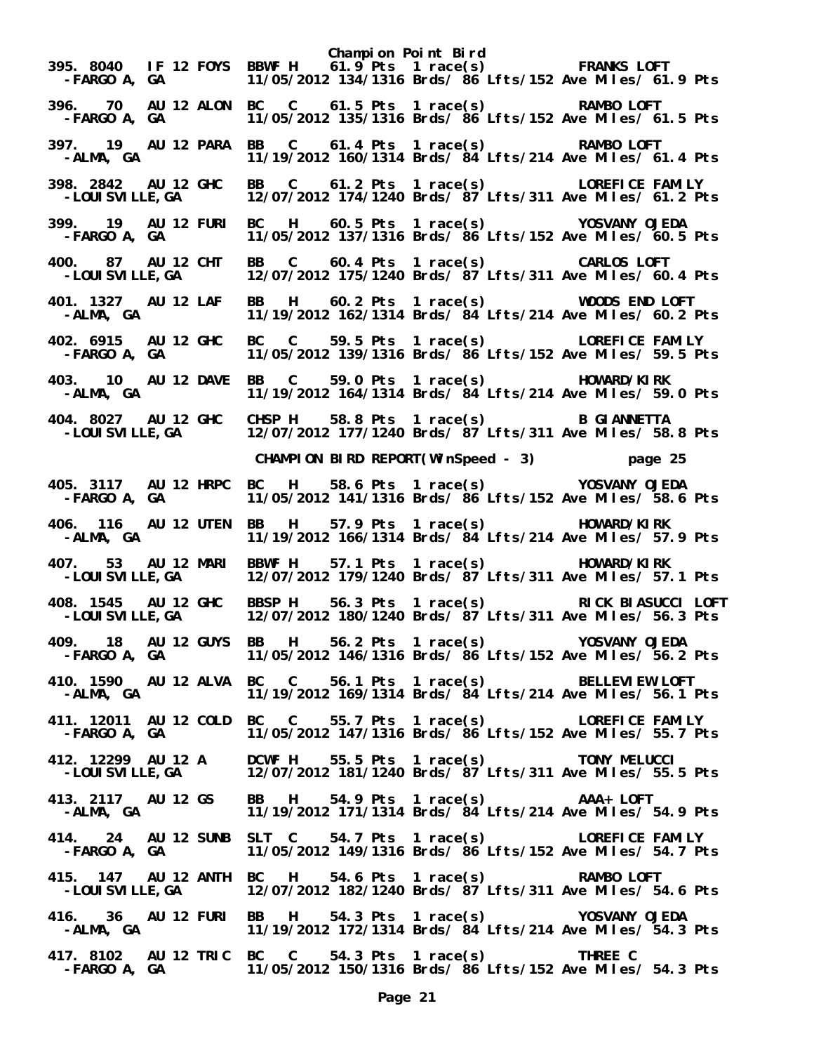Champion Point Bird

```
395. 8040  IF 12 FOYS  BBWF H   61.9 Pts  1 race(s)          FRANKS LOFT
  -FARGO A, GA           11/05/2012 134/1316 Brds/ 86 Lfts/152 Ave Miles/ 61.9 Pts

396.   70  AU 12 ALON  BC   C   61.5 Pts  1 race(s)          RAMBO LOFT
  -FARGO A, GA           11/05/2012 135/1316 Brds/ 86 Lfts/152 Ave Miles/ 61.5 Pts

397.   19  AU 12 PARA  BB   C   61.4 Pts  1 race(s)          RAMBO LOFT
  -ALMA, GA              11/19/2012 160/1314 Brds/ 84 Lfts/214 Ave Miles/ 61.4 Pts

398. 2842  AU 12 GHC   BB   C   61.2 Pts  1 race(s)          LOREFICE FAMILY
  -LOUISVILLE,GA         12/07/2012 174/1240 Brds/ 87 Lfts/311 Ave Miles/ 61.2 Pts

399.   19  AU 12 FURI  BC   H   60.5 Pts  1 race(s)          YOSVANY OJEDA
  -FARGO A, GA           11/05/2012 137/1316 Brds/ 86 Lfts/152 Ave Miles/ 60.5 Pts

400.   87  AU 12 CHT   BB   C   60.4 Pts  1 race(s)          CARLOS LOFT
  -LOUISVILLE,GA         12/07/2012 175/1240 Brds/ 87 Lfts/311 Ave Miles/ 60.4 Pts

401. 1327  AU 12 LAF   BB   H   60.2 Pts  1 race(s)          WOODS END LOFT
  -ALMA, GA              11/19/2012 162/1314 Brds/ 84 Lfts/214 Ave Miles/ 60.2 Pts

402. 6915  AU 12 GHC   BC   C   59.5 Pts  1 race(s)          LOREFICE FAMILY
  -FARGO A, GA           11/05/2012 139/1316 Brds/ 86 Lfts/152 Ave Miles/ 59.5 Pts

403.   10  AU 12 DAVE  BB   C   59.0 Pts  1 race(s)          HOWARD/KIRK
  -ALMA, GA              11/19/2012 164/1314 Brds/ 84 Lfts/214 Ave Miles/ 59.0 Pts

404. 8027  AU 12 GHC   CHSP H   58.8 Pts  1 race(s)          B GIANNETTA
  -LOUISVILLE,GA         12/07/2012 177/1240 Brds/ 87 Lfts/311 Ave Miles/ 58.8 Pts

                       CHAMPION BIRD REPORT(WinSpeed - 3)          page 25

405. 3117  AU 12 HRPC  BC   H   58.6 Pts  1 race(s)          YOSVANY OJEDA
  -FARGO A, GA           11/05/2012 141/1316 Brds/ 86 Lfts/152 Ave Miles/ 58.6 Pts

406.  116  AU 12 UTEN  BB   H   57.9 Pts  1 race(s)          HOWARD/KIRK
  -ALMA, GA              11/19/2012 166/1314 Brds/ 84 Lfts/214 Ave Miles/ 57.9 Pts

407.   53  AU 12 MARI  BBWF H   57.1 Pts  1 race(s)          HOWARD/KIRK
  -LOUISVILLE,GA         12/07/2012 179/1240 Brds/ 87 Lfts/311 Ave Miles/ 57.1 Pts

408. 1545  AU 12 GHC   BBSP H   56.3 Pts  1 race(s)          RICK BIASUCCI LOFT
  -LOUISVILLE,GA         12/07/2012 180/1240 Brds/ 87 Lfts/311 Ave Miles/ 56.3 Pts

409.   18  AU 12 GUYS  BB   H   56.2 Pts  1 race(s)          YOSVANY OJEDA
  -FARGO A, GA           11/05/2012 146/1316 Brds/ 86 Lfts/152 Ave Miles/ 56.2 Pts

410. 1590  AU 12 ALVA  BC   C   56.1 Pts  1 race(s)          BELLEVIEW LOFT
  -ALMA, GA              11/19/2012 169/1314 Brds/ 84 Lfts/214 Ave Miles/ 56.1 Pts

411. 12011 AU 12 COLD  BC   C   55.7 Pts  1 race(s)          LOREFICE FAMILY
  -FARGO A, GA           11/05/2012 147/1316 Brds/ 86 Lfts/152 Ave Miles/ 55.7 Pts

412. 12299 AU 12 A     DCWF H   55.5 Pts  1 race(s)          TONY MELUCCI
  -LOUISVILLE,GA         12/07/2012 181/1240 Brds/ 87 Lfts/311 Ave Miles/ 55.5 Pts

413. 2117  AU 12 GS    BB   H   54.9 Pts  1 race(s)          AAA+ LOFT
  -ALMA, GA              11/19/2012 171/1314 Brds/ 84 Lfts/214 Ave Miles/ 54.9 Pts

414.   24  AU 12 SUNB  SLT  C   54.7 Pts  1 race(s)          LOREFICE FAMILY
  -FARGO A, GA           11/05/2012 149/1316 Brds/ 86 Lfts/152 Ave Miles/ 54.7 Pts

415.  147  AU 12 ANTH  BC   H   54.6 Pts  1 race(s)          RAMBO LOFT
  -LOUISVILLE,GA         12/07/2012 182/1240 Brds/ 87 Lfts/311 Ave Miles/ 54.6 Pts

416.   36  AU 12 FURI  BB   H   54.3 Pts  1 race(s)          YOSVANY OJEDA
  -ALMA, GA              11/19/2012 172/1314 Brds/ 84 Lfts/214 Ave Miles/ 54.3 Pts

417. 8102  AU 12 TRIC  BC   C   54.3 Pts  1 race(s)          THREE C
  -FARGO A, GA           11/05/2012 150/1316 Brds/ 86 Lfts/152 Ave Miles/ 54.3 Pts
```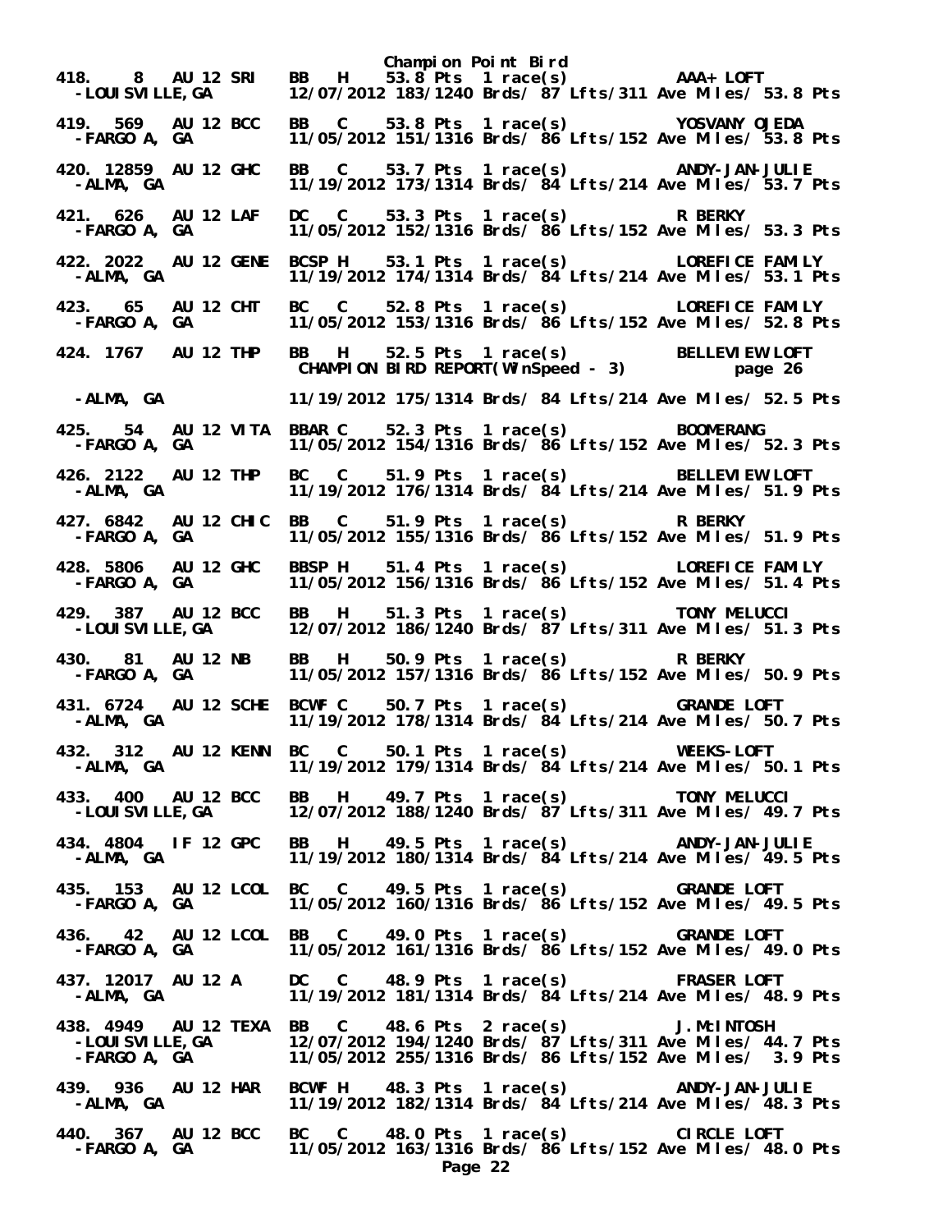# Champion Point Bird

```
418.    8  AU 12 SRI   BB   H    53.8 Pts  1 race(s)          AAA+ LOFT
 -LOUISVILLE,GA        12/07/2012 183/1240 Brds/ 87 Lfts/311 Ave Miles/ 53.8 Pts

419.  569  AU 12 BCC   BB   C    53.8 Pts  1 race(s)          YOSVANY OJEDA
 -FARGO A, GA          11/05/2012 151/1316 Brds/ 86 Lfts/152 Ave Miles/ 53.8 Pts

420. 12859 AU 12 GHC   BB   C    53.7 Pts  1 race(s)          ANDY-JAN-JULIE
 -ALMA, GA             11/19/2012 173/1314 Brds/ 84 Lfts/214 Ave Miles/ 53.7 Pts

421.  626  AU 12 LAF   DC   C    53.3 Pts  1 race(s)          R BERKY
 -FARGO A, GA          11/05/2012 152/1316 Brds/ 86 Lfts/152 Ave Miles/ 53.3 Pts

422. 2022  AU 12 GENE  BCSP H    53.1 Pts  1 race(s)          LOREFICE FAMILY
 -ALMA, GA             11/19/2012 174/1314 Brds/ 84 Lfts/214 Ave Miles/ 53.1 Pts

423.   65  AU 12 CHT   BC   C    52.8 Pts  1 race(s)          LOREFICE FAMILY
 -FARGO A, GA          11/05/2012 153/1316 Brds/ 86 Lfts/152 Ave Miles/ 52.8 Pts

424. 1767  AU 12 THP   BB   H    52.5 Pts  1 race(s)          BELLEVIEW LOFT
 -ALMA, GA             11/19/2012 175/1314 Brds/ 84 Lfts/214 Ave Miles/ 52.5 Pts

425.   54  AU 12 VITA  BBAR C    52.3 Pts  1 race(s)          BOOMERANG
 -FARGO A, GA          11/05/2012 154/1316 Brds/ 86 Lfts/152 Ave Miles/ 52.3 Pts

426. 2122  AU 12 THP   BC   C    51.9 Pts  1 race(s)          BELLEVIEW LOFT
 -ALMA, GA             11/19/2012 176/1314 Brds/ 84 Lfts/214 Ave Miles/ 51.9 Pts

427. 6842  AU 12 CHIC  BB   C    51.9 Pts  1 race(s)          R BERKY
 -FARGO A, GA          11/05/2012 155/1316 Brds/ 86 Lfts/152 Ave Miles/ 51.9 Pts

428. 5806  AU 12 GHC   BBSP H    51.4 Pts  1 race(s)          LOREFICE FAMILY
 -FARGO A, GA          11/05/2012 156/1316 Brds/ 86 Lfts/152 Ave Miles/ 51.4 Pts

429.  387  AU 12 BCC   BB   H    51.3 Pts  1 race(s)          TONY MELUCCI
 -LOUISVILLE,GA        12/07/2012 186/1240 Brds/ 87 Lfts/311 Ave Miles/ 51.3 Pts

430.   81  AU 12 NB    BB   H    50.9 Pts  1 race(s)          R BERKY
 -FARGO A, GA          11/05/2012 157/1316 Brds/ 86 Lfts/152 Ave Miles/ 50.9 Pts

431. 6724  AU 12 SCHE  BCWF C    50.7 Pts  1 race(s)          GRANDE LOFT
 -ALMA, GA             11/19/2012 178/1314 Brds/ 84 Lfts/214 Ave Miles/ 50.7 Pts

432.  312  AU 12 KENN  BC   C    50.1 Pts  1 race(s)          WEEKS-LOFT
 -ALMA, GA             11/19/2012 179/1314 Brds/ 84 Lfts/214 Ave Miles/ 50.1 Pts

433.  400  AU 12 BCC   BB   H    49.7 Pts  1 race(s)          TONY MELUCCI
 -LOUISVILLE,GA        12/07/2012 188/1240 Brds/ 87 Lfts/311 Ave Miles/ 49.7 Pts

434. 4804  IF 12 GPC   BB   H    49.5 Pts  1 race(s)          ANDY-JAN-JULIE
 -ALMA, GA             11/19/2012 180/1314 Brds/ 84 Lfts/214 Ave Miles/ 49.5 Pts

435.  153  AU 12 LCOL  BC   C    49.5 Pts  1 race(s)          GRANDE LOFT
 -FARGO A, GA          11/05/2012 160/1316 Brds/ 86 Lfts/152 Ave Miles/ 49.5 Pts

436.   42  AU 12 LCOL  BB   C    49.0 Pts  1 race(s)          GRANDE LOFT
 -FARGO A, GA          11/05/2012 161/1316 Brds/ 86 Lfts/152 Ave Miles/ 49.0 Pts

437. 12017 AU 12 A     DC   C    48.9 Pts  1 race(s)          FRASER LOFT
 -ALMA, GA             11/19/2012 181/1314 Brds/ 84 Lfts/214 Ave Miles/ 48.9 Pts

438. 4949  AU 12 TEXA  BB   C    48.6 Pts  2 race(s)          J.McINTOSH
 -LOUISVILLE,GA        12/07/2012 194/1240 Brds/ 87 Lfts/311 Ave Miles/ 44.7 Pts
 -FARGO A, GA          11/05/2012 255/1316 Brds/ 86 Lfts/152 Ave Miles/  3.9 Pts

439.  936  AU 12 HAR   BCWF H    48.3 Pts  1 race(s)          ANDY-JAN-JULIE
 -ALMA, GA             11/19/2012 182/1314 Brds/ 84 Lfts/214 Ave Miles/ 48.3 Pts

440.  367  AU 12 BCC   BC   C    48.0 Pts  1 race(s)          CIRCLE LOFT
 -FARGO A, GA          11/05/2012 163/1316 Brds/ 86 Lfts/152 Ave Miles/ 48.0 Pts
```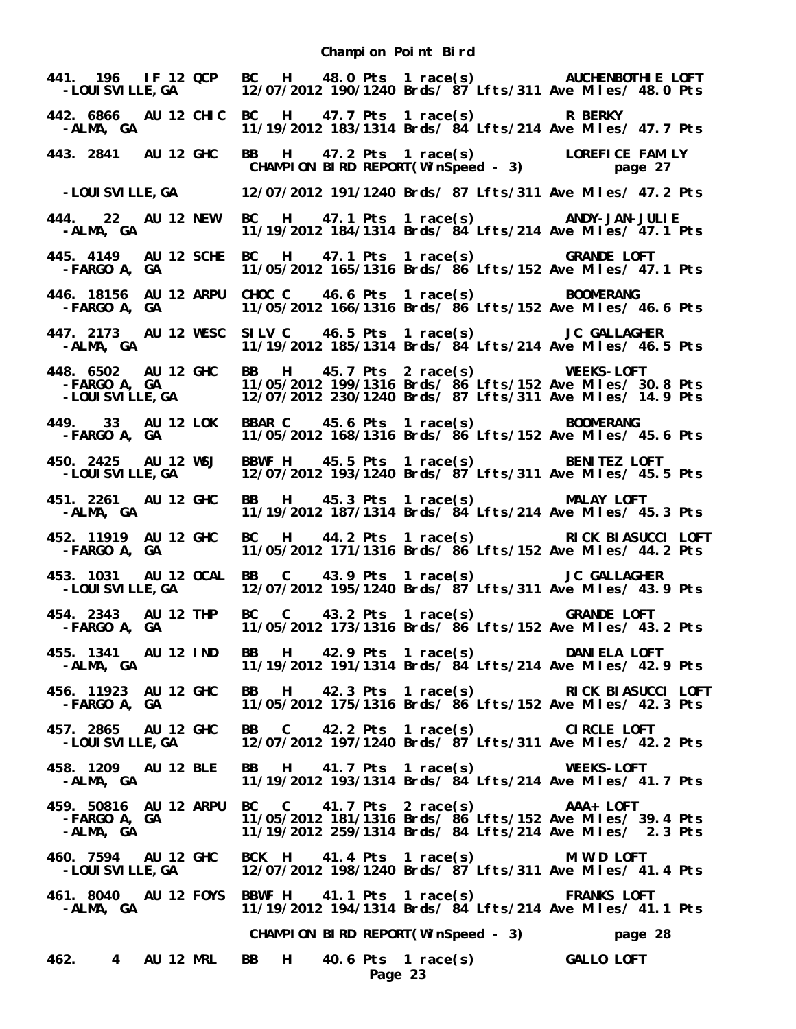**Champion Point Bird**

```
441. 196   IF 12 QCP   BC   H   48.0 Pts  1 race(s)          AUCHENBOTHIE LOFT
  -LOUISVILLE,GA       12/07/2012 190/1240 Brds/ 87 Lfts/311 Ave Miles/ 48.0 Pts

442. 6866  AU 12 CHIC  BC   H   47.7 Pts  1 race(s)          R BERKY
  -ALMA, GA            11/19/2012 183/1314 Brds/ 84 Lfts/214 Ave Miles/ 47.7 Pts

443. 2841  AU 12 GHC   BB   H   47.2 Pts  1 race(s)          LOREFICE FAMILY
  -LOUISVILLE,GA       12/07/2012 191/1240 Brds/ 87 Lfts/311 Ave Miles/ 47.2 Pts

444.   22  AU 12 NEW   BC   H   47.1 Pts  1 race(s)          ANDY-JAN-JULIE
  -ALMA, GA            11/19/2012 184/1314 Brds/ 84 Lfts/214 Ave Miles/ 47.1 Pts

445. 4149  AU 12 SCHE  BC   H   47.1 Pts  1 race(s)          GRANDE LOFT
  -FARGO A, GA         11/05/2012 165/1316 Brds/ 86 Lfts/152 Ave Miles/ 47.1 Pts

446. 18156 AU 12 ARPU  CHOC C   46.6 Pts  1 race(s)          BOOMERANG
  -FARGO A, GA         11/05/2012 166/1316 Brds/ 86 Lfts/152 Ave Miles/ 46.6 Pts

447. 2173  AU 12 WESC  SILV C   46.5 Pts  1 race(s)          JC GALLAGHER
  -ALMA, GA            11/19/2012 185/1314 Brds/ 84 Lfts/214 Ave Miles/ 46.5 Pts

448. 6502  AU 12 GHC   BB   H   45.7 Pts  2 race(s)          WEEKS-LOFT
  -FARGO A, GA         11/05/2012 199/1316 Brds/ 86 Lfts/152 Ave Miles/ 30.8 Pts
  -LOUISVILLE,GA       12/07/2012 230/1240 Brds/ 87 Lfts/311 Ave Miles/ 14.9 Pts

449.   33  AU 12 LOK   BBAR C   45.6 Pts  1 race(s)          BOOMERANG
  -FARGO A, GA         11/05/2012 168/1316 Brds/ 86 Lfts/152 Ave Miles/ 45.6 Pts

450. 2425  AU 12 WSJ   BBWF H   45.5 Pts  1 race(s)          BENITEZ LOFT
  -LOUISVILLE,GA       12/07/2012 193/1240 Brds/ 87 Lfts/311 Ave Miles/ 45.5 Pts

451. 2261  AU 12 GHC   BB   H   45.3 Pts  1 race(s)          MALAY LOFT
  -ALMA, GA            11/19/2012 187/1314 Brds/ 84 Lfts/214 Ave Miles/ 45.3 Pts

452. 11919 AU 12 GHC   BC   H   44.2 Pts  1 race(s)          RICK BIASUCCI LOFT
  -FARGO A, GA         11/05/2012 171/1316 Brds/ 86 Lfts/152 Ave Miles/ 44.2 Pts

453. 1031  AU 12 OCAL  BB   C   43.9 Pts  1 race(s)          JC GALLAGHER
  -LOUISVILLE,GA       12/07/2012 195/1240 Brds/ 87 Lfts/311 Ave Miles/ 43.9 Pts

454. 2343  AU 12 THP   BC   C   43.2 Pts  1 race(s)          GRANDE LOFT
  -FARGO A, GA         11/05/2012 173/1316 Brds/ 86 Lfts/152 Ave Miles/ 43.2 Pts

455. 1341  AU 12 IND   BB   H   42.9 Pts  1 race(s)          DANIELA LOFT
  -ALMA, GA            11/19/2012 191/1314 Brds/ 84 Lfts/214 Ave Miles/ 42.9 Pts

456. 11923 AU 12 GHC   BB   H   42.3 Pts  1 race(s)          RICK BIASUCCI LOFT
  -FARGO A, GA         11/05/2012 175/1316 Brds/ 86 Lfts/152 Ave Miles/ 42.3 Pts

457. 2865  AU 12 GHC   BB   C   42.2 Pts  1 race(s)          CIRCLE LOFT
  -LOUISVILLE,GA       12/07/2012 197/1240 Brds/ 87 Lfts/311 Ave Miles/ 42.2 Pts

458. 1209  AU 12 BLE   BB   H   41.7 Pts  1 race(s)          WEEKS-LOFT
  -ALMA, GA            11/19/2012 193/1314 Brds/ 84 Lfts/214 Ave Miles/ 41.7 Pts

459. 50816 AU 12 ARPU  BC   C   41.7 Pts  2 race(s)          AAA+ LOFT
  -FARGO A, GA         11/05/2012 181/1316 Brds/ 86 Lfts/152 Ave Miles/ 39.4 Pts
  -ALMA, GA            11/19/2012 259/1314 Brds/ 84 Lfts/214 Ave Miles/  2.3 Pts

460. 7594  AU 12 GHC   BCK  H   41.4 Pts  1 race(s)          M W D LOFT
  -LOUISVILLE,GA       12/07/2012 198/1240 Brds/ 87 Lfts/311 Ave Miles/ 41.4 Pts

461. 8040  AU 12 FOYS  BBWF H   41.1 Pts  1 race(s)          FRANKS LOFT
  -ALMA, GA            11/19/2012 194/1314 Brds/ 84 Lfts/214 Ave Miles/ 41.1 Pts

462.    4  AU 12 MRL   BB   H   40.6 Pts  1 race(s)          GALLO LOFT
```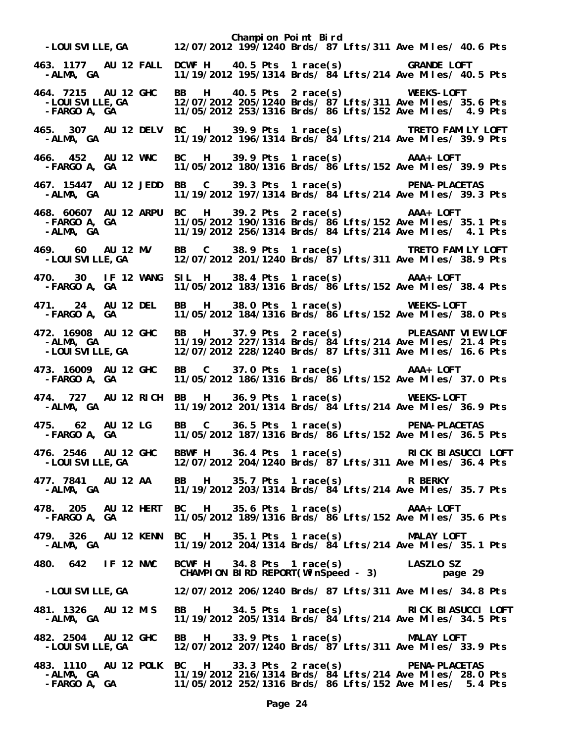Champion Point Bird

```
 -LOUISVILLE,GA       12/07/2012 199/1240 Brds/ 87 Lfts/311 Ave Miles/ 40.6 Pts

463. 1177  AU 12 FALL  DCWF H   40.5 Pts  1 race(s)        GRANDE LOFT
 -ALMA, GA            11/19/2012 195/1314 Brds/ 84 Lfts/214 Ave Miles/ 40.5 Pts

464. 7215  AU 12 GHC   BB   H   40.5 Pts  2 race(s)        WEEKS-LOFT
 -LOUISVILLE,GA       12/07/2012 205/1240 Brds/ 87 Lfts/311 Ave Miles/ 35.6 Pts
 -FARGO A, GA         11/05/2012 253/1316 Brds/ 86 Lfts/152 Ave Miles/  4.9 Pts

465.  307  AU 12 DELV  BC   H   39.9 Pts  1 race(s)        TRETO FAMILY LOFT
 -ALMA, GA            11/19/2012 196/1314 Brds/ 84 Lfts/214 Ave Miles/ 39.9 Pts

466.  452  AU 12 WNC   BC   H   39.9 Pts  1 race(s)        AAA+ LOFT
 -FARGO A, GA         11/05/2012 180/1316 Brds/ 86 Lfts/152 Ave Miles/ 39.9 Pts

467. 15447 AU 12 JEDD  BB   C   39.3 Pts  1 race(s)        PENA-PLACETAS
 -ALMA, GA            11/19/2012 197/1314 Brds/ 84 Lfts/214 Ave Miles/ 39.3 Pts

468. 60607 AU 12 ARPU  BC   H   39.2 Pts  2 race(s)        AAA+ LOFT
 -FARGO A, GA         11/05/2012 190/1316 Brds/ 86 Lfts/152 Ave Miles/ 35.1 Pts
 -ALMA, GA            11/19/2012 256/1314 Brds/ 84 Lfts/214 Ave Miles/  4.1 Pts

469.   60  AU 12 MV    BB   C   38.9 Pts  1 race(s)        TRETO FAMILY LOFT
 -LOUISVILLE,GA       12/07/2012 201/1240 Brds/ 87 Lfts/311 Ave Miles/ 38.9 Pts

470.   30  IF 12 WANG  SIL  H   38.4 Pts  1 race(s)        AAA+ LOFT
 -FARGO A, GA         11/05/2012 183/1316 Brds/ 86 Lfts/152 Ave Miles/ 38.4 Pts

471.   24  AU 12 DEL   BB   H   38.0 Pts  1 race(s)        WEEKS-LOFT
 -FARGO A, GA         11/05/2012 184/1316 Brds/ 86 Lfts/152 Ave Miles/ 38.0 Pts

472. 16908 AU 12 GHC   BB   H   37.9 Pts  2 race(s)        PLEASANT VIEW LOF
 -ALMA, GA            11/19/2012 227/1314 Brds/ 84 Lfts/214 Ave Miles/ 21.4 Pts
 -LOUISVILLE,GA       12/07/2012 228/1240 Brds/ 87 Lfts/311 Ave Miles/ 16.6 Pts

473. 16009 AU 12 GHC   BB   C   37.0 Pts  1 race(s)        AAA+ LOFT
 -FARGO A, GA         11/05/2012 186/1316 Brds/ 86 Lfts/152 Ave Miles/ 37.0 Pts

474.  727  AU 12 RICH  BB   H   36.9 Pts  1 race(s)        WEEKS-LOFT
 -ALMA, GA            11/19/2012 201/1314 Brds/ 84 Lfts/214 Ave Miles/ 36.9 Pts

475.   62  AU 12 LG    BB   C   36.5 Pts  1 race(s)        PENA-PLACETAS
 -FARGO A, GA         11/05/2012 187/1316 Brds/ 86 Lfts/152 Ave Miles/ 36.5 Pts

476. 2546  AU 12 GHC   BBWF H   36.4 Pts  1 race(s)        RICK BIASUCCI LOFT
 -LOUISVILLE,GA       12/07/2012 204/1240 Brds/ 87 Lfts/311 Ave Miles/ 36.4 Pts

477. 7841  AU 12 AA    BB   H   35.7 Pts  1 race(s)        R BERKY
 -ALMA, GA            11/19/2012 203/1314 Brds/ 84 Lfts/214 Ave Miles/ 35.7 Pts

478.  205  AU 12 HERT  BC   H   35.6 Pts  1 race(s)        AAA+ LOFT
 -FARGO A, GA         11/05/2012 189/1316 Brds/ 86 Lfts/152 Ave Miles/ 35.6 Pts

479.  326  AU 12 KENN  BC   H   35.1 Pts  1 race(s)        MALAY LOFT
 -ALMA, GA            11/19/2012 204/1314 Brds/ 84 Lfts/214 Ave Miles/ 35.1 Pts

480.  642  IF 12 NWC   BCWF H   34.8 Pts  1 race(s)        LASZLO SZ
                       CHAMPION BIRD REPORT(WinSpeed - 3)         page 29

 -LOUISVILLE,GA       12/07/2012 206/1240 Brds/ 87 Lfts/311 Ave Miles/ 34.8 Pts

481. 1326  AU 12 MIS   BB   H   34.5 Pts  1 race(s)        RICK BIASUCCI LOFT
 -ALMA, GA            11/19/2012 205/1314 Brds/ 84 Lfts/214 Ave Miles/ 34.5 Pts

482. 2504  AU 12 GHC   BB   H   33.9 Pts  1 race(s)        MALAY LOFT
 -LOUISVILLE,GA       12/07/2012 207/1240 Brds/ 87 Lfts/311 Ave Miles/ 33.9 Pts

483. 1110  AU 12 POLK  BC   H   33.3 Pts  2 race(s)        PENA-PLACETAS
 -ALMA, GA            11/19/2012 216/1314 Brds/ 84 Lfts/214 Ave Miles/ 28.0 Pts
 -FARGO A, GA         11/05/2012 252/1316 Brds/ 86 Lfts/152 Ave Miles/  5.4 Pts
```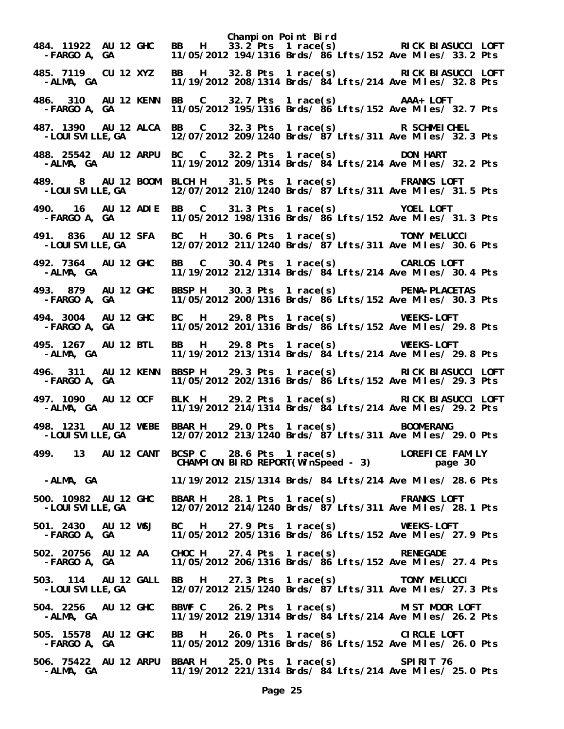# Champion Point Bird

```
484. 11922  AU 12 GHC   BB   H    33.2 Pts  1 race(s)          RICK BIASUCCI LOFT
  -FARGO A, GA          11/05/2012 194/1316 Brds/ 86 Lfts/152 Ave Miles/ 33.2 Pts

485. 7119   CU 12 XYZ   BB   H    32.8 Pts  1 race(s)          RICK BIASUCCI LOFT
  -ALMA, GA             11/19/2012 208/1314 Brds/ 84 Lfts/214 Ave Miles/ 32.8 Pts

486. 310    AU 12 KENN  BB   C    32.7 Pts  1 race(s)          AAA+ LOFT
  -FARGO A, GA          11/05/2012 195/1316 Brds/ 86 Lfts/152 Ave Miles/ 32.7 Pts

487. 1390   AU 12 ALCA  BB   C    32.3 Pts  1 race(s)          R SCHMEICHEL
  -LOUISVILLE,GA        12/07/2012 209/1240 Brds/ 87 Lfts/311 Ave Miles/ 32.3 Pts

488. 25542  AU 12 ARPU  BC   C    32.2 Pts  1 race(s)          DON HART
  -ALMA, GA             11/19/2012 209/1314 Brds/ 84 Lfts/214 Ave Miles/ 32.2 Pts

489. 8      AU 12 BOOM  BLCH H    31.5 Pts  1 race(s)          FRANKS LOFT
  -LOUISVILLE,GA        12/07/2012 210/1240 Brds/ 87 Lfts/311 Ave Miles/ 31.5 Pts

490. 16     AU 12 ADIE  BB   C    31.3 Pts  1 race(s)          YOEL LOFT
  -FARGO A, GA          11/05/2012 198/1316 Brds/ 86 Lfts/152 Ave Miles/ 31.3 Pts

491. 836    AU 12 SFA   BC   H    30.6 Pts  1 race(s)          TONY MELUCCI
  -LOUISVILLE,GA        12/07/2012 211/1240 Brds/ 87 Lfts/311 Ave Miles/ 30.6 Pts

492. 7364   AU 12 GHC   BB   C    30.4 Pts  1 race(s)          CARLOS LOFT
  -ALMA, GA             11/19/2012 212/1314 Brds/ 84 Lfts/214 Ave Miles/ 30.4 Pts

493. 879    AU 12 GHC   BBSP H    30.3 Pts  1 race(s)          PENA-PLACETAS
  -FARGO A, GA          11/05/2012 200/1316 Brds/ 86 Lfts/152 Ave Miles/ 30.3 Pts

494. 3004   AU 12 GHC   BC   H    29.8 Pts  1 race(s)          WEEKS-LOFT
  -FARGO A, GA          11/05/2012 201/1316 Brds/ 86 Lfts/152 Ave Miles/ 29.8 Pts

495. 1267   AU 12 BTL   BB   H    29.8 Pts  1 race(s)          WEEKS-LOFT
  -ALMA, GA             11/19/2012 213/1314 Brds/ 84 Lfts/214 Ave Miles/ 29.8 Pts

496. 311    AU 12 KENN  BBSP H    29.3 Pts  1 race(s)          RICK BIASUCCI LOFT
  -FARGO A, GA          11/05/2012 202/1316 Brds/ 86 Lfts/152 Ave Miles/ 29.3 Pts

497. 1090   AU 12 OCF   BLK  H    29.2 Pts  1 race(s)          RICK BIASUCCI LOFT
  -ALMA, GA             11/19/2012 214/1314 Brds/ 84 Lfts/214 Ave Miles/ 29.2 Pts

498. 1231   AU 12 WEBE  BBAR H    29.0 Pts  1 race(s)          BOOMERANG
  -LOUISVILLE,GA        12/07/2012 213/1240 Brds/ 87 Lfts/311 Ave Miles/ 29.0 Pts

499.   13   AU 12 CANT  BCSP C    28.6 Pts  1 race(s)          LOREFICE FAMILY
                        CHAMPION BIRD REPORT(WinSpeed - 3)           page 30

  -ALMA, GA             11/19/2012 215/1314 Brds/ 84 Lfts/214 Ave Miles/ 28.6 Pts

500. 10982  AU 12 GHC   BBAR H    28.1 Pts  1 race(s)          FRANKS LOFT
  -LOUISVILLE,GA        12/07/2012 214/1240 Brds/ 87 Lfts/311 Ave Miles/ 28.1 Pts

501. 2430   AU 12 WSJ   BC   H    27.9 Pts  1 race(s)          WEEKS-LOFT
  -FARGO A, GA          11/05/2012 205/1316 Brds/ 86 Lfts/152 Ave Miles/ 27.9 Pts

502. 20756  AU 12 AA    CHOC H    27.4 Pts  1 race(s)          RENEGADE
  -FARGO A, GA          11/05/2012 206/1316 Brds/ 86 Lfts/152 Ave Miles/ 27.4 Pts

503. 114    AU 12 GALL  BB   H    27.3 Pts  1 race(s)          TONY MELUCCI
  -LOUISVILLE,GA        12/07/2012 215/1240 Brds/ 87 Lfts/311 Ave Miles/ 27.3 Pts

504. 2256   AU 12 GHC   BBWF C    26.2 Pts  1 race(s)          MIST MOOR LOFT
  -ALMA, GA             11/19/2012 219/1314 Brds/ 84 Lfts/214 Ave Miles/ 26.2 Pts

505. 15578  AU 12 GHC   BB   H    26.0 Pts  1 race(s)          CIRCLE LOFT
  -FARGO A, GA          11/05/2012 209/1316 Brds/ 86 Lfts/152 Ave Miles/ 26.0 Pts

506. 75422  AU 12 ARPU  BBAR H    25.0 Pts  1 race(s)          SPIRIT 76
  -ALMA, GA             11/19/2012 221/1314 Brds/ 84 Lfts/214 Ave Miles/ 25.0 Pts
```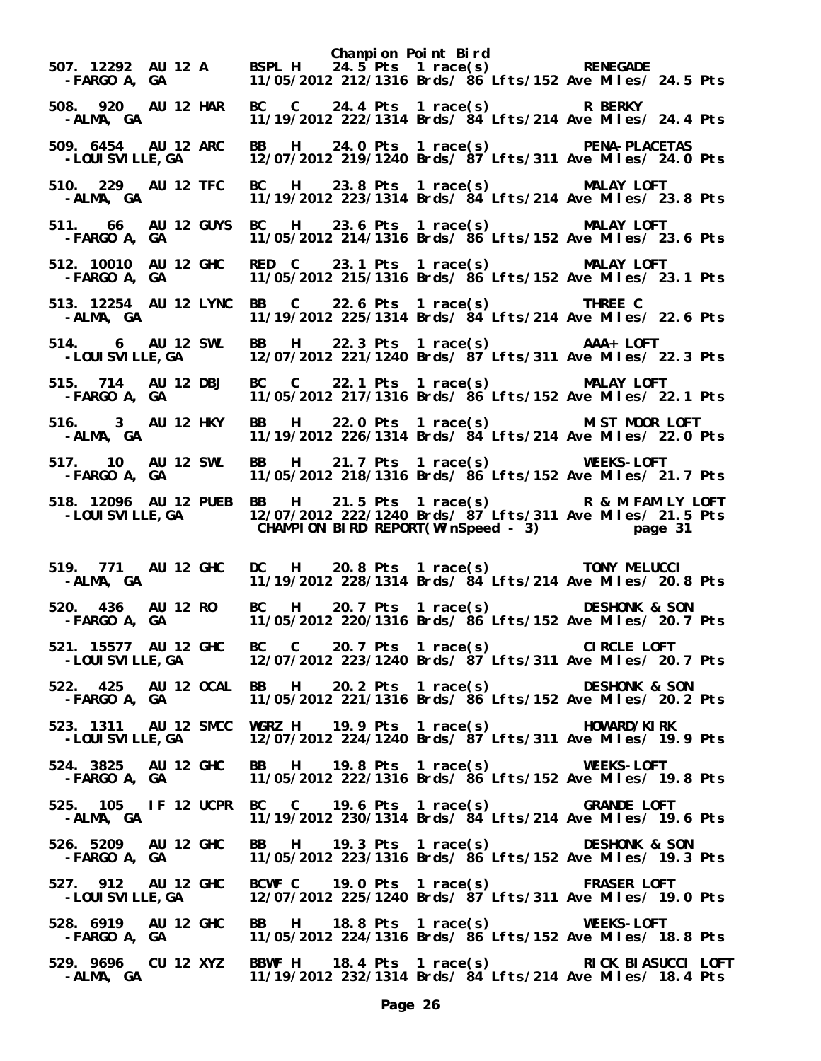# Champion Point Bird

```
507. 12292  AU 12 A     BSPL H   24.5 Pts  1 race(s)        RENEGADE
 -FARGO A, GA           11/05/2012 212/1316 Brds/ 86 Lfts/152 Ave Miles/ 24.5 Pts

508. 920    AU 12 HAR   BC   C   24.4 Pts  1 race(s)        R BERKY
 -ALMA, GA              11/19/2012 222/1314 Brds/ 84 Lfts/214 Ave Miles/ 24.4 Pts

509. 6454   AU 12 ARC   BB   H   24.0 Pts  1 race(s)        PENA-PLACETAS
 -LOUISVILLE,GA         12/07/2012 219/1240 Brds/ 87 Lfts/311 Ave Miles/ 24.0 Pts

510. 229    AU 12 TFC   BC   H   23.8 Pts  1 race(s)        MALAY LOFT
 -ALMA, GA              11/19/2012 223/1314 Brds/ 84 Lfts/214 Ave Miles/ 23.8 Pts

511. 66     AU 12 GUYS  BC   H   23.6 Pts  1 race(s)        MALAY LOFT
 -FARGO A, GA           11/05/2012 214/1316 Brds/ 86 Lfts/152 Ave Miles/ 23.6 Pts

512. 10010  AU 12 GHC   RED  C   23.1 Pts  1 race(s)        MALAY LOFT
 -FARGO A, GA           11/05/2012 215/1316 Brds/ 86 Lfts/152 Ave Miles/ 23.1 Pts

513. 12254  AU 12 LYNC  BB   C   22.6 Pts  1 race(s)        THREE C
 -ALMA, GA              11/19/2012 225/1314 Brds/ 84 Lfts/214 Ave Miles/ 22.6 Pts

514. 6      AU 12 SWL   BB   H   22.3 Pts  1 race(s)        AAA+ LOFT
 -LOUISVILLE,GA         12/07/2012 221/1240 Brds/ 87 Lfts/311 Ave Miles/ 22.3 Pts

515. 714    AU 12 DBJ   BC   C   22.1 Pts  1 race(s)        MALAY LOFT
 -FARGO A, GA           11/05/2012 217/1316 Brds/ 86 Lfts/152 Ave Miles/ 22.1 Pts

516. 3      AU 12 HKY   BB   H   22.0 Pts  1 race(s)        MIST MOOR LOFT
 -ALMA, GA              11/19/2012 226/1314 Brds/ 84 Lfts/214 Ave Miles/ 22.0 Pts

517. 10     AU 12 SWL   BB   H   21.7 Pts  1 race(s)        WEEKS-LOFT
 -FARGO A, GA           11/05/2012 218/1316 Brds/ 86 Lfts/152 Ave Miles/ 21.7 Pts

518. 12096  AU 12 PUEB  BB   H   21.5 Pts  1 race(s)        R & M FAMILY LOFT
 -LOUISVILLE,GA         12/07/2012 222/1240 Brds/ 87 Lfts/311 Ave Miles/ 21.5 Pts
                        CHAMPION BIRD REPORT(WinSpeed - 3)         page 31

519. 771    AU 12 GHC   DC   H   20.8 Pts  1 race(s)        TONY MELUCCI
 -ALMA, GA              11/19/2012 228/1314 Brds/ 84 Lfts/214 Ave Miles/ 20.8 Pts

520. 436    AU 12 RO    BC   H   20.7 Pts  1 race(s)        DESHONK & SON
 -FARGO A, GA           11/05/2012 220/1316 Brds/ 86 Lfts/152 Ave Miles/ 20.7 Pts

521. 15577  AU 12 GHC   BC   C   20.7 Pts  1 race(s)        CIRCLE LOFT
 -LOUISVILLE,GA         12/07/2012 223/1240 Brds/ 87 Lfts/311 Ave Miles/ 20.7 Pts

522. 425    AU 12 OCAL  BB   H   20.2 Pts  1 race(s)        DESHONK & SON
 -FARGO A, GA           11/05/2012 221/1316 Brds/ 86 Lfts/152 Ave Miles/ 20.2 Pts

523. 1311   AU 12 SMCC  WGRZ H   19.9 Pts  1 race(s)        HOWARD/KIRK
 -LOUISVILLE,GA         12/07/2012 224/1240 Brds/ 87 Lfts/311 Ave Miles/ 19.9 Pts

524. 3825   AU 12 GHC   BB   H   19.8 Pts  1 race(s)        WEEKS-LOFT
 -FARGO A, GA           11/05/2012 222/1316 Brds/ 86 Lfts/152 Ave Miles/ 19.8 Pts

525. 105    IF 12 UCPR  BC   C   19.6 Pts  1 race(s)        GRANDE LOFT
 -ALMA, GA              11/19/2012 230/1314 Brds/ 84 Lfts/214 Ave Miles/ 19.6 Pts

526. 5209   AU 12 GHC   BB   H   19.3 Pts  1 race(s)        DESHONK & SON
 -FARGO A, GA           11/05/2012 223/1316 Brds/ 86 Lfts/152 Ave Miles/ 19.3 Pts

527. 912    AU 12 GHC   BCWF C   19.0 Pts  1 race(s)        FRASER LOFT
 -LOUISVILLE,GA         12/07/2012 225/1240 Brds/ 87 Lfts/311 Ave Miles/ 19.0 Pts

528. 6919   AU 12 GHC   BB   H   18.8 Pts  1 race(s)        WEEKS-LOFT
 -FARGO A, GA           11/05/2012 224/1316 Brds/ 86 Lfts/152 Ave Miles/ 18.8 Pts

529. 9696   CU 12 XYZ   BBWF H   18.4 Pts  1 race(s)        RICK BIASUCCI LOFT
 -ALMA, GA              11/19/2012 232/1314 Brds/ 84 Lfts/214 Ave Miles/ 18.4 Pts
```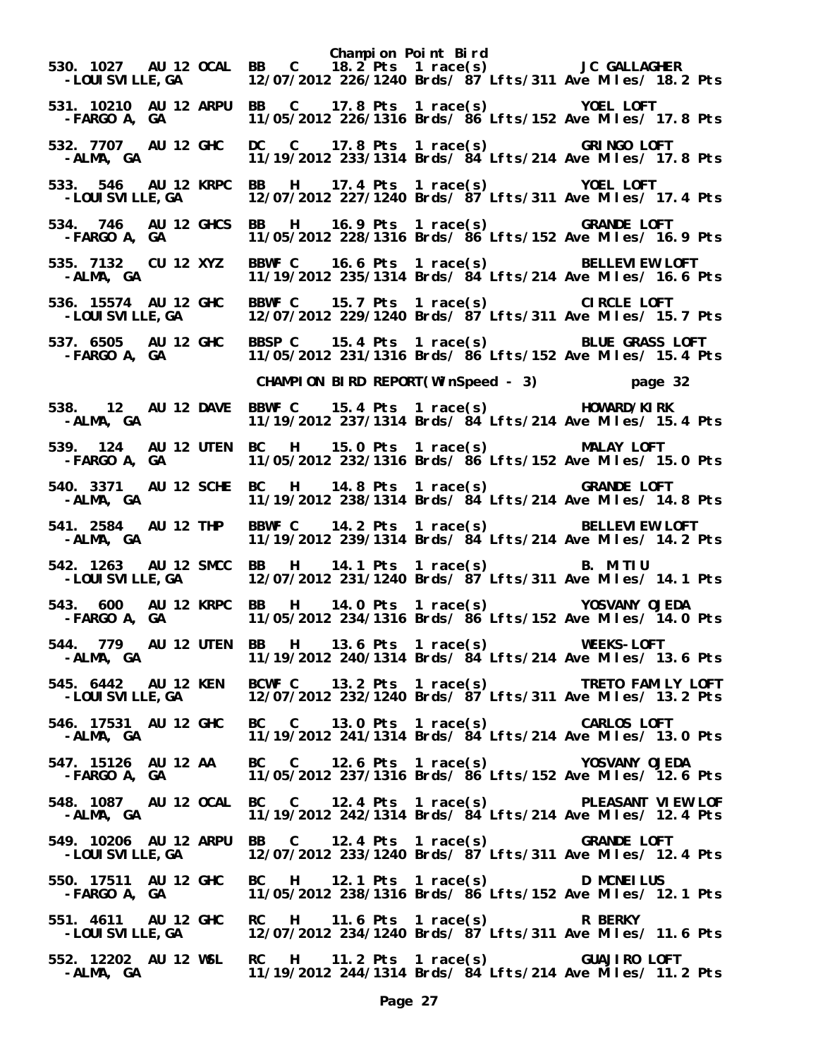Champion Point Bird

530. 1027 AU 12 OCAL BB C 18.2 Pts 1 race(s) JC GALLAGHER
-LOUISVILLE,GA 12/07/2012 226/1240 Brds/ 87 Lfts/311 Ave Miles/ 18.2 Pts

531. 10210 AU 12 ARPU BB C 17.8 Pts 1 race(s) YOEL LOFT
-FARGO A, GA 11/05/2012 226/1316 Brds/ 86 Lfts/152 Ave Miles/ 17.8 Pts

532. 7707 AU 12 GHC DC C 17.8 Pts 1 race(s) GRINGO LOFT
-ALMA, GA 11/19/2012 233/1314 Brds/ 84 Lfts/214 Ave Miles/ 17.8 Pts

533. 546 AU 12 KRPC BB H 17.4 Pts 1 race(s) YOEL LOFT
-LOUISVILLE,GA 12/07/2012 227/1240 Brds/ 87 Lfts/311 Ave Miles/ 17.4 Pts

534. 746 AU 12 GHCS BB H 16.9 Pts 1 race(s) GRANDE LOFT
-FARGO A, GA 11/05/2012 228/1316 Brds/ 86 Lfts/152 Ave Miles/ 16.9 Pts

535. 7132 CU 12 XYZ BBWF C 16.6 Pts 1 race(s) BELLEVIEW LOFT
-ALMA, GA 11/19/2012 235/1314 Brds/ 84 Lfts/214 Ave Miles/ 16.6 Pts

536. 15574 AU 12 GHC BBWF C 15.7 Pts 1 race(s) CIRCLE LOFT
-LOUISVILLE,GA 12/07/2012 229/1240 Brds/ 87 Lfts/311 Ave Miles/ 15.7 Pts

537. 6505 AU 12 GHC BBSP C 15.4 Pts 1 race(s) BLUE GRASS LOFT
-FARGO A, GA 11/05/2012 231/1316 Brds/ 86 Lfts/152 Ave Miles/ 15.4 Pts

CHAMPION BIRD REPORT(WinSpeed - 3) page 32

538. 12 AU 12 DAVE BBWF C 15.4 Pts 1 race(s) HOWARD/KIRK
-ALMA, GA 11/19/2012 237/1314 Brds/ 84 Lfts/214 Ave Miles/ 15.4 Pts

539. 124 AU 12 UTEN BC H 15.0 Pts 1 race(s) MALAY LOFT
-FARGO A, GA 11/05/2012 232/1316 Brds/ 86 Lfts/152 Ave Miles/ 15.0 Pts

540. 3371 AU 12 SCHE BC H 14.8 Pts 1 race(s) GRANDE LOFT
-ALMA, GA 11/19/2012 238/1314 Brds/ 84 Lfts/214 Ave Miles/ 14.8 Pts

541. 2584 AU 12 THP BBWF C 14.2 Pts 1 race(s) BELLEVIEW LOFT
-ALMA, GA 11/19/2012 239/1314 Brds/ 84 Lfts/214 Ave Miles/ 14.2 Pts

542. 1263 AU 12 SMCC BB H 14.1 Pts 1 race(s) B. MITIU
-LOUISVILLE,GA 12/07/2012 231/1240 Brds/ 87 Lfts/311 Ave Miles/ 14.1 Pts

543. 600 AU 12 KRPC BB H 14.0 Pts 1 race(s) YOSVANY OJEDA
-FARGO A, GA 11/05/2012 234/1316 Brds/ 86 Lfts/152 Ave Miles/ 14.0 Pts

544. 779 AU 12 UTEN BB H 13.6 Pts 1 race(s) WEEKS-LOFT
-ALMA, GA 11/19/2012 240/1314 Brds/ 84 Lfts/214 Ave Miles/ 13.6 Pts

545. 6442 AU 12 KEN BCWF C 13.2 Pts 1 race(s) TRETO FAMILY LOFT
-LOUISVILLE,GA 12/07/2012 232/1240 Brds/ 87 Lfts/311 Ave Miles/ 13.2 Pts

546. 17531 AU 12 GHC BC C 13.0 Pts 1 race(s) CARLOS LOFT
-ALMA, GA 11/19/2012 241/1314 Brds/ 84 Lfts/214 Ave Miles/ 13.0 Pts

547. 15126 AU 12 AA BC C 12.6 Pts 1 race(s) YOSVANY OJEDA
-FARGO A, GA 11/05/2012 237/1316 Brds/ 86 Lfts/152 Ave Miles/ 12.6 Pts

548. 1087 AU 12 OCAL BC C 12.4 Pts 1 race(s) PLEASANT VIEW LOF
-ALMA, GA 11/19/2012 242/1314 Brds/ 84 Lfts/214 Ave Miles/ 12.4 Pts

549. 10206 AU 12 ARPU BB C 12.4 Pts 1 race(s) GRANDE LOFT
-LOUISVILLE,GA 12/07/2012 233/1240 Brds/ 87 Lfts/311 Ave Miles/ 12.4 Pts

550. 17511 AU 12 GHC BC H 12.1 Pts 1 race(s) D MCNEILUS
-FARGO A, GA 11/05/2012 238/1316 Brds/ 86 Lfts/152 Ave Miles/ 12.1 Pts

551. 4611 AU 12 GHC RC H 11.6 Pts 1 race(s) R BERKY
-LOUISVILLE,GA 12/07/2012 234/1240 Brds/ 87 Lfts/311 Ave Miles/ 11.6 Pts

552. 12202 AU 12 WSL RC H 11.2 Pts 1 race(s) GUAJIRO LOFT
-ALMA, GA 11/19/2012 244/1314 Brds/ 84 Lfts/214 Ave Miles/ 11.2 Pts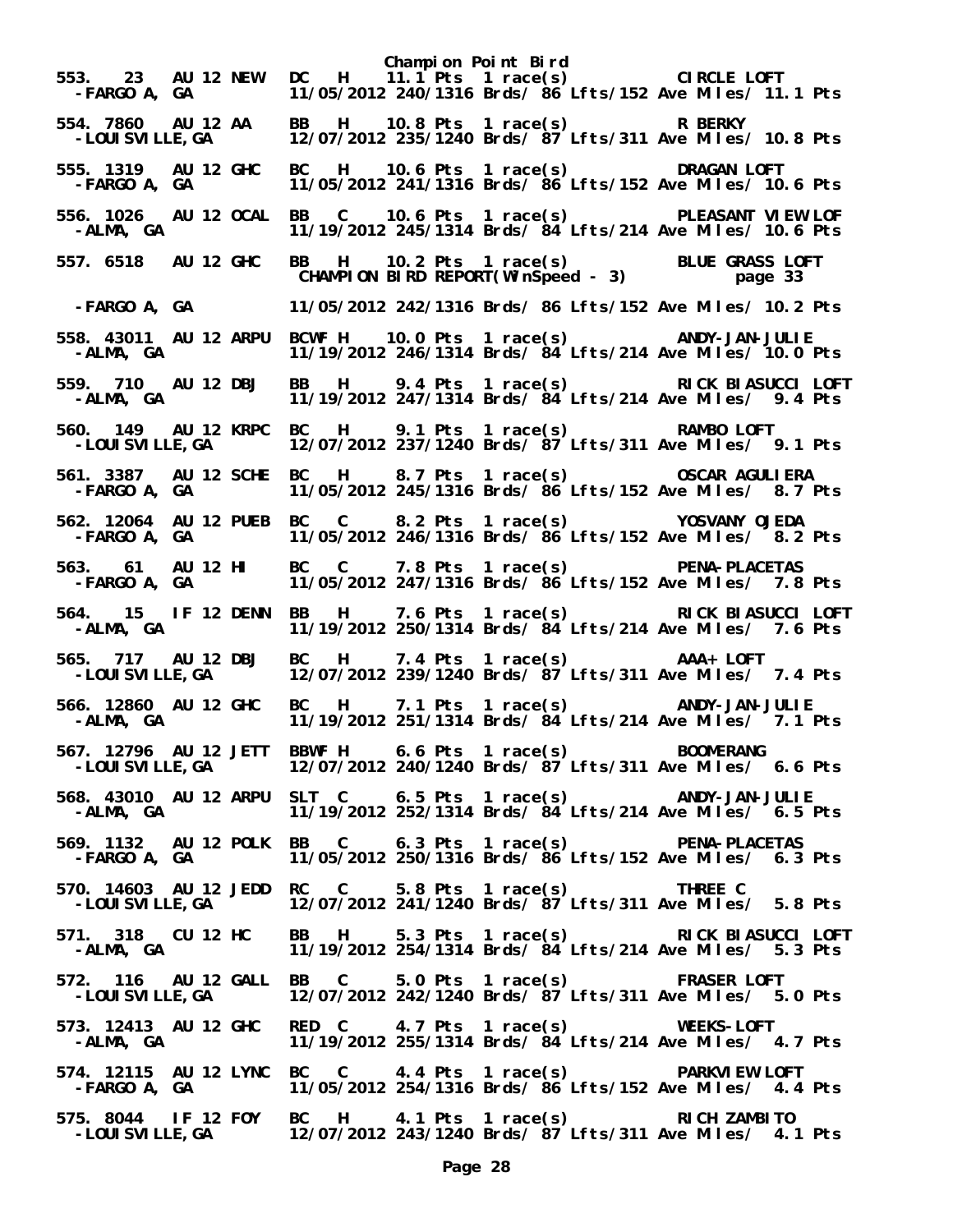# Champion Point Bird

```
553.   23  AU 12 NEW   DC   H    11.1 Pts  1 race(s)         CIRCLE LOFT
  -FARGO A, GA         11/05/2012 240/1316 Brds/ 86 Lfts/152 Ave Miles/ 11.1 Pts

554. 7860  AU 12 AA    BB   H    10.8 Pts  1 race(s)         R BERKY
  -LOUISVILLE,GA       12/07/2012 235/1240 Brds/ 87 Lfts/311 Ave Miles/ 10.8 Pts

555. 1319  AU 12 GHC   BC   H    10.6 Pts  1 race(s)         DRAGAN LOFT
  -FARGO A, GA         11/05/2012 241/1316 Brds/ 86 Lfts/152 Ave Miles/ 10.6 Pts

556. 1026  AU 12 OCAL  BB   C    10.6 Pts  1 race(s)         PLEASANT VIEW LOF
  -ALMA, GA            11/19/2012 245/1314 Brds/ 84 Lfts/214 Ave Miles/ 10.6 Pts

557. 6518  AU 12 GHC   BB   H    10.2 Pts  1 race(s)         BLUE GRASS LOFT
                       CHAMPION BIRD REPORT(WinSpeed - 3)          page 33

  -FARGO A, GA         11/05/2012 242/1316 Brds/ 86 Lfts/152 Ave Miles/ 10.2 Pts

558. 43011 AU 12 ARPU  BCWF H    10.0 Pts  1 race(s)         ANDY-JAN-JULIE
  -ALMA, GA            11/19/2012 246/1314 Brds/ 84 Lfts/214 Ave Miles/ 10.0 Pts

559.  710  AU 12 DBJ   BB   H     9.4 Pts  1 race(s)         RICK BIASUCCI LOFT
  -ALMA, GA            11/19/2012 247/1314 Brds/ 84 Lfts/214 Ave Miles/  9.4 Pts

560.  149  AU 12 KRPC  BC   H     9.1 Pts  1 race(s)         RAMBO LOFT
  -LOUISVILLE,GA       12/07/2012 237/1240 Brds/ 87 Lfts/311 Ave Miles/  9.1 Pts

561. 3387  AU 12 SCHE  BC   H     8.7 Pts  1 race(s)         OSCAR AGULIERA
  -FARGO A, GA         11/05/2012 245/1316 Brds/ 86 Lfts/152 Ave Miles/  8.7 Pts

562. 12064 AU 12 PUEB  BC   C     8.2 Pts  1 race(s)         YOSVANY OJEDA
  -FARGO A, GA         11/05/2012 246/1316 Brds/ 86 Lfts/152 Ave Miles/  8.2 Pts

563.   61  AU 12 HI    BC   C     7.8 Pts  1 race(s)         PENA-PLACETAS
  -FARGO A, GA         11/05/2012 247/1316 Brds/ 86 Lfts/152 Ave Miles/  7.8 Pts

564.   15  IF 12 DENN  BB   H     7.6 Pts  1 race(s)         RICK BIASUCCI LOFT
  -ALMA, GA            11/19/2012 250/1314 Brds/ 84 Lfts/214 Ave Miles/  7.6 Pts

565.  717  AU 12 DBJ   BC   H     7.4 Pts  1 race(s)         AAA+ LOFT
  -LOUISVILLE,GA       12/07/2012 239/1240 Brds/ 87 Lfts/311 Ave Miles/  7.4 Pts

566. 12860 AU 12 GHC   BC   H     7.1 Pts  1 race(s)         ANDY-JAN-JULIE
  -ALMA, GA            11/19/2012 251/1314 Brds/ 84 Lfts/214 Ave Miles/  7.1 Pts

567. 12796 AU 12 JETT  BBWF H     6.6 Pts  1 race(s)         BOOMERANG
  -LOUISVILLE,GA       12/07/2012 240/1240 Brds/ 87 Lfts/311 Ave Miles/  6.6 Pts

568. 43010 AU 12 ARPU  SLT  C     6.5 Pts  1 race(s)         ANDY-JAN-JULIE
  -ALMA, GA            11/19/2012 252/1314 Brds/ 84 Lfts/214 Ave Miles/  6.5 Pts

569. 1132  AU 12 POLK  BB   C     6.3 Pts  1 race(s)         PENA-PLACETAS
  -FARGO A, GA         11/05/2012 250/1316 Brds/ 86 Lfts/152 Ave Miles/  6.3 Pts

570. 14603 AU 12 JEDD  RC   C     5.8 Pts  1 race(s)         THREE C
  -LOUISVILLE,GA       12/07/2012 241/1240 Brds/ 87 Lfts/311 Ave Miles/  5.8 Pts

571.  318  CU 12 HC    BB   H     5.3 Pts  1 race(s)         RICK BIASUCCI LOFT
  -ALMA, GA            11/19/2012 254/1314 Brds/ 84 Lfts/214 Ave Miles/  5.3 Pts

572.  116  AU 12 GALL  BB   C     5.0 Pts  1 race(s)         FRASER LOFT
  -LOUISVILLE,GA       12/07/2012 242/1240 Brds/ 87 Lfts/311 Ave Miles/  5.0 Pts

573. 12413 AU 12 GHC   RED  C     4.7 Pts  1 race(s)         WEEKS-LOFT
  -ALMA, GA            11/19/2012 255/1314 Brds/ 84 Lfts/214 Ave Miles/  4.7 Pts

574. 12115 AU 12 LYNC  BC   C     4.4 Pts  1 race(s)         PARKVIEW LOFT
  -FARGO A, GA         11/05/2012 254/1316 Brds/ 86 Lfts/152 Ave Miles/  4.4 Pts

575. 8044  IF 12 FOY   BC   H     4.1 Pts  1 race(s)         RICH ZAMBITO
  -LOUISVILLE,GA       12/07/2012 243/1240 Brds/ 87 Lfts/311 Ave Miles/  4.1 Pts
```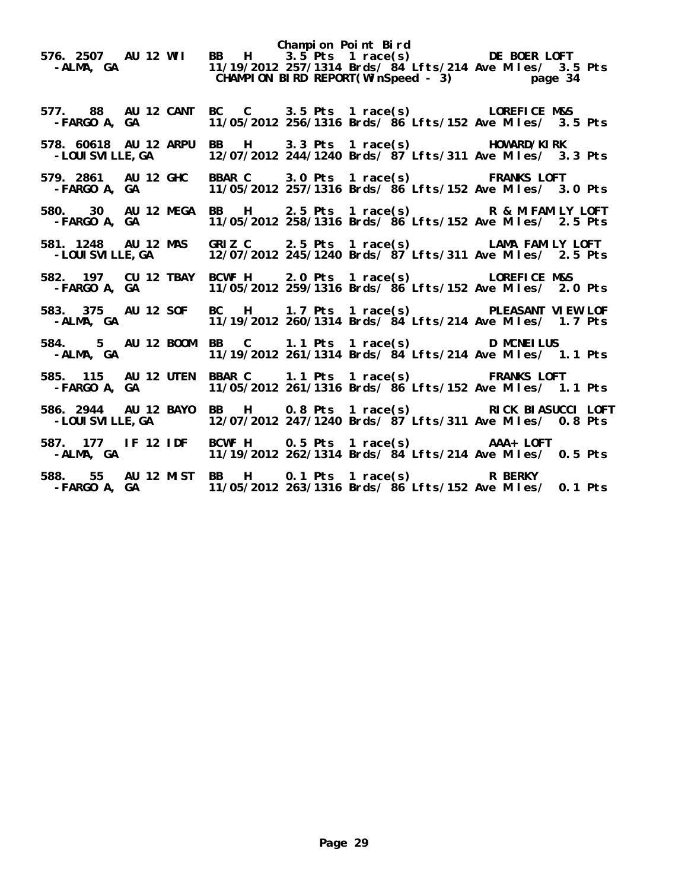**Champion Point Bird**

**576. 2507 AU 12 WII BB H 3.5 Pts 1 race(s) DE BOER LOFT**
**-ALMA, GA 11/19/2012 257/1314 Brds/ 84 Lfts/214 Ave Miles/ 3.5 Pts**

**CHAMPION BIRD REPORT(WinSpeed - 3) page 34**

**577. 88 AU 12 CANT BC C 3.5 Pts 1 race(s) LOREFICE M&S**
**-FARGO A, GA 11/05/2012 256/1316 Brds/ 86 Lfts/152 Ave Miles/ 3.5 Pts**

**578. 60618 AU 12 ARPU BB H 3.3 Pts 1 race(s) HOWARD/KIRK**
**-LOUISVILLE,GA 12/07/2012 244/1240 Brds/ 87 Lfts/311 Ave Miles/ 3.3 Pts**

**579. 2861 AU 12 GHC BBAR C 3.0 Pts 1 race(s) FRANKS LOFT**
**-FARGO A, GA 11/05/2012 257/1316 Brds/ 86 Lfts/152 Ave Miles/ 3.0 Pts**

**580. 30 AU 12 MEGA BB H 2.5 Pts 1 race(s) R & M FAMILY LOFT**
**-FARGO A, GA 11/05/2012 258/1316 Brds/ 86 Lfts/152 Ave Miles/ 2.5 Pts**

**581. 1248 AU 12 MAS GRIZ C 2.5 Pts 1 race(s) LAMA FAMILY LOFT**
**-LOUISVILLE,GA 12/07/2012 245/1240 Brds/ 87 Lfts/311 Ave Miles/ 2.5 Pts**

**582. 197 CU 12 TBAY BCWF H 2.0 Pts 1 race(s) LOREFICE M&S**
**-FARGO A, GA 11/05/2012 259/1316 Brds/ 86 Lfts/152 Ave Miles/ 2.0 Pts**

**583. 375 AU 12 SOF BC H 1.7 Pts 1 race(s) PLEASANT VIEW LOF**
**-ALMA, GA 11/19/2012 260/1314 Brds/ 84 Lfts/214 Ave Miles/ 1.7 Pts**

**584. 5 AU 12 BOOM BB C 1.1 Pts 1 race(s) D MCNEILUS**
**-ALMA, GA 11/19/2012 261/1314 Brds/ 84 Lfts/214 Ave Miles/ 1.1 Pts**

**585. 115 AU 12 UTEN BBAR C 1.1 Pts 1 race(s) FRANKS LOFT**
**-FARGO A, GA 11/05/2012 261/1316 Brds/ 86 Lfts/152 Ave Miles/ 1.1 Pts**

**586. 2944 AU 12 BAYO BB H 0.8 Pts 1 race(s) RICK BIASUCCI LOFT**
**-LOUISVILLE,GA 12/07/2012 247/1240 Brds/ 87 Lfts/311 Ave Miles/ 0.8 Pts**

**587. 177 IF 12 IDF BCWF H 0.5 Pts 1 race(s) AAA+ LOFT**
**-ALMA, GA 11/19/2012 262/1314 Brds/ 84 Lfts/214 Ave Miles/ 0.5 Pts**

**588. 55 AU 12 MIST BB H 0.1 Pts 1 race(s) R BERKY**
**-FARGO A, GA 11/05/2012 263/1316 Brds/ 86 Lfts/152 Ave Miles/ 0.1 Pts**